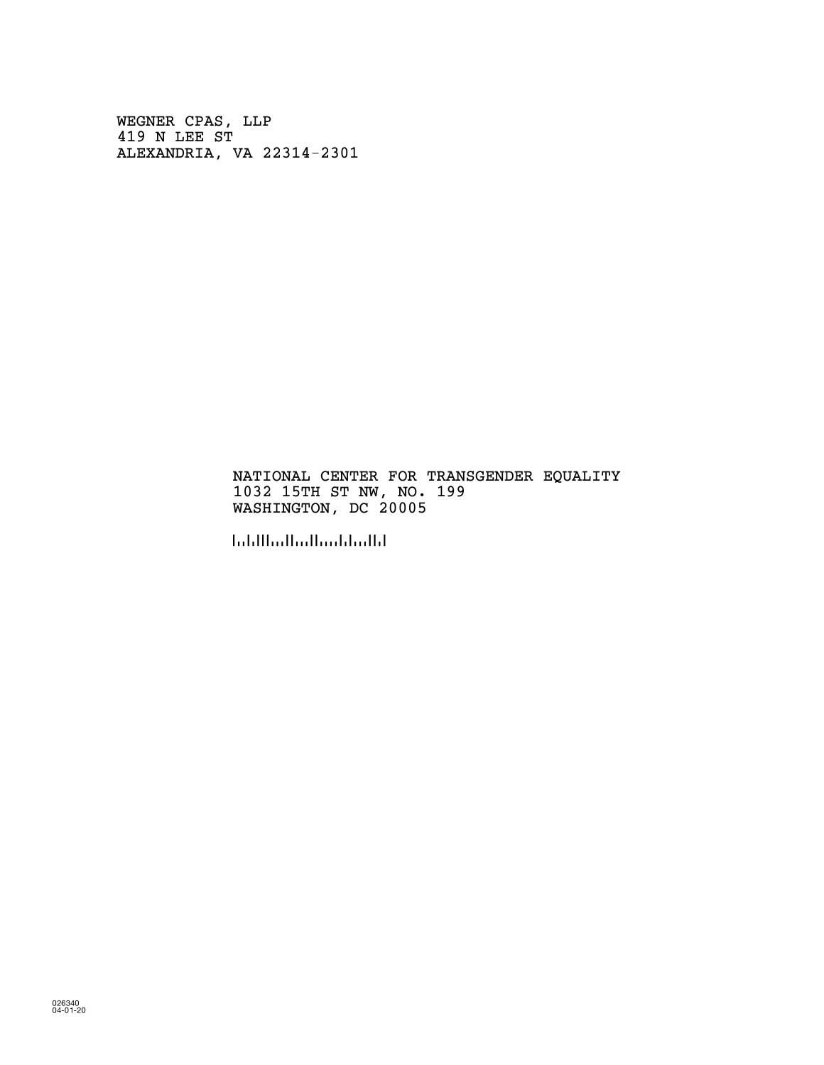WEGNER CPAS, LLP
419 N LEE ST
ALEXANDRIA, VA 22314-2301

NATIONAL CENTER FOR TRANSGENDER EQUALITY
1032 15TH ST NW, NO. 199
WASHINGTON, DC 20005

026340
04-01-20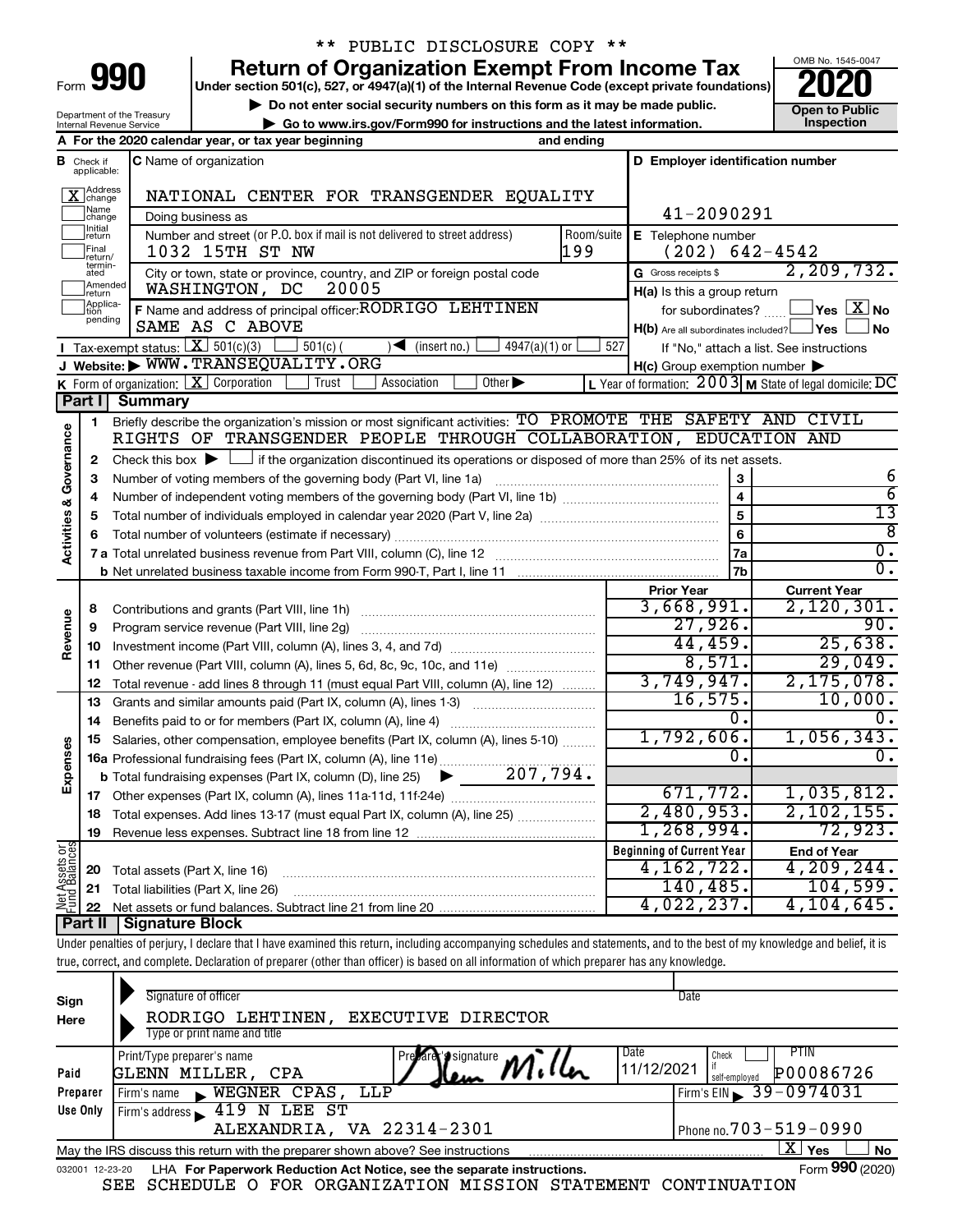\*\* PUBLIC DISCLOSURE COPY \*\*

# Form 990 — Return of Organization Exempt From Income Tax (2020)

Under section 501(c), 527, or 4947(a)(1) of the Internal Revenue Code (except private foundations)

▶ Do not enter social security numbers on this form as it may be made public.

▶ Go to www.irs.gov/Form990 for instructions and the latest information.

Department of the Treasury, Internal Revenue Service. OMB No. 1545-0047. Open to Public Inspection.

**A** For the 2020 calendar year, or tax year beginning and ending

**B** Check if applicable: [X] Address change; [ ] Name change; [ ] Initial return; [ ] Final return/terminated; [ ] Amended return; [ ] Application pending

**C** Name of organization: NATIONAL CENTER FOR TRANSGENDER EQUALITY

Doing business as

Number and street (or P.O. box if mail is not delivered to street address): 1032 15TH ST NW — Room/suite: 199

City or town, state or province, country, and ZIP or foreign postal code: WASHINGTON, DC 20005

**D** Employer identification number: 41-2090291

**E** Telephone number: (202) 642-4542

**G** Gross receipts $ 2,209,732.

**F** Name and address of principal officer: RODRIGO LEHTINEN, SAME AS C ABOVE

**H(a)** Is this a group return for subordinates? [ ] Yes [X] No

**H(b)** Are all subordinates included? [ ] Yes [ ] No — If "No," attach a list. See instructions

**H(c)** Group exemption number ▶

**I** Tax-exempt status: [X] 501(c)(3) [ ] 501(c) ( ) ◀ (insert no.) [ ] 4947(a)(1) or [ ] 527

**J** Website: ▶ WWW.TRANSEQUALITY.ORG

**K** Form of organization: [X] Corporation [ ] Trust [ ] Association [ ] Other ▶

**L** Year of formation: 2003 **M** State of legal domicile: DC

## Part I Summary

**Activities & Governance**

1. Briefly describe the organization's mission or most significant activities: TO PROMOTE THE SAFETY AND CIVIL RIGHTS OF TRANSGENDER PEOPLE THROUGH COLLABORATION, EDUCATION AND
2. Check this box ▶ [ ] if the organization discontinued its operations or disposed of more than 25% of its net assets.

| Line | Description | | Value |
|---|---|---|---|
| 3 | Number of voting members of the governing body (Part VI, line 1a) | 3 | 6 |
| 4 | Number of independent voting members of the governing body (Part VI, line 1b) | 4 | 6 |
| 5 | Total number of individuals employed in calendar year 2020 (Part V, line 2a) | 5 | 13 |
| 6 | Total number of volunteers (estimate if necessary) | 6 | 8 |
| 7a | Total unrelated business revenue from Part VIII, column (C), line 12 | 7a | 0. |
| 7b | Net unrelated business taxable income from Form 990-T, Part I, line 11 | 7b | 0. |

| Line | Description | Prior Year | Current Year |
|---|---|---|---|
| **Revenue** | | | |
| 8 | Contributions and grants (Part VIII, line 1h) | 3,668,991. | 2,120,301. |
| 9 | Program service revenue (Part VIII, line 2g) | 27,926. | 90. |
| 10 | Investment income (Part VIII, column (A), lines 3, 4, and 7d) | 44,459. | 25,638. |
| 11 | Other revenue (Part VIII, column (A), lines 5, 6d, 8c, 9c, 10c, and 11e) | 8,571. | 29,049. |
| 12 | Total revenue - add lines 8 through 11 (must equal Part VIII, column (A), line 12) | 3,749,947. | 2,175,078. |
| **Expenses** | | | |
| 13 | Grants and similar amounts paid (Part IX, column (A), lines 1-3) | 16,575. | 10,000. |
| 14 | Benefits paid to or for members (Part IX, column (A), line 4) | 0. | 0. |
| 15 | Salaries, other compensation, employee benefits (Part IX, column (A), lines 5-10) | 1,792,606. | 1,056,343. |
| 16a | Professional fundraising fees (Part IX, column (A), line 11e) | 0. | 0. |
| b | Total fundraising expenses (Part IX, column (D), line 25) ▶ 207,794. | | |
| 17 | Other expenses (Part IX, column (A), lines 11a-11d, 11f-24e) | 671,772. | 1,035,812. |
| 18 | Total expenses. Add lines 13-17 (must equal Part IX, column (A), line 25) | 2,480,953. | 2,102,155. |
| 19 | Revenue less expenses. Subtract line 18 from line 12 | 1,268,994. | 72,923. |

| Line | Net Assets or Fund Balances | Beginning of Current Year | End of Year |
|---|---|---|---|
| 20 | Total assets (Part X, line 16) | 4,162,722. | 4,209,244. |
| 21 | Total liabilities (Part X, line 26) | 140,485. | 104,599. |
| 22 | Net assets or fund balances. Subtract line 21 from line 20 | 4,022,237. | 4,104,645. |

## Part II Signature Block

Under penalties of perjury, I declare that I have examined this return, including accompanying schedules and statements, and to the best of my knowledge and belief, it is true, correct, and complete. Declaration of preparer (other than officer) is based on all information of which preparer has any knowledge.

**Sign Here**

Signature of officer — Date

RODRIGO LEHTINEN, EXECUTIVE DIRECTOR

Type or print name and title

**Paid Preparer Use Only**

| Print/Type preparer's name | Preparer's signature | Date | Check if self-employed | PTIN |
|---|---|---|---|---|
| GLENN MILLER, CPA | Glenn Miller | 11/12/2021 | [ ] | P00086726 |

Firm's name ▶ WEGNER CPAS, LLP — Firm's EIN ▶ 39-0974031

Firm's address ▶ 419 N LEE ST, ALEXANDRIA, VA 22314-2301 — Phone no. 703-519-0990

May the IRS discuss this return with the preparer shown above? See instructions [X] Yes [ ] No

032001 12-23-20 LHA For Paperwork Reduction Act Notice, see the separate instructions. Form 990 (2020)

SEE SCHEDULE O FOR ORGANIZATION MISSION STATEMENT CONTINUATION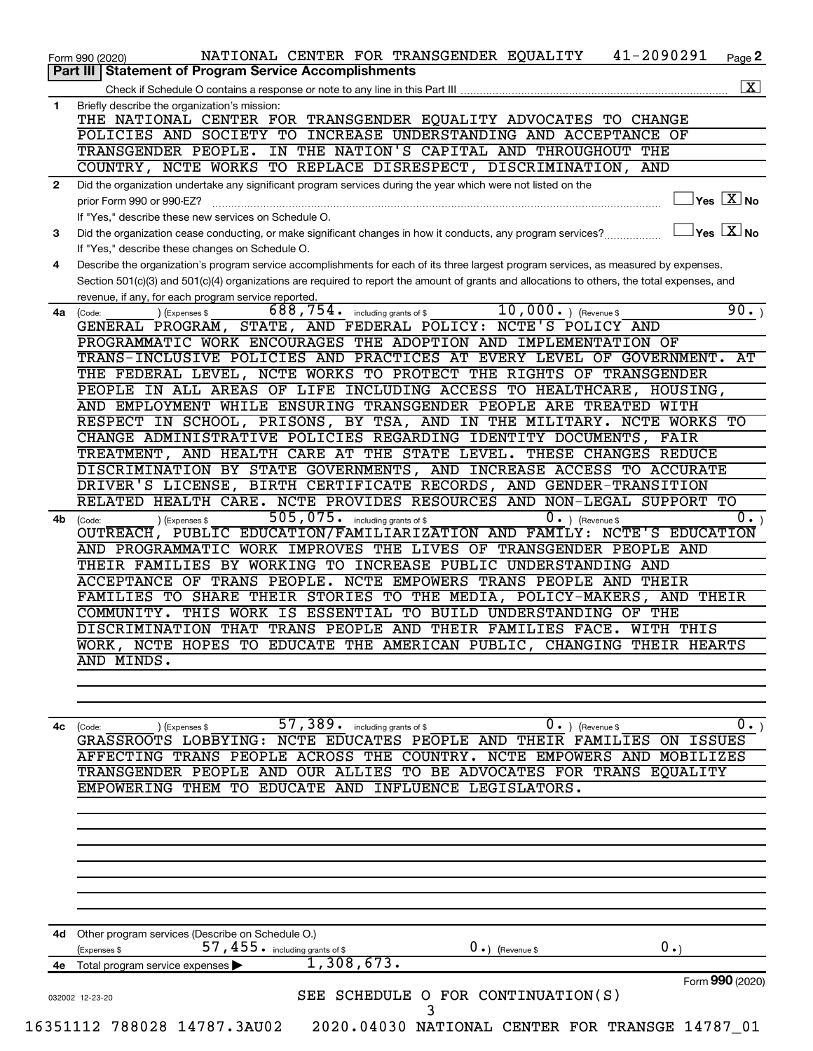Form 990 (2020) NATIONAL CENTER FOR TRANSGENDER EQUALITY 41-2090291 Page 2

## Part III | Statement of Program Service Accomplishments

Check if Schedule O contains a response or note to any line in this Part III .......... [X]

**1** Briefly describe the organization's mission:

THE NATIONAL CENTER FOR TRANSGENDER EQUALITY ADVOCATES TO CHANGE POLICIES AND SOCIETY TO INCREASE UNDERSTANDING AND ACCEPTANCE OF TRANSGENDER PEOPLE. IN THE NATION'S CAPITAL AND THROUGHOUT THE COUNTRY, NCTE WORKS TO REPLACE DISRESPECT, DISCRIMINATION, AND

**2** Did the organization undertake any significant program services during the year which were not listed on the prior Form 990 or 990-EZ? .......... [ ] Yes [X] No

If "Yes," describe these new services on Schedule O.

**3** Did the organization cease conducting, or make significant changes in how it conducts, any program services? .......... [ ] Yes [X] No

If "Yes," describe these changes on Schedule O.

**4** Describe the organization's program service accomplishments for each of its three largest program services, as measured by expenses. Section 501(c)(3) and 501(c)(4) organizations are required to report the amount of grants and allocations to others, the total expenses, and revenue, if any, for each program service reported.

**4a** (Code: ) (Expenses $ 688,754. including grants of $ 10,000. ) (Revenue $ 90. )

GENERAL PROGRAM, STATE, AND FEDERAL POLICY: NCTE'S POLICY AND PROGRAMMATIC WORK ENCOURAGES THE ADOPTION AND IMPLEMENTATION OF TRANS-INCLUSIVE POLICIES AND PRACTICES AT EVERY LEVEL OF GOVERNMENT. AT THE FEDERAL LEVEL, NCTE WORKS TO PROTECT THE RIGHTS OF TRANSGENDER PEOPLE IN ALL AREAS OF LIFE INCLUDING ACCESS TO HEALTHCARE, HOUSING, AND EMPLOYMENT WHILE ENSURING TRANSGENDER PEOPLE ARE TREATED WITH RESPECT IN SCHOOL, PRISONS, BY TSA, AND IN THE MILITARY. NCTE WORKS TO CHANGE ADMINISTRATIVE POLICIES REGARDING IDENTITY DOCUMENTS, FAIR TREATMENT, AND HEALTH CARE AT THE STATE LEVEL. THESE CHANGES REDUCE DISCRIMINATION BY STATE GOVERNMENTS, AND INCREASE ACCESS TO ACCURATE DRIVER'S LICENSE, BIRTH CERTIFICATE RECORDS, AND GENDER-TRANSITION RELATED HEALTH CARE. NCTE PROVIDES RESOURCES AND NON-LEGAL SUPPORT TO

**4b** (Code: ) (Expenses $ 505,075. including grants of $ 0. ) (Revenue $ 0. )

OUTREACH, PUBLIC EDUCATION/FAMILIARIZATION AND FAMILY: NCTE'S EDUCATION AND PROGRAMMATIC WORK IMPROVES THE LIVES OF TRANSGENDER PEOPLE AND THEIR FAMILIES BY WORKING TO INCREASE PUBLIC UNDERSTANDING AND ACCEPTANCE OF TRANS PEOPLE. NCTE EMPOWERS TRANS PEOPLE AND THEIR FAMILIES TO SHARE THEIR STORIES TO THE MEDIA, POLICY-MAKERS, AND THEIR COMMUNITY. THIS WORK IS ESSENTIAL TO BUILD UNDERSTANDING OF THE DISCRIMINATION THAT TRANS PEOPLE AND THEIR FAMILIES FACE. WITH THIS WORK, NCTE HOPES TO EDUCATE THE AMERICAN PUBLIC, CHANGING THEIR HEARTS AND MINDS.

**4c** (Code: ) (Expenses $ 57,389. including grants of $ 0. ) (Revenue $ 0. )

GRASSROOTS LOBBYING: NCTE EDUCATES PEOPLE AND THEIR FAMILIES ON ISSUES AFFECTING TRANS PEOPLE ACROSS THE COUNTRY. NCTE EMPOWERS AND MOBILIZES TRANSGENDER PEOPLE AND OUR ALLIES TO BE ADVOCATES FOR TRANS EQUALITY EMPOWERING THEM TO EDUCATE AND INFLUENCE LEGISLATORS.

**4d** Other program services (Describe on Schedule O.)

(Expenses $ 57,455. including grants of $ 0. ) (Revenue $ 0. )

**4e** Total program service expenses ▶ 1,308,673.

SEE SCHEDULE O FOR CONTINUATION(S)

Form 990 (2020)

032002 12-23-20

16351112 788028 14787.3AU02 2020.04030 NATIONAL CENTER FOR TRANSGE 14787_01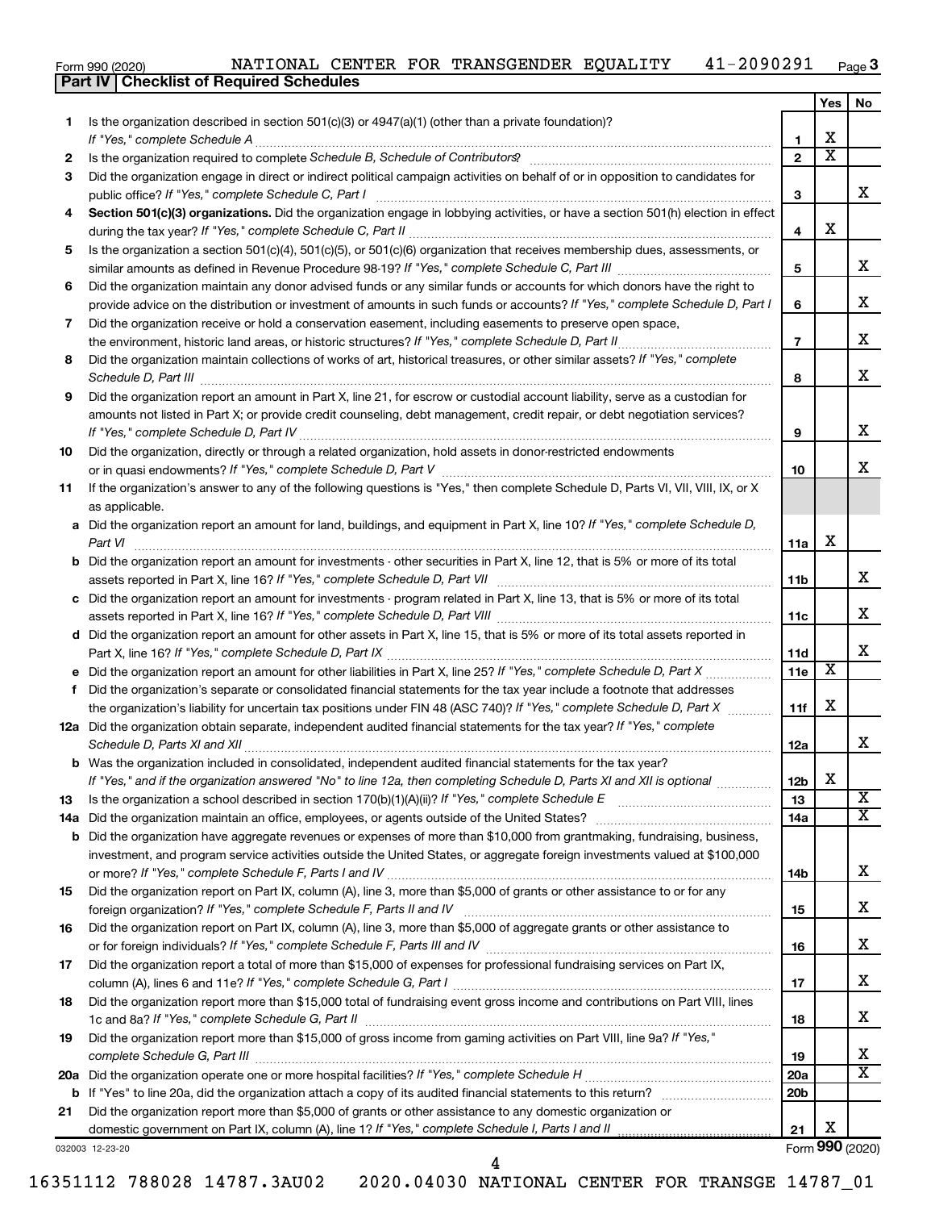Form 990 (2020) NATIONAL CENTER FOR TRANSGENDER EQUALITY 41-2090291 Page 3

## Part IV Checklist of Required Schedules

| | | | Yes | No |
|---|---|---|---|---|
| 1 | Is the organization described in section 501(c)(3) or 4947(a)(1) (other than a private foundation)? *If "Yes," complete Schedule A* | 1 | X | |
| 2 | Is the organization required to complete *Schedule B, Schedule of Contributors*? | 2 | X | |
| 3 | Did the organization engage in direct or indirect political campaign activities on behalf of or in opposition to candidates for public office? *If "Yes," complete Schedule C, Part I* | 3 | | X |
| 4 | **Section 501(c)(3) organizations.** Did the organization engage in lobbying activities, or have a section 501(h) election in effect during the tax year? *If "Yes," complete Schedule C, Part II* | 4 | X | |
| 5 | Is the organization a section 501(c)(4), 501(c)(5), or 501(c)(6) organization that receives membership dues, assessments, or similar amounts as defined in Revenue Procedure 98-19? *If "Yes," complete Schedule C, Part III* | 5 | | X |
| 6 | Did the organization maintain any donor advised funds or any similar funds or accounts for which donors have the right to provide advice on the distribution or investment of amounts in such funds or accounts? *If "Yes," complete Schedule D, Part I* | 6 | | X |
| 7 | Did the organization receive or hold a conservation easement, including easements to preserve open space, the environment, historic land areas, or historic structures? *If "Yes," complete Schedule D, Part II* | 7 | | X |
| 8 | Did the organization maintain collections of works of art, historical treasures, or other similar assets? *If "Yes," complete Schedule D, Part III* | 8 | | X |
| 9 | Did the organization report an amount in Part X, line 21, for escrow or custodial account liability, serve as a custodian for amounts not listed in Part X; or provide credit counseling, debt management, credit repair, or debt negotiation services? *If "Yes," complete Schedule D, Part IV* | 9 | | X |
| 10 | Did the organization, directly or through a related organization, hold assets in donor-restricted endowments or in quasi endowments? *If "Yes," complete Schedule D, Part V* | 10 | | X |
| 11 | If the organization's answer to any of the following questions is "Yes," then complete Schedule D, Parts VI, VII, VIII, IX, or X as applicable. | | | |
| a | Did the organization report an amount for land, buildings, and equipment in Part X, line 10? *If "Yes," complete Schedule D, Part VI* | 11a | X | |
| b | Did the organization report an amount for investments - other securities in Part X, line 12, that is 5% or more of its total assets reported in Part X, line 16? *If "Yes," complete Schedule D, Part VII* | 11b | | X |
| c | Did the organization report an amount for investments - program related in Part X, line 13, that is 5% or more of its total assets reported in Part X, line 16? *If "Yes," complete Schedule D, Part VIII* | 11c | | X |
| d | Did the organization report an amount for other assets in Part X, line 15, that is 5% or more of its total assets reported in Part X, line 16? *If "Yes," complete Schedule D, Part IX* | 11d | | X |
| e | Did the organization report an amount for other liabilities in Part X, line 25? *If "Yes," complete Schedule D, Part X* | 11e | X | |
| f | Did the organization's separate or consolidated financial statements for the tax year include a footnote that addresses the organization's liability for uncertain tax positions under FIN 48 (ASC 740)? *If "Yes," complete Schedule D, Part X* | 11f | X | |
| 12a | Did the organization obtain separate, independent audited financial statements for the tax year? *If "Yes," complete Schedule D, Parts XI and XII* | 12a | | X |
| b | Was the organization included in consolidated, independent audited financial statements for the tax year? *If "Yes," and if the organization answered "No" to line 12a, then completing Schedule D, Parts XI and XII is optional* | 12b | X | |
| 13 | Is the organization a school described in section 170(b)(1)(A)(ii)? *If "Yes," complete Schedule E* | 13 | | X |
| 14a | Did the organization maintain an office, employees, or agents outside of the United States? | 14a | | X |
| b | Did the organization have aggregate revenues or expenses of more than $10,000 from grantmaking, fundraising, business, investment, and program service activities outside the United States, or aggregate foreign investments valued at $100,000 or more? *If "Yes," complete Schedule F, Parts I and IV* | 14b | | X |
| 15 | Did the organization report on Part IX, column (A), line 3, more than $5,000 of grants or other assistance to or for any foreign organization? *If "Yes," complete Schedule F, Parts II and IV* | 15 | | X |
| 16 | Did the organization report on Part IX, column (A), line 3, more than $5,000 of aggregate grants or other assistance to or for foreign individuals? *If "Yes," complete Schedule F, Parts III and IV* | 16 | | X |
| 17 | Did the organization report a total of more than $15,000 of expenses for professional fundraising services on Part IX, column (A), lines 6 and 11e? *If "Yes," complete Schedule G, Part I* | 17 | | X |
| 18 | Did the organization report more than $15,000 total of fundraising event gross income and contributions on Part VIII, lines 1c and 8a? *If "Yes," complete Schedule G, Part II* | 18 | | X |
| 19 | Did the organization report more than $15,000 of gross income from gaming activities on Part VIII, line 9a? *If "Yes," complete Schedule G, Part III* | 19 | | X |
| 20a | Did the organization operate one or more hospital facilities? *If "Yes," complete Schedule H* | 20a | | X |
| b | If "Yes" to line 20a, did the organization attach a copy of its audited financial statements to this return? | 20b | | |
| 21 | Did the organization report more than $5,000 of grants or other assistance to any domestic organization or domestic government on Part IX, column (A), line 1? *If "Yes," complete Schedule I, Parts I and II* | 21 | X | |

032003 12-23-20 Form **990** (2020)

16351112 788028 14787.3AU02 2020.04030 NATIONAL CENTER FOR TRANSGE 14787_01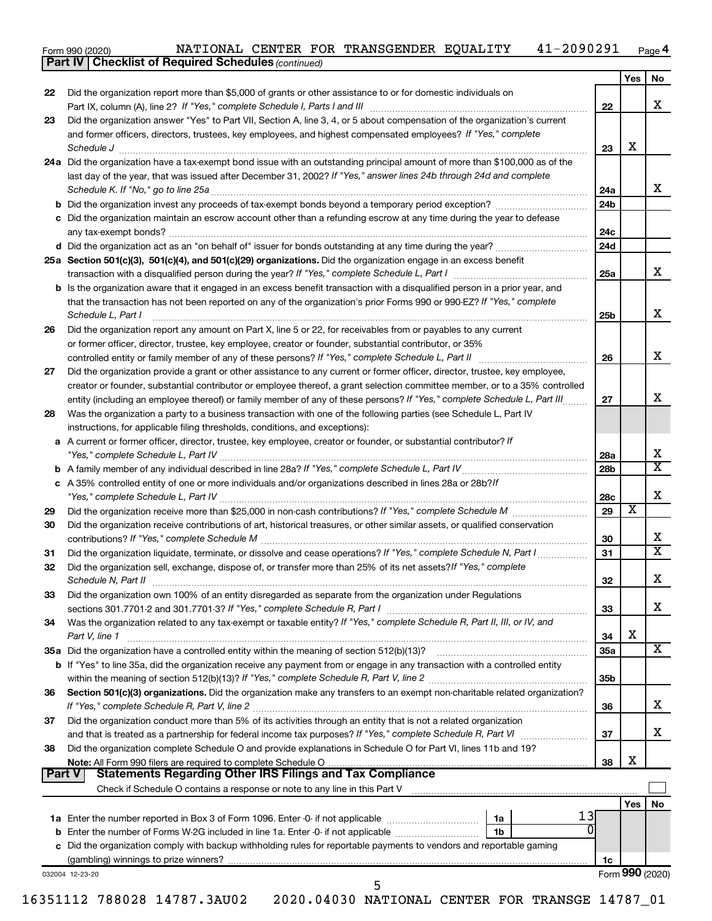Form 990 (2020) NATIONAL CENTER FOR TRANSGENDER EQUALITY 41-2090291 Page 4

**Part IV | Checklist of Required Schedules** *(continued)*

| | | | Yes | No |
|---|---|---|---|---|
| 22 | Did the organization report more than $5,000 of grants or other assistance to or for domestic individuals on Part IX, column (A), line 2? *If "Yes," complete Schedule I, Parts I and III* | 22 | | X |
| 23 | Did the organization answer "Yes" to Part VII, Section A, line 3, 4, or 5 about compensation of the organization's current and former officers, directors, trustees, key employees, and highest compensated employees? *If "Yes," complete Schedule J* | 23 | X | |
| 24a | Did the organization have a tax-exempt bond issue with an outstanding principal amount of more than $100,000 as of the last day of the year, that was issued after December 31, 2002? *If "Yes," answer lines 24b through 24d and complete Schedule K. If "No," go to line 25a* | 24a | | X |
| b | Did the organization invest any proceeds of tax-exempt bonds beyond a temporary period exception? | 24b | | |
| c | Did the organization maintain an escrow account other than a refunding escrow at any time during the year to defease any tax-exempt bonds? | 24c | | |
| d | Did the organization act as an "on behalf of" issuer for bonds outstanding at any time during the year? | 24d | | |
| 25a | **Section 501(c)(3), 501(c)(4), and 501(c)(29) organizations.** Did the organization engage in an excess benefit transaction with a disqualified person during the year? *If "Yes," complete Schedule L, Part I* | 25a | | X |
| b | Is the organization aware that it engaged in an excess benefit transaction with a disqualified person in a prior year, and that the transaction has not been reported on any of the organization's prior Forms 990 or 990-EZ? *If "Yes," complete Schedule L, Part I* | 25b | | X |
| 26 | Did the organization report any amount on Part X, line 5 or 22, for receivables from or payables to any current or former officer, director, trustee, key employee, creator or founder, substantial contributor, or 35% controlled entity or family member of any of these persons? *If "Yes," complete Schedule L, Part II* | 26 | | X |
| 27 | Did the organization provide a grant or other assistance to any current or former officer, director, trustee, key employee, creator or founder, substantial contributor or employee thereof, a grant selection committee member, or to a 35% controlled entity (including an employee thereof) or family member of any of these persons? *If "Yes," complete Schedule L, Part III* | 27 | | X |
| 28 | Was the organization a party to a business transaction with one of the following parties (see Schedule L, Part IV instructions, for applicable filing thresholds, conditions, and exceptions): | | | |
| a | A current or former officer, director, trustee, key employee, creator or founder, or substantial contributor? *If "Yes," complete Schedule L, Part IV* | 28a | | X |
| b | A family member of any individual described in line 28a? *If "Yes," complete Schedule L, Part IV* | 28b | | X |
| c | A 35% controlled entity of one or more individuals and/or organizations described in lines 28a or 28b? *If "Yes," complete Schedule L, Part IV* | 28c | | X |
| 29 | Did the organization receive more than $25,000 in non-cash contributions? *If "Yes," complete Schedule M* | 29 | X | |
| 30 | Did the organization receive contributions of art, historical treasures, or other similar assets, or qualified conservation contributions? *If "Yes," complete Schedule M* | 30 | | X |
| 31 | Did the organization liquidate, terminate, or dissolve and cease operations? *If "Yes," complete Schedule N, Part I* | 31 | | X |
| 32 | Did the organization sell, exchange, dispose of, or transfer more than 25% of its net assets? *If "Yes," complete Schedule N, Part II* | 32 | | X |
| 33 | Did the organization own 100% of an entity disregarded as separate from the organization under Regulations sections 301.7701-2 and 301.7701-3? *If "Yes," complete Schedule R, Part I* | 33 | | X |
| 34 | Was the organization related to any tax-exempt or taxable entity? *If "Yes," complete Schedule R, Part II, III, or IV, and Part V, line 1* | 34 | X | |
| 35a | Did the organization have a controlled entity within the meaning of section 512(b)(13)? | 35a | | X |
| b | If "Yes" to line 35a, did the organization receive any payment from or engage in any transaction with a controlled entity within the meaning of section 512(b)(13)? *If "Yes," complete Schedule R, Part V, line 2* | 35b | | |
| 36 | **Section 501(c)(3) organizations.** Did the organization make any transfers to an exempt non-charitable related organization? *If "Yes," complete Schedule R, Part V, line 2* | 36 | | X |
| 37 | Did the organization conduct more than 5% of its activities through an entity that is not a related organization and that is treated as a partnership for federal income tax purposes? *If "Yes," complete Schedule R, Part VI* | 37 | | X |
| 38 | Did the organization complete Schedule O and provide explanations in Schedule O for Part VI, lines 11b and 19? **Note:** All Form 990 filers are required to complete Schedule O | 38 | X | |

**Part V | Statements Regarding Other IRS Filings and Tax Compliance**

Check if Schedule O contains a response or note to any line in this Part V ☐

| | | | | | Yes | No |
|---|---|---|---|---|---|---|
| 1a | Enter the number reported in Box 3 of Form 1096. Enter -0- if not applicable | 1a | 13 | | | |
| b | Enter the number of Forms W-2G included in line 1a. Enter -0- if not applicable | 1b | 0 | | | |
| c | Did the organization comply with backup withholding rules for reportable payments to vendors and reportable gaming (gambling) winnings to prize winners? | | | 1c | | |

032004 12-23-20 Form **990** (2020)

16351112 788028 14787.3AU02 2020.04030 NATIONAL CENTER FOR TRANSGE 14787_01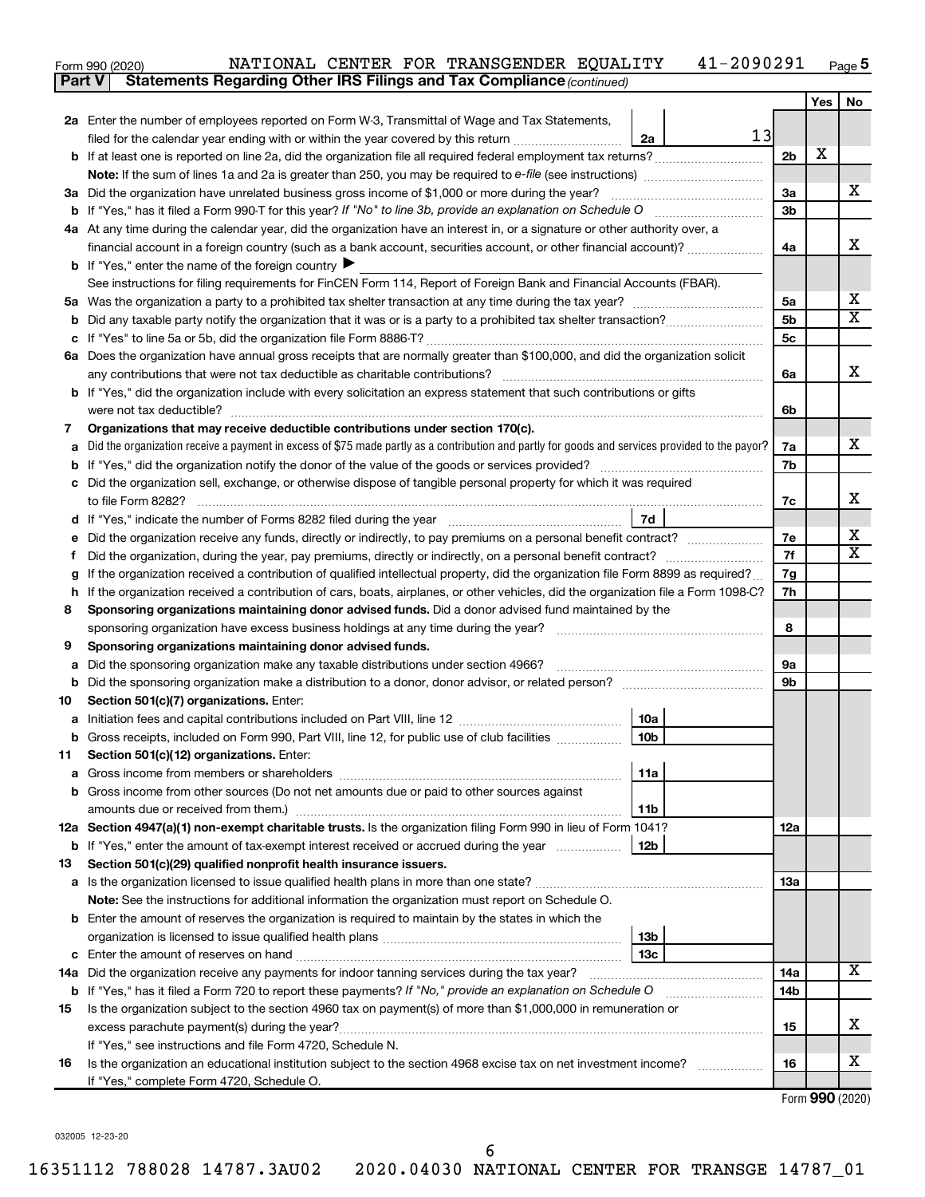Form 990 (2020) NATIONAL CENTER FOR TRANSGENDER EQUALITY 41-2090291 Page 5

**Part V Statements Regarding Other IRS Filings and Tax Compliance** *(continued)*

| | | | | Yes | No |
|---|---|---|---|---|---|
| **2a** | Enter the number of employees reported on Form W-3, Transmittal of Wage and Tax Statements, filed for the calendar year ending with or within the year covered by this return | 2a | 13 | | |
| **b** | If at least one is reported on line 2a, did the organization file all required federal employment tax returns? | | 2b | X | |
| | **Note:** If the sum of lines 1a and 2a is greater than 250, you may be required to *e-file* (see instructions) | | | | |
| **3a** | Did the organization have unrelated business gross income of $1,000 or more during the year? | | 3a | | X |
| **b** | If "Yes," has it filed a Form 990-T for this year? *If "No" to line 3b, provide an explanation on Schedule O* | | 3b | | |
| **4a** | At any time during the calendar year, did the organization have an interest in, or a signature or other authority over, a financial account in a foreign country (such as a bank account, securities account, or other financial account)? | | 4a | | X |
| **b** | If "Yes," enter the name of the foreign country ▶ | | | | |
| | See instructions for filing requirements for FinCEN Form 114, Report of Foreign Bank and Financial Accounts (FBAR). | | | | |
| **5a** | Was the organization a party to a prohibited tax shelter transaction at any time during the tax year? | | 5a | | X |
| **b** | Did any taxable party notify the organization that it was or is a party to a prohibited tax shelter transaction? | | 5b | | X |
| **c** | If "Yes" to line 5a or 5b, did the organization file Form 8886-T? | | 5c | | |
| **6a** | Does the organization have annual gross receipts that are normally greater than $100,000, and did the organization solicit any contributions that were not tax deductible as charitable contributions? | | 6a | | X |
| **b** | If "Yes," did the organization include with every solicitation an express statement that such contributions or gifts were not tax deductible? | | 6b | | |
| **7** | **Organizations that may receive deductible contributions under section 170(c).** | | | | |
| **a** | Did the organization receive a payment in excess of $75 made partly as a contribution and partly for goods and services provided to the payor? | | 7a | | X |
| **b** | If "Yes," did the organization notify the donor of the value of the goods or services provided? | | 7b | | |
| **c** | Did the organization sell, exchange, or otherwise dispose of tangible personal property for which it was required to file Form 8282? | | 7c | | X |
| **d** | If "Yes," indicate the number of Forms 8282 filed during the year | 7d | | | |
| **e** | Did the organization receive any funds, directly or indirectly, to pay premiums on a personal benefit contract? | | 7e | | X |
| **f** | Did the organization, during the year, pay premiums, directly or indirectly, on a personal benefit contract? | | 7f | | X |
| **g** | If the organization received a contribution of qualified intellectual property, did the organization file Form 8899 as required? | | 7g | | |
| **h** | If the organization received a contribution of cars, boats, airplanes, or other vehicles, did the organization file a Form 1098-C? | | 7h | | |
| **8** | **Sponsoring organizations maintaining donor advised funds.** Did a donor advised fund maintained by the sponsoring organization have excess business holdings at any time during the year? | | 8 | | |
| **9** | **Sponsoring organizations maintaining donor advised funds.** | | | | |
| **a** | Did the sponsoring organization make any taxable distributions under section 4966? | | 9a | | |
| **b** | Did the sponsoring organization make a distribution to a donor, donor advisor, or related person? | | 9b | | |
| **10** | **Section 501(c)(7) organizations.** Enter: | | | | |
| **a** | Initiation fees and capital contributions included on Part VIII, line 12 | 10a | | | |
| **b** | Gross receipts, included on Form 990, Part VIII, line 12, for public use of club facilities | 10b | | | |
| **11** | **Section 501(c)(12) organizations.** Enter: | | | | |
| **a** | Gross income from members or shareholders | 11a | | | |
| **b** | Gross income from other sources (Do not net amounts due or paid to other sources against amounts due or received from them.) | 11b | | | |
| **12a** | **Section 4947(a)(1) non-exempt charitable trusts.** Is the organization filing Form 990 in lieu of Form 1041? | | 12a | | |
| **b** | If "Yes," enter the amount of tax-exempt interest received or accrued during the year | 12b | | | |
| **13** | **Section 501(c)(29) qualified nonprofit health insurance issuers.** | | | | |
| **a** | Is the organization licensed to issue qualified health plans in more than one state? | | 13a | | |
| | **Note:** See the instructions for additional information the organization must report on Schedule O. | | | | |
| **b** | Enter the amount of reserves the organization is required to maintain by the states in which the organization is licensed to issue qualified health plans | 13b | | | |
| **c** | Enter the amount of reserves on hand | 13c | | | |
| **14a** | Did the organization receive any payments for indoor tanning services during the tax year? | | 14a | | X |
| **b** | If "Yes," has it filed a Form 720 to report these payments? *If "No," provide an explanation on Schedule O* | | 14b | | |
| **15** | Is the organization subject to the section 4960 tax on payment(s) of more than $1,000,000 in remuneration or excess parachute payment(s) during the year? | | 15 | | X |
| | If "Yes," see instructions and file Form 4720, Schedule N. | | | | |
| **16** | Is the organization an educational institution subject to the section 4968 excise tax on net investment income? | | 16 | | X |
| | If "Yes," complete Form 4720, Schedule O. | | | | |

Form **990** (2020)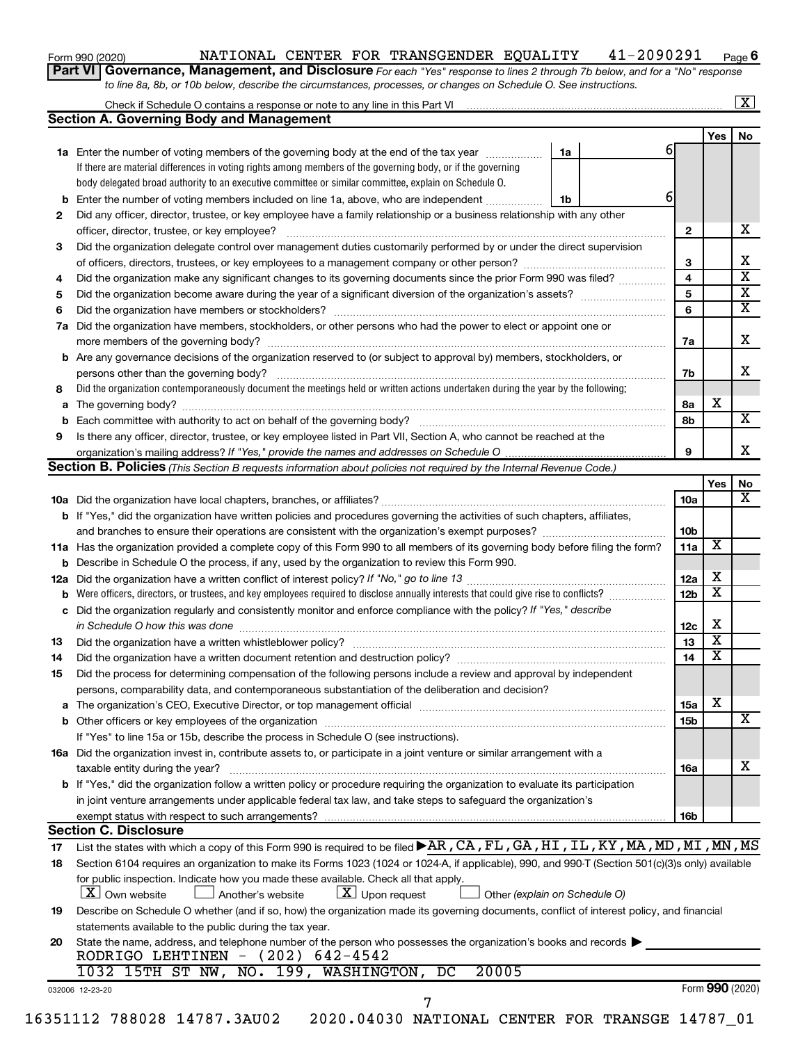Form 990 (2020) NATIONAL CENTER FOR TRANSGENDER EQUALITY 41-2090291 Page 6

**Part VI Governance, Management, and Disclosure** *For each "Yes" response to lines 2 through 7b below, and for a "No" response to line 8a, 8b, or 10b below, describe the circumstances, processes, or changes on Schedule O. See instructions.*

Check if Schedule O contains a response or note to any line in this Part VI [X]

## Section A. Governing Body and Management

| | | | | Yes | No |
|---|---|---|---|---|---|
| **1a** | Enter the number of voting members of the governing body at the end of the tax year. If there are material differences in voting rights among members of the governing body, or if the governing body delegated broad authority to an executive committee or similar committee, explain on Schedule O. | 1a | 6 | | |
| **b** | Enter the number of voting members included on line 1a, above, who are independent | 1b | 6 | | |
| **2** | Did any officer, director, trustee, or key employee have a family relationship or a business relationship with any other officer, director, trustee, or key employee? | 2 | | | X |
| **3** | Did the organization delegate control over management duties customarily performed by or under the direct supervision of officers, directors, trustees, or key employees to a management company or other person? | 3 | | | X |
| **4** | Did the organization make any significant changes to its governing documents since the prior Form 990 was filed? | 4 | | | X |
| **5** | Did the organization become aware during the year of a significant diversion of the organization's assets? | 5 | | | X |
| **6** | Did the organization have members or stockholders? | 6 | | | X |
| **7a** | Did the organization have members, stockholders, or other persons who had the power to elect or appoint one or more members of the governing body? | 7a | | | X |
| **b** | Are any governance decisions of the organization reserved to (or subject to approval by) members, stockholders, or persons other than the governing body? | 7b | | | X |
| **8** | Did the organization contemporaneously document the meetings held or written actions undertaken during the year by the following: | | | | |
| **a** | The governing body? | 8a | | X | |
| **b** | Each committee with authority to act on behalf of the governing body? | 8b | | | X |
| **9** | Is there any officer, director, trustee, or key employee listed in Part VII, Section A, who cannot be reached at the organization's mailing address? *If "Yes," provide the names and addresses on Schedule O* | 9 | | | X |

## Section B. Policies *(This Section B requests information about policies not required by the Internal Revenue Code.)*

| | | | Yes | No |
|---|---|---|---|---|
| **10a** | Did the organization have local chapters, branches, or affiliates? | 10a | | X |
| **b** | If "Yes," did the organization have written policies and procedures governing the activities of such chapters, affiliates, and branches to ensure their operations are consistent with the organization's exempt purposes? | 10b | | |
| **11a** | Has the organization provided a complete copy of this Form 990 to all members of its governing body before filing the form? | 11a | X | |
| **b** | Describe in Schedule O the process, if any, used by the organization to review this Form 990. | | | |
| **12a** | Did the organization have a written conflict of interest policy? *If "No," go to line 13* | 12a | X | |
| **b** | Were officers, directors, or trustees, and key employees required to disclose annually interests that could give rise to conflicts? | 12b | X | |
| **c** | Did the organization regularly and consistently monitor and enforce compliance with the policy? *If "Yes," describe in Schedule O how this was done* | 12c | X | |
| **13** | Did the organization have a written whistleblower policy? | 13 | X | |
| **14** | Did the organization have a written document retention and destruction policy? | 14 | X | |
| **15** | Did the process for determining compensation of the following persons include a review and approval by independent persons, comparability data, and contemporaneous substantiation of the deliberation and decision? | | | |
| **a** | The organization's CEO, Executive Director, or top management official | 15a | X | |
| **b** | Other officers or key employees of the organization | 15b | | X |
| | If "Yes" to line 15a or 15b, describe the process in Schedule O (see instructions). | | | |
| **16a** | Did the organization invest in, contribute assets to, or participate in a joint venture or similar arrangement with a taxable entity during the year? | 16a | | X |
| **b** | If "Yes," did the organization follow a written policy or procedure requiring the organization to evaluate its participation in joint venture arrangements under applicable federal tax law, and take steps to safeguard the organization's exempt status with respect to such arrangements? | 16b | | |

## Section C. Disclosure

**17** List the states with which a copy of this Form 990 is required to be filed ▶ AR,CA,FL,GA,HI,IL,KY,MA,MD,MI,MN,MS

**18** Section 6104 requires an organization to make its Forms 1023 (1024 or 1024-A, if applicable), 990, and 990-T (Section 501(c)(3)s only) available for public inspection. Indicate how you made these available. Check all that apply.

[X] Own website [ ] Another's website [X] Upon request [ ] Other *(explain on Schedule O)*

**19** Describe on Schedule O whether (and if so, how) the organization made its governing documents, conflict of interest policy, and financial statements available to the public during the tax year.

**20** State the name, address, and telephone number of the person who possesses the organization's books and records ▶

RODRIGO LEHTINEN - (202) 642-4542
1032 15TH ST NW, NO. 199, WASHINGTON, DC 20005

032006 12-23-20 Form **990** (2020)

16351112 788028 14787.3AU02 2020.04030 NATIONAL CENTER FOR TRANSGE 14787_01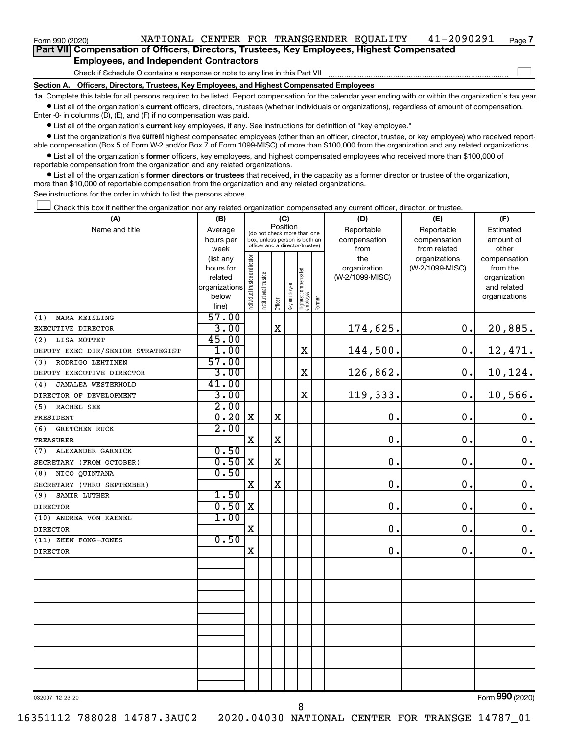Form 990 (2020) NATIONAL CENTER FOR TRANSGENDER EQUALITY 41-2090291 Page 7

**Part VII Compensation of Officers, Directors, Trustees, Key Employees, Highest Compensated Employees, and Independent Contractors**

Check if Schedule O contains a response or note to any line in this Part VII ☐

**Section A. Officers, Directors, Trustees, Key Employees, and Highest Compensated Employees**

**1a** Complete this table for all persons required to be listed. Report compensation for the calendar year ending with or within the organization's tax year.

- List all of the organization's **current** officers, directors, trustees (whether individuals or organizations), regardless of amount of compensation. Enter -0- in columns (D), (E), and (F) if no compensation was paid.
- List all of the organization's **current** key employees, if any. See instructions for definition of "key employee."
- List the organization's five **current** highest compensated employees (other than an officer, director, trustee, or key employee) who received reportable compensation (Box 5 of Form W-2 and/or Box 7 of Form 1099-MISC) of more than $100,000 from the organization and any related organizations.
- List all of the organization's **former** officers, key employees, and highest compensated employees who received more than $100,000 of reportable compensation from the organization and any related organizations.
- List all of the organization's **former directors or trustees** that received, in the capacity as a former director or trustee of the organization, more than $10,000 of reportable compensation from the organization and any related organizations.

See instructions for the order in which to list the persons above.

☐ Check this box if neither the organization nor any related organization compensated any current officer, director, or trustee.

| (A) Name and title | (B) Average hours per week (list any hours for related organizations below line) | (C) Position: Individual trustee or director | Institutional trustee | Officer | Key employee | Highest compensated employee | Former | (D) Reportable compensation from the organization (W-2/1099-MISC) | (E) Reportable compensation from related organizations (W-2/1099-MISC) | (F) Estimated amount of other compensation from the organization and related organizations |
|---|---|---|---|---|---|---|---|---|---|---|
| (1) MARA KEISLING | 57.00 | | | | | | | | | |
| EXECUTIVE DIRECTOR | 3.00 | | | X | | | | 174,625. | 0. | 20,885. |
| (2) LISA MOTTET | 45.00 | | | | | | | | | |
| DEPUTY EXEC DIR/SENIOR STRATEGIST | 1.00 | | | | | X | | 144,500. | 0. | 12,471. |
| (3) RODRIGO LEHTINEN | 57.00 | | | | | | | | | |
| DEPUTY EXECUTIVE DIRECTOR | 3.00 | | | | | X | | 126,862. | 0. | 10,124. |
| (4) JAMALEA WESTERHOLD | 41.00 | | | | | | | | | |
| DIRECTOR OF DEVELOPMENT | 3.00 | | | | | X | | 119,333. | 0. | 10,566. |
| (5) RACHEL SEE | 2.00 | | | | | | | | | |
| PRESIDENT | 0.20 | X | | X | | | | 0. | 0. | 0. |
| (6) GRETCHEN RUCK | 2.00 | | | | | | | | | |
| TREASURER | | X | | X | | | | 0. | 0. | 0. |
| (7) ALEXANDER GARNICK | 0.50 | | | | | | | | | |
| SECRETARY (FROM OCTOBER) | 0.50 | X | | X | | | | 0. | 0. | 0. |
| (8) NICO QUINTANA | 0.50 | | | | | | | | | |
| SECRETARY (THRU SEPTEMBER) | | X | | X | | | | 0. | 0. | 0. |
| (9) SAMIR LUTHER | 1.50 | | | | | | | | | |
| DIRECTOR | 0.50 | X | | | | | | 0. | 0. | 0. |
| (10) ANDREA VON KAENEL | 1.00 | | | | | | | | | |
| DIRECTOR | | X | | | | | | 0. | 0. | 0. |
| (11) ZHEN FONG-JONES | 0.50 | | | | | | | | | |
| DIRECTOR | | X | | | | | | 0. | 0. | 0. |

032007 12-23-20 Form 990 (2020)

16351112 788028 14787.3AU02 2020.04030 NATIONAL CENTER FOR TRANSGE 14787_01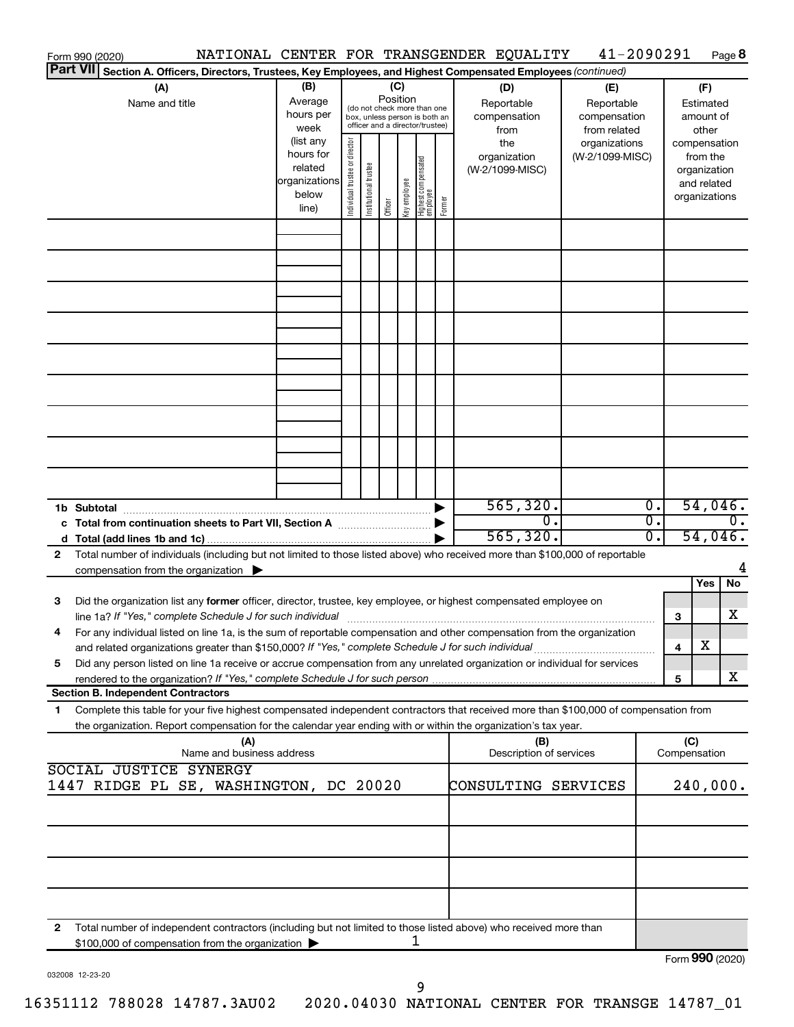Form 990 (2020) NATIONAL CENTER FOR TRANSGENDER EQUALITY 41-2090291 Page **8**

**Part VII** **Section A. Officers, Directors, Trustees, Key Employees, and Highest Compensated Employees** *(continued)*

| (A) Name and title | (B) Average hours per week (list any hours for related organizations below line) | (C) Position (do not check more than one box, unless person is both an officer and a director/trustee): Individual trustee or director | Institutional trustee | Officer | Key employee | Highest compensated employee | Former | (D) Reportable compensation from the organization (W-2/1099-MISC) | (E) Reportable compensation from related organizations (W-2/1099-MISC) | (F) Estimated amount of other compensation from the organization and related organizations |
|---|---|---|---|---|---|---|---|---|---|---|
| | | | | | | | | | | |
| | | | | | | | | | | |
| | | | | | | | | | | |
| | | | | | | | | | | |
| | | | | | | | | | | |
| | | | | | | | | | | |
| | | | | | | | | | | |
| | | | | | | | | | | |
| | | | | | | | | | | |
| **1b Subtotal** | | | | | | | ▶ | 565,320. | 0. | 54,046. |
| **c Total from continuation sheets to Part VII, Section A** | | | | | | | ▶ | 0. | 0. | 0. |
| **d Total (add lines 1b and 1c)** | | | | | | | ▶ | 565,320. | 0. | 54,046. |

**2** Total number of individuals (including but not limited to those listed above) who received more than $100,000 of reportable compensation from the organization ▶ 4

| | | | Yes | No |
|---|---|---|---|---|
| **3** | Did the organization list any **former** officer, director, trustee, key employee, or highest compensated employee on line 1a? *If "Yes," complete Schedule J for such individual* | **3** | | X |
| **4** | For any individual listed on line 1a, is the sum of reportable compensation and other compensation from the organization and related organizations greater than $150,000? *If "Yes," complete Schedule J for such individual* | **4** | X | |
| **5** | Did any person listed on line 1a receive or accrue compensation from any unrelated organization or individual for services rendered to the organization? *If "Yes," complete Schedule J for such person* | **5** | | X |

**Section B. Independent Contractors**

**1** Complete this table for your five highest compensated independent contractors that received more than $100,000 of compensation from the organization. Report compensation for the calendar year ending with or within the organization's tax year.

| (A) Name and business address | (B) Description of services | (C) Compensation |
|---|---|---|
| SOCIAL JUSTICE SYNERGY<br>1447 RIDGE PL SE, WASHINGTON, DC 20020 | CONSULTING SERVICES | 240,000. |
| | | |
| | | |
| | | |
| | | |

**2** Total number of independent contractors (including but not limited to those listed above) who received more than $100,000 of compensation from the organization ▶ 1

Form **990** (2020)

032008 12-23-20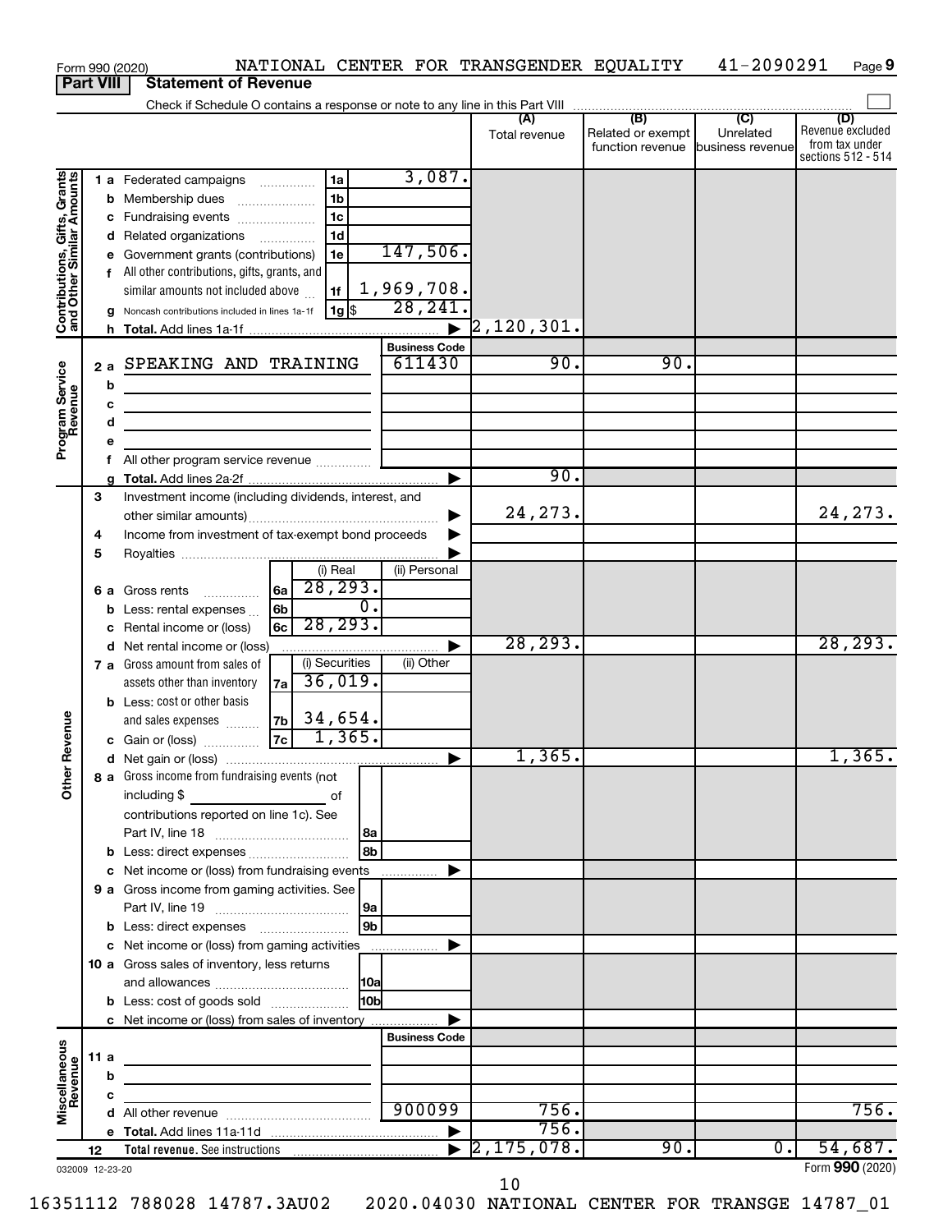Form 990 (2020) NATIONAL CENTER FOR TRANSGENDER EQUALITY 41-2090291 Page 9

**Part VIII Statement of Revenue**

Check if Schedule O contains a response or note to any line in this Part VIII

| | | | (A) Total revenue | (B) Related or exempt function revenue | (C) Unrelated business revenue | (D) Revenue excluded from tax under sections 512 - 514 |
|---|---|---|---|---|---|---|
| **Contributions, Gifts, Grants and Other Similar Amounts** | 1 a Federated campaigns | 1a 3,087. | | | | |
| | b Membership dues | 1b | | | | |
| | c Fundraising events | 1c | | | | |
| | d Related organizations | 1d | | | | |
| | e Government grants (contributions) | 1e 147,506. | | | | |
| | f All other contributions, gifts, grants, and similar amounts not included above | 1f 1,969,708. | | | | |
| | g Noncash contributions included in lines 1a-1f | 1g $ 28,241. | | | | |
| | h **Total.** Add lines 1a-1f | | 2,120,301. | | | |
| **Program Service Revenue** | | **Business Code** | | | | |
| | 2 a SPEAKING AND TRAINING | 611430 | 90. | 90. | | |
| | b | | | | | |
| | c | | | | | |
| | d | | | | | |
| | e | | | | | |
| | f All other program service revenue | | | | | |
| | g **Total.** Add lines 2a-2f | | 90. | | | |
| **Other Revenue** | 3 Investment income (including dividends, interest, and other similar amounts) | | 24,273. | | | 24,273. |
| | 4 Income from investment of tax-exempt bond proceeds | | | | | |
| | 5 Royalties | | | | | |
| | | (i) Real / (ii) Personal | | | | |
| | 6 a Gross rents | 6a 28,293. | | | | |
| | b Less: rental expenses | 6b 0. | | | | |
| | c Rental income or (loss) | 6c 28,293. | | | | |
| | d Net rental income or (loss) | | 28,293. | | | 28,293. |
| | | (i) Securities / (ii) Other | | | | |
| | 7 a Gross amount from sales of assets other than inventory | 7a 36,019. | | | | |
| | b Less: cost or other basis and sales expenses | 7b 34,654. | | | | |
| | c Gain or (loss) | 7c 1,365. | | | | |
| | d Net gain or (loss) | | 1,365. | | | 1,365. |
| | 8 a Gross income from fundraising events (not including $ of contributions reported on line 1c). See Part IV, line 18 | 8a | | | | |
| | b Less: direct expenses | 8b | | | | |
| | c Net income or (loss) from fundraising events | | | | | |
| | 9 a Gross income from gaming activities. See Part IV, line 19 | 9a | | | | |
| | b Less: direct expenses | 9b | | | | |
| | c Net income or (loss) from gaming activities | | | | | |
| | 10 a Gross sales of inventory, less returns and allowances | 10a | | | | |
| | b Less: cost of goods sold | 10b | | | | |
| | c Net income or (loss) from sales of inventory | | | | | |
| **Miscellaneous Revenue** | | **Business Code** | | | | |
| | 11 a | | | | | |
| | b | | | | | |
| | c | | | | | |
| | d All other revenue | 900099 | 756. | | | 756. |
| | e **Total.** Add lines 11a-11d | | 756. | | | |
| | 12 **Total revenue.** See instructions | | 2,175,078. | 90. | 0. | 54,687. |

032009 12-23-20 Form **990** (2020)

16351112 788028 14787.3AU02 2020.04030 NATIONAL CENTER FOR TRANSGE 14787_01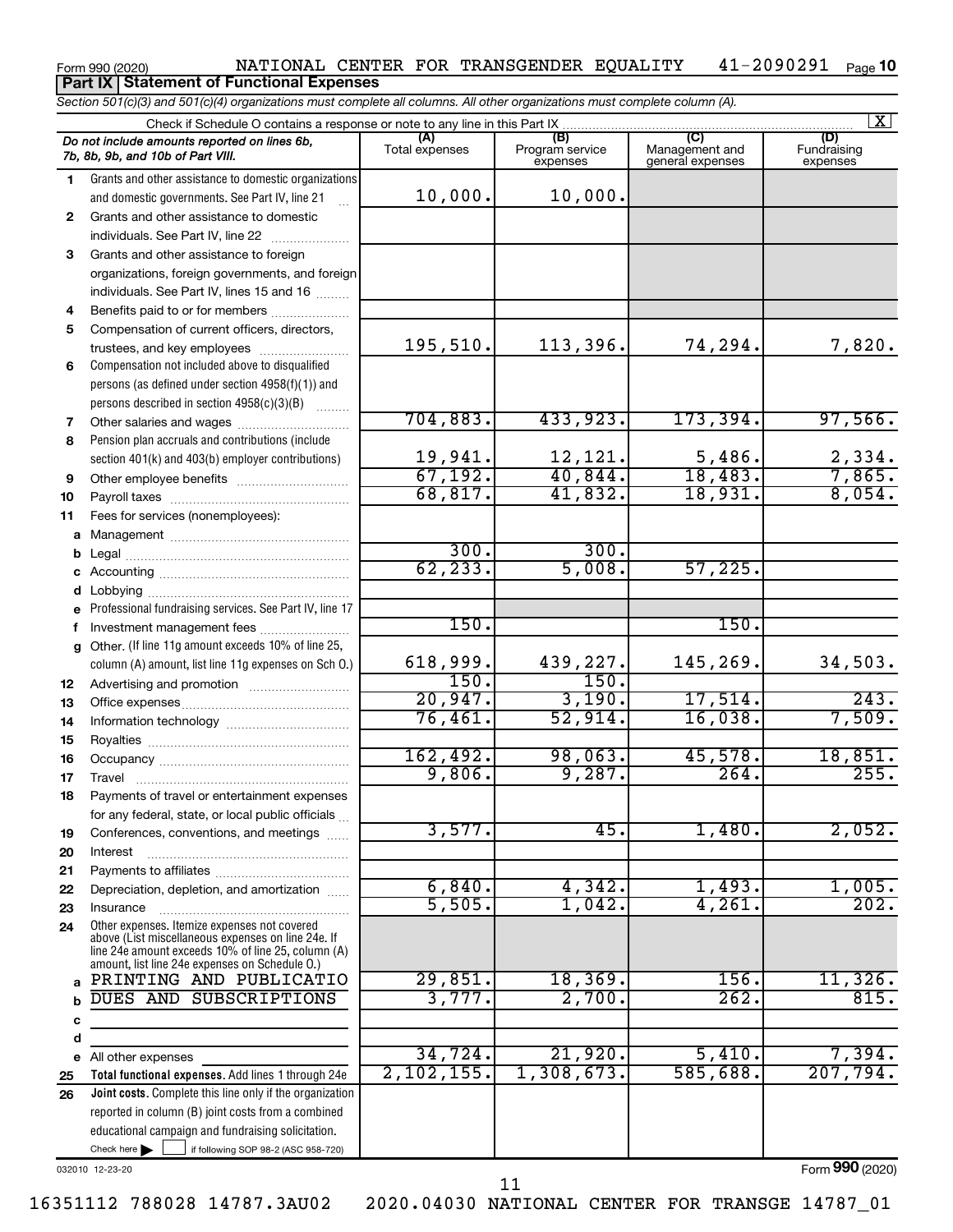Form 990 (2020) NATIONAL CENTER FOR TRANSGENDER EQUALITY 41-2090291 Page 10

**Part IX Statement of Functional Expenses**

*Section 501(c)(3) and 501(c)(4) organizations must complete all columns. All other organizations must complete column (A).*

Check if Schedule O contains a response or note to any line in this Part IX [X]

| | *Do not include amounts reported on lines 6b, 7b, 8b, 9b, and 10b of Part VIII.* | (A) Total expenses | (B) Program service expenses | (C) Management and general expenses | (D) Fundraising expenses |
|---|---|---|---|---|---|
| 1 | Grants and other assistance to domestic organizations and domestic governments. See Part IV, line 21 | 10,000. | 10,000. | | |
| 2 | Grants and other assistance to domestic individuals. See Part IV, line 22 | | | | |
| 3 | Grants and other assistance to foreign organizations, foreign governments, and foreign individuals. See Part IV, lines 15 and 16 | | | | |
| 4 | Benefits paid to or for members | | | | |
| 5 | Compensation of current officers, directors, trustees, and key employees | 195,510. | 113,396. | 74,294. | 7,820. |
| 6 | Compensation not included above to disqualified persons (as defined under section 4958(f)(1)) and persons described in section 4958(c)(3)(B) | | | | |
| 7 | Other salaries and wages | 704,883. | 433,923. | 173,394. | 97,566. |
| 8 | Pension plan accruals and contributions (include section 401(k) and 403(b) employer contributions) | 19,941. | 12,121. | 5,486. | 2,334. |
| 9 | Other employee benefits | 67,192. | 40,844. | 18,483. | 7,865. |
| 10 | Payroll taxes | 68,817. | 41,832. | 18,931. | 8,054. |
| 11 | Fees for services (nonemployees): | | | | |
| a | Management | | | | |
| b | Legal | 300. | 300. | | |
| c | Accounting | 62,233. | 5,008. | 57,225. | |
| d | Lobbying | | | | |
| e | Professional fundraising services. See Part IV, line 17 | | | | |
| f | Investment management fees | 150. | | 150. | |
| g | Other. (If line 11g amount exceeds 10% of line 25, column (A) amount, list line 11g expenses on Sch O.) | 618,999. | 439,227. | 145,269. | 34,503. |
| 12 | Advertising and promotion | 150. | 150. | | |
| 13 | Office expenses | 20,947. | 3,190. | 17,514. | 243. |
| 14 | Information technology | 76,461. | 52,914. | 16,038. | 7,509. |
| 15 | Royalties | | | | |
| 16 | Occupancy | 162,492. | 98,063. | 45,578. | 18,851. |
| 17 | Travel | 9,806. | 9,287. | 264. | 255. |
| 18 | Payments of travel or entertainment expenses for any federal, state, or local public officials | | | | |
| 19 | Conferences, conventions, and meetings | 3,577. | 45. | 1,480. | 2,052. |
| 20 | Interest | | | | |
| 21 | Payments to affiliates | | | | |
| 22 | Depreciation, depletion, and amortization | 6,840. | 4,342. | 1,493. | 1,005. |
| 23 | Insurance | 5,505. | 1,042. | 4,261. | 202. |
| 24 | Other expenses. Itemize expenses not covered above (List miscellaneous expenses on line 24e. If line 24e amount exceeds 10% of line 25, column (A) amount, list line 24e expenses on Schedule O.) | | | | |
| a | PRINTING AND PUBLICATIO | 29,851. | 18,369. | 156. | 11,326. |
| b | DUES AND SUBSCRIPTIONS | 3,777. | 2,700. | 262. | 815. |
| c | | | | | |
| d | | | | | |
| e | All other expenses | 34,724. | 21,920. | 5,410. | 7,394. |
| 25 | **Total functional expenses.** Add lines 1 through 24e | 2,102,155. | 1,308,673. | 585,688. | 207,794. |
| 26 | **Joint costs.** Complete this line only if the organization reported in column (B) joint costs from a combined educational campaign and fundraising solicitation. Check here [ ] if following SOP 98-2 (ASC 958-720) | | | | |

032010 12-23-20

Form **990** (2020)

16351112 788028 14787.3AU02 2020.04030 NATIONAL CENTER FOR TRANSGE 14787_01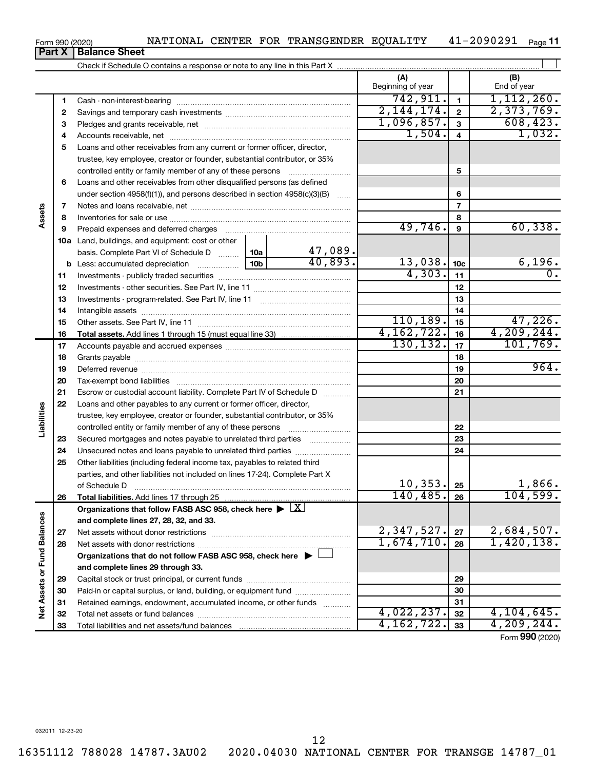Form 990 (2020) NATIONAL CENTER FOR TRANSGENDER EQUALITY 41-2090291 Page 11

## Part X Balance Sheet

Check if Schedule O contains a response or note to any line in this Part X ☐

| | | | (A) Beginning of year | | (B) End of year |
|---|---|---|---|---|---|
| **Assets** | 1 | Cash - non-interest-bearing | 742,911. | 1 | 1,112,260. |
| | 2 | Savings and temporary cash investments | 2,144,174. | 2 | 2,373,769. |
| | 3 | Pledges and grants receivable, net | 1,096,857. | 3 | 608,423. |
| | 4 | Accounts receivable, net | 1,504. | 4 | 1,032. |
| | 5 | Loans and other receivables from any current or former officer, director, trustee, key employee, creator or founder, substantial contributor, or 35% controlled entity or family member of any of these persons | | 5 | |
| | 6 | Loans and other receivables from other disqualified persons (as defined under section 4958(f)(1)), and persons described in section 4958(c)(3)(B) | | 6 | |
| | 7 | Notes and loans receivable, net | | 7 | |
| | 8 | Inventories for sale or use | | 8 | |
| | 9 | Prepaid expenses and deferred charges | 49,746. | 9 | 60,338. |
| | 10a | Land, buildings, and equipment: cost or other basis. Complete Part VI of Schedule D — 10a: 47,089. | | | |
| | b | Less: accumulated depreciation — 10b: 40,893. | 13,038. | 10c | 6,196. |
| | 11 | Investments - publicly traded securities | 4,303. | 11 | 0. |
| | 12 | Investments - other securities. See Part IV, line 11 | | 12 | |
| | 13 | Investments - program-related. See Part IV, line 11 | | 13 | |
| | 14 | Intangible assets | | 14 | |
| | 15 | Other assets. See Part IV, line 11 | 110,189. | 15 | 47,226. |
| | 16 | **Total assets.** Add lines 1 through 15 (must equal line 33) | 4,162,722. | 16 | 4,209,244. |
| **Liabilities** | 17 | Accounts payable and accrued expenses | 130,132. | 17 | 101,769. |
| | 18 | Grants payable | | 18 | |
| | 19 | Deferred revenue | | 19 | 964. |
| | 20 | Tax-exempt bond liabilities | | 20 | |
| | 21 | Escrow or custodial account liability. Complete Part IV of Schedule D | | 21 | |
| | 22 | Loans and other payables to any current or former officer, director, trustee, key employee, creator or founder, substantial contributor, or 35% controlled entity or family member of any of these persons | | 22 | |
| | 23 | Secured mortgages and notes payable to unrelated third parties | | 23 | |
| | 24 | Unsecured notes and loans payable to unrelated third parties | | 24 | |
| | 25 | Other liabilities (including federal income tax, payables to related third parties, and other liabilities not included on lines 17-24). Complete Part X of Schedule D | 10,353. | 25 | 1,866. |
| | 26 | **Total liabilities.** Add lines 17 through 25 | 140,485. | 26 | 104,599. |
| **Net Assets or Fund Balances** | | **Organizations that follow FASB ASC 958, check here ▶ ☒ and complete lines 27, 28, 32, and 33.** | | | |
| | 27 | Net assets without donor restrictions | 2,347,527. | 27 | 2,684,507. |
| | 28 | Net assets with donor restrictions | 1,674,710. | 28 | 1,420,138. |
| | | **Organizations that do not follow FASB ASC 958, check here ▶ ☐ and complete lines 29 through 33.** | | | |
| | 29 | Capital stock or trust principal, or current funds | | 29 | |
| | 30 | Paid-in or capital surplus, or land, building, or equipment fund | | 30 | |
| | 31 | Retained earnings, endowment, accumulated income, or other funds | | 31 | |
| | 32 | Total net assets or fund balances | 4,022,237. | 32 | 4,104,645. |
| | 33 | Total liabilities and net assets/fund balances | 4,162,722. | 33 | 4,209,244. |

Form **990** (2020)

032011 12-23-20

16351112 788028 14787.3AU02 2020.04030 NATIONAL CENTER FOR TRANSGE 14787_01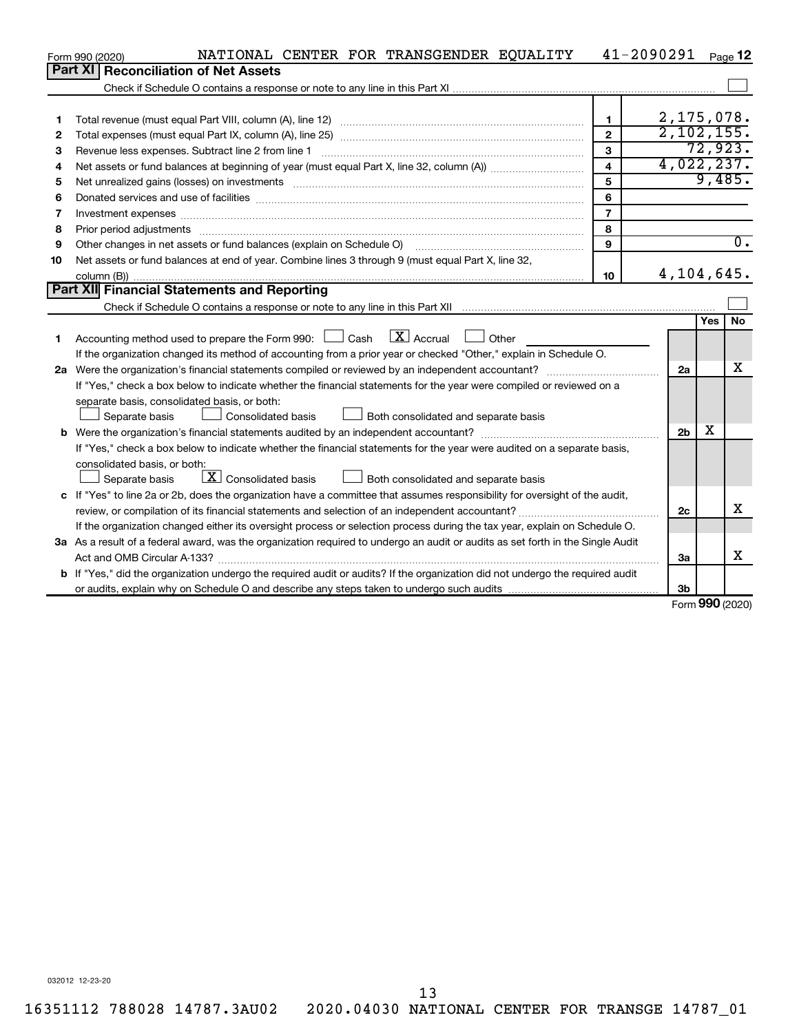Form 990 (2020) NATIONAL CENTER FOR TRANSGENDER EQUALITY 41-2090291 Page 12

## Part XI Reconciliation of Net Assets

Check if Schedule O contains a response or note to any line in this Part XI ☐

| | | | |
|---|---|---|---|
| 1 | Total revenue (must equal Part VIII, column (A), line 12) | 1 | 2,175,078. |
| 2 | Total expenses (must equal Part IX, column (A), line 25) | 2 | 2,102,155. |
| 3 | Revenue less expenses. Subtract line 2 from line 1 | 3 | 72,923. |
| 4 | Net assets or fund balances at beginning of year (must equal Part X, line 32, column (A)) | 4 | 4,022,237. |
| 5 | Net unrealized gains (losses) on investments | 5 | 9,485. |
| 6 | Donated services and use of facilities | 6 | |
| 7 | Investment expenses | 7 | |
| 8 | Prior period adjustments | 8 | |
| 9 | Other changes in net assets or fund balances (explain on Schedule O) | 9 | 0. |
| 10 | Net assets or fund balances at end of year. Combine lines 3 through 9 (must equal Part X, line 32, column (B)) | 10 | 4,104,645. |

## Part XII Financial Statements and Reporting

Check if Schedule O contains a response or note to any line in this Part XII ☐

| | | | Yes | No |
|---|---|---|---|---|
| 1 | Accounting method used to prepare the Form 990: ☐ Cash ☒ Accrual ☐ Other<br>If the organization changed its method of accounting from a prior year or checked "Other," explain in Schedule O. | | | |
| 2a | Were the organization's financial statements compiled or reviewed by an independent accountant?<br>If "Yes," check a box below to indicate whether the financial statements for the year were compiled or reviewed on a separate basis, consolidated basis, or both:<br>☐ Separate basis ☐ Consolidated basis ☐ Both consolidated and separate basis | 2a | | X |
| b | Were the organization's financial statements audited by an independent accountant?<br>If "Yes," check a box below to indicate whether the financial statements for the year were audited on a separate basis, consolidated basis, or both:<br>☐ Separate basis ☒ Consolidated basis ☐ Both consolidated and separate basis | 2b | X | |
| c | If "Yes" to line 2a or 2b, does the organization have a committee that assumes responsibility for oversight of the audit, review, or compilation of its financial statements and selection of an independent accountant?<br>If the organization changed either its oversight process or selection process during the tax year, explain on Schedule O. | 2c | | X |
| 3a | As a result of a federal award, was the organization required to undergo an audit or audits as set forth in the Single Audit Act and OMB Circular A-133? | 3a | | X |
| b | If "Yes," did the organization undergo the required audit or audits? If the organization did not undergo the required audit or audits, explain why on Schedule O and describe any steps taken to undergo such audits | 3b | | |

Form 990 (2020)

032012 12-23-20

16351112 788028 14787.3AU02 2020.04030 NATIONAL CENTER FOR TRANSGE 14787_01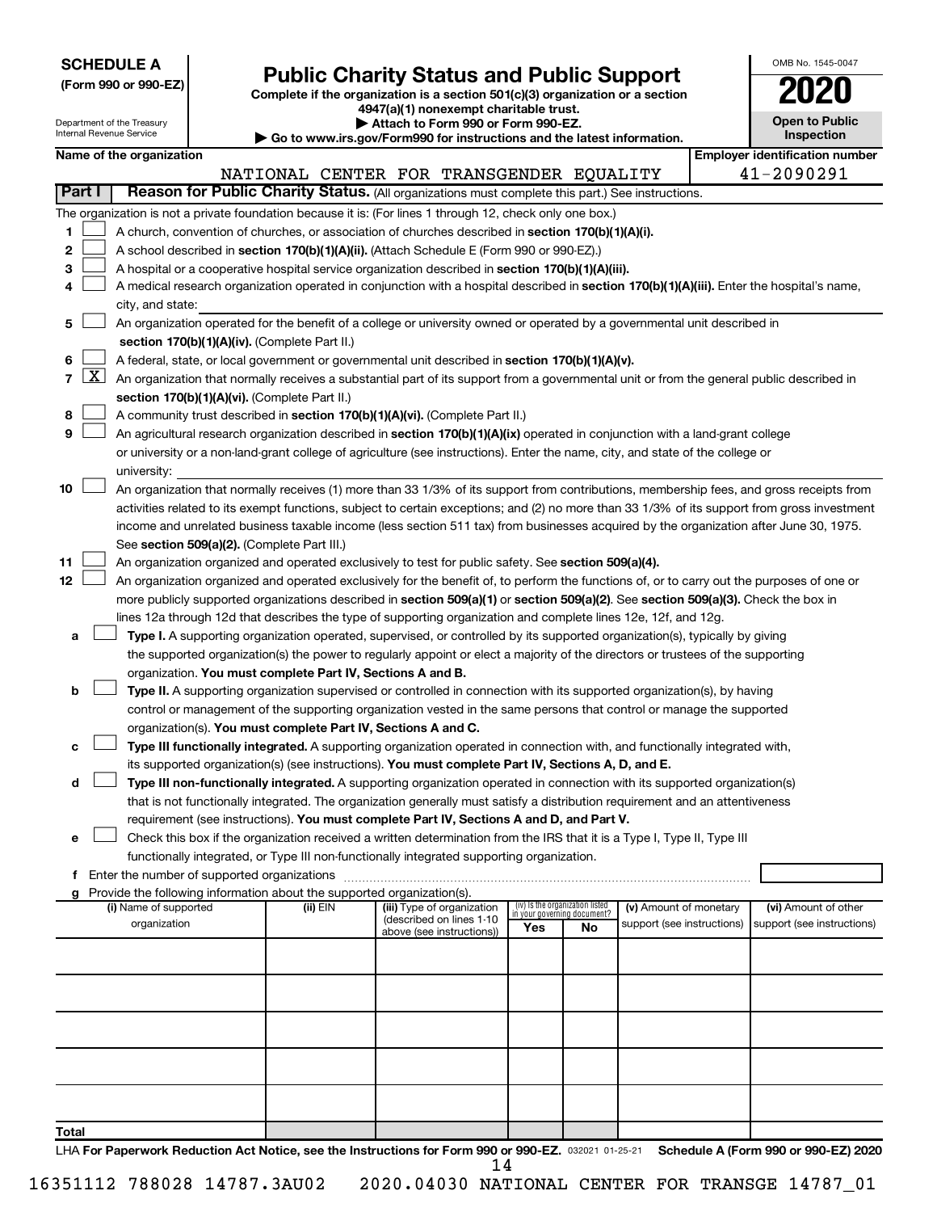**SCHEDULE A**
**(Form 990 or 990-EZ)**

Department of the Treasury
Internal Revenue Service

# Public Charity Status and Public Support

**Complete if the organization is a section 501(c)(3) organization or a section 4947(a)(1) nonexempt charitable trust.**
**▶ Attach to Form 990 or Form 990-EZ.**
**▶ Go to www.irs.gov/Form990 for instructions and the latest information.**

OMB No. 1545-0047
**2020**
**Open to Public Inspection**

**Name of the organization:** NATIONAL CENTER FOR TRANSGENDER EQUALITY
**Employer identification number:** 41-2090291

## Part I Reason for Public Charity Status. (All organizations must complete this part.) See instructions.

The organization is not a private foundation because it is: (For lines 1 through 12, check only one box.)

1. ☐ A church, convention of churches, or association of churches described in **section 170(b)(1)(A)(i).**
2. ☐ A school described in **section 170(b)(1)(A)(ii).** (Attach Schedule E (Form 990 or 990-EZ).)
3. ☐ A hospital or a cooperative hospital service organization described in **section 170(b)(1)(A)(iii).**
4. ☐ A medical research organization operated in conjunction with a hospital described in **section 170(b)(1)(A)(iii).** Enter the hospital's name, city, and state:
5. ☐ An organization operated for the benefit of a college or university owned or operated by a governmental unit described in **section 170(b)(1)(A)(iv).** (Complete Part II.)
6. ☐ A federal, state, or local government or governmental unit described in **section 170(b)(1)(A)(v).**
7. ☒ An organization that normally receives a substantial part of its support from a governmental unit or from the general public described in **section 170(b)(1)(A)(vi).** (Complete Part II.)
8. ☐ A community trust described in **section 170(b)(1)(A)(vi).** (Complete Part II.)
9. ☐ An agricultural research organization described in **section 170(b)(1)(A)(ix)** operated in conjunction with a land-grant college or university or a non-land-grant college of agriculture (see instructions). Enter the name, city, and state of the college or university:
10. ☐ An organization that normally receives (1) more than 33 1/3% of its support from contributions, membership fees, and gross receipts from activities related to its exempt functions, subject to certain exceptions; and (2) no more than 33 1/3% of its support from gross investment income and unrelated business taxable income (less section 511 tax) from businesses acquired by the organization after June 30, 1975. See **section 509(a)(2).** (Complete Part III.)
11. ☐ An organization organized and operated exclusively to test for public safety. See **section 509(a)(4).**
12. ☐ An organization organized and operated exclusively for the benefit of, to perform the functions of, or to carry out the purposes of one or more publicly supported organizations described in **section 509(a)(1)** or **section 509(a)(2).** See **section 509(a)(3).** Check the box in lines 12a through 12d that describes the type of supporting organization and complete lines 12e, 12f, and 12g.
   - **a** ☐ **Type I.** A supporting organization operated, supervised, or controlled by its supported organization(s), typically by giving the supported organization(s) the power to regularly appoint or elect a majority of the directors or trustees of the supporting organization. **You must complete Part IV, Sections A and B.**
   - **b** ☐ **Type II.** A supporting organization supervised or controlled in connection with its supported organization(s), by having control or management of the supporting organization vested in the same persons that control or manage the supported organization(s). **You must complete Part IV, Sections A and C.**
   - **c** ☐ **Type III functionally integrated.** A supporting organization operated in connection with, and functionally integrated with, its supported organization(s) (see instructions). **You must complete Part IV, Sections A, D, and E.**
   - **d** ☐ **Type III non-functionally integrated.** A supporting organization operated in connection with its supported organization(s) that is not functionally integrated. The organization generally must satisfy a distribution requirement and an attentiveness requirement (see instructions). **You must complete Part IV, Sections A and D, and Part V.**
   - **e** ☐ Check this box if the organization received a written determination from the IRS that it is a Type I, Type II, Type III functionally integrated, or Type III non-functionally integrated supporting organization.
   - **f** Enter the number of supported organizations
   - **g** Provide the following information about the supported organization(s).

| (i) Name of supported organization | (ii) EIN | (iii) Type of organization (described on lines 1-10 above (see instructions)) | (iv) Is the organization listed in your governing document? Yes | No | (v) Amount of monetary support (see instructions) | (vi) Amount of other support (see instructions) |
|---|---|---|---|---|---|---|
| | | | | | | |
| | | | | | | |
| | | | | | | |
| | | | | | | |
| | | | | | | |
| **Total** | | | | | | |

LHA **For Paperwork Reduction Act Notice, see the Instructions for Form 990 or 990-EZ.** 032021 01-25-21 **Schedule A (Form 990 or 990-EZ) 2020**

16351112 788028 14787.3AU02 2020.04030 NATIONAL CENTER FOR TRANSGE 14787_01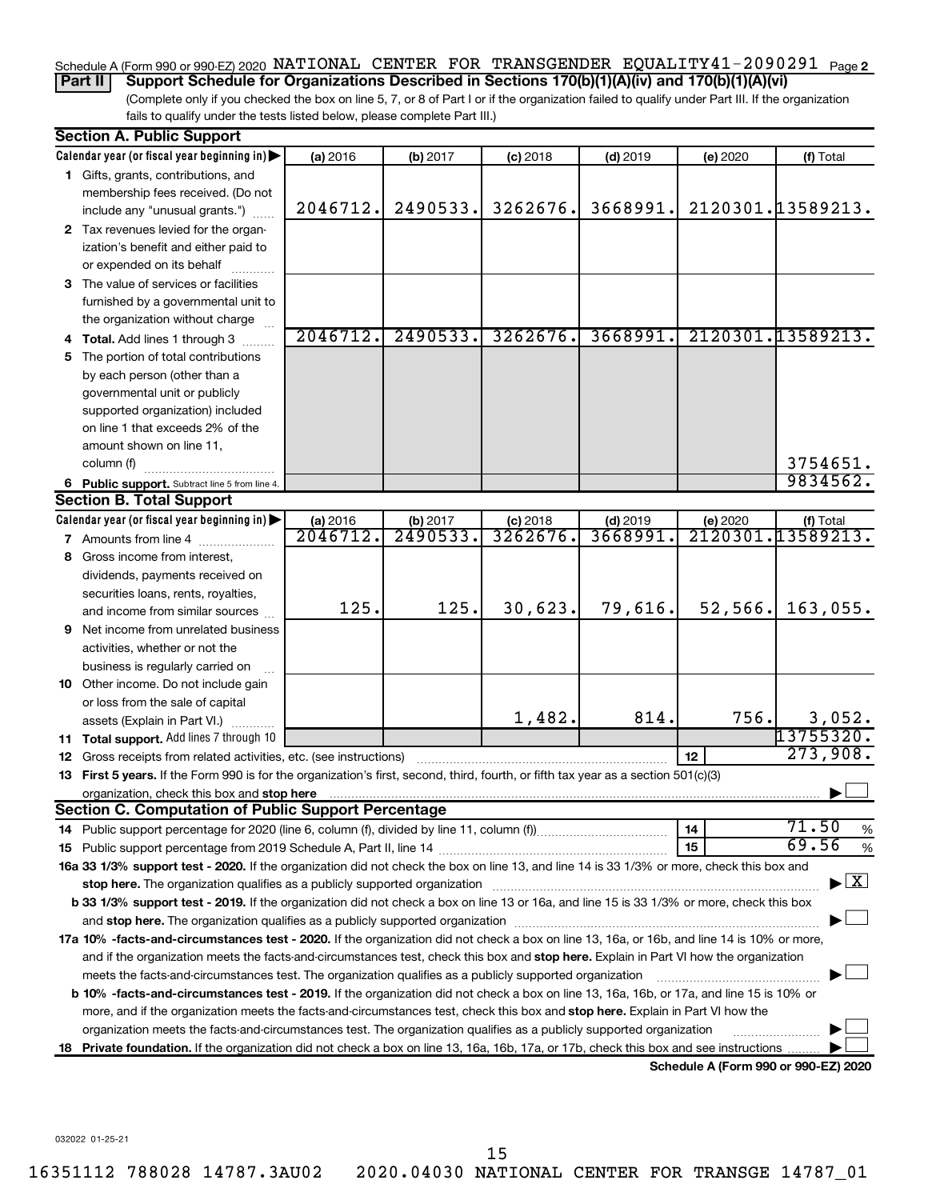Schedule A (Form 990 or 990-EZ) 2020 NATIONAL CENTER FOR TRANSGENDER EQUALITY 41-2090291 Page **2**

**Part II | Support Schedule for Organizations Described in Sections 170(b)(1)(A)(iv) and 170(b)(1)(A)(vi)**

(Complete only if you checked the box on line 5, 7, or 8 of Part I or if the organization failed to qualify under Part III. If the organization fails to qualify under the tests listed below, please complete Part III.)

**Section A. Public Support**

| Calendar year (or fiscal year beginning in) ▶ | (a) 2016 | (b) 2017 | (c) 2018 | (d) 2019 | (e) 2020 | (f) Total |
|---|---|---|---|---|---|---|
| **1** Gifts, grants, contributions, and membership fees received. (Do not include any "unusual grants.") | 2046712. | 2490533. | 3262676. | 3668991. | 2120301. | 13589213. |
| **2** Tax revenues levied for the organization's benefit and either paid to or expended on its behalf | | | | | | |
| **3** The value of services or facilities furnished by a governmental unit to the organization without charge | | | | | | |
| **4 Total.** Add lines 1 through 3 | 2046712. | 2490533. | 3262676. | 3668991. | 2120301. | 13589213. |
| **5** The portion of total contributions by each person (other than a governmental unit or publicly supported organization) included on line 1 that exceeds 2% of the amount shown on line 11, column (f) | | | | | | 3754651. |
| **6 Public support.** Subtract line 5 from line 4. | | | | | | 9834562. |

**Section B. Total Support**

| Calendar year (or fiscal year beginning in) ▶ | (a) 2016 | (b) 2017 | (c) 2018 | (d) 2019 | (e) 2020 | (f) Total |
|---|---|---|---|---|---|---|
| **7** Amounts from line 4 | 2046712. | 2490533. | 3262676. | 3668991. | 2120301. | 13589213. |
| **8** Gross income from interest, dividends, payments received on securities loans, rents, royalties, and income from similar sources | 125. | 125. | 30,623. | 79,616. | 52,566. | 163,055. |
| **9** Net income from unrelated business activities, whether or not the business is regularly carried on | | | | | | |
| **10** Other income. Do not include gain or loss from the sale of capital assets (Explain in Part VI.) | | | 1,482. | 814. | 756. | 3,052. |
| **11 Total support.** Add lines 7 through 10 | | | | | | 13755320. |
| **12** Gross receipts from related activities, etc. (see instructions) | | | | | **12** | 273,908. |

**13 First 5 years.** If the Form 990 is for the organization's first, second, third, fourth, or fifth tax year as a section 501(c)(3) organization, check this box and **stop here** ▶ ☐

**Section C. Computation of Public Support Percentage**

| | | |
|---|---|---|
| **14** Public support percentage for 2020 (line 6, column (f), divided by line 11, column (f)) | **14** | 71.50 % |
| **15** Public support percentage from 2019 Schedule A, Part II, line 14 | **15** | 69.56 % |

**16a 33 1/3% support test - 2020.** If the organization did not check the box on line 13, and line 14 is 33 1/3% or more, check this box and **stop here.** The organization qualifies as a publicly supported organization ▶ ☒

**b 33 1/3% support test - 2019.** If the organization did not check a box on line 13 or 16a, and line 15 is 33 1/3% or more, check this box and **stop here.** The organization qualifies as a publicly supported organization ▶ ☐

**17a 10% -facts-and-circumstances test - 2020.** If the organization did not check a box on line 13, 16a, or 16b, and line 14 is 10% or more, and if the organization meets the facts-and-circumstances test, check this box and **stop here.** Explain in Part VI how the organization meets the facts-and-circumstances test. The organization qualifies as a publicly supported organization ▶ ☐

**b 10% -facts-and-circumstances test - 2019.** If the organization did not check a box on line 13, 16a, 16b, or 17a, and line 15 is 10% or more, and if the organization meets the facts-and-circumstances test, check this box and **stop here.** Explain in Part VI how the organization meets the facts-and-circumstances test. The organization qualifies as a publicly supported organization ▶ ☐

**18 Private foundation.** If the organization did not check a box on line 13, 16a, 16b, 17a, or 17b, check this box and see instructions ▶ ☐

**Schedule A (Form 990 or 990-EZ) 2020**

032022 01-25-21

16351112 788028 14787.3AU02 2020.04030 NATIONAL CENTER FOR TRANSGE 14787_01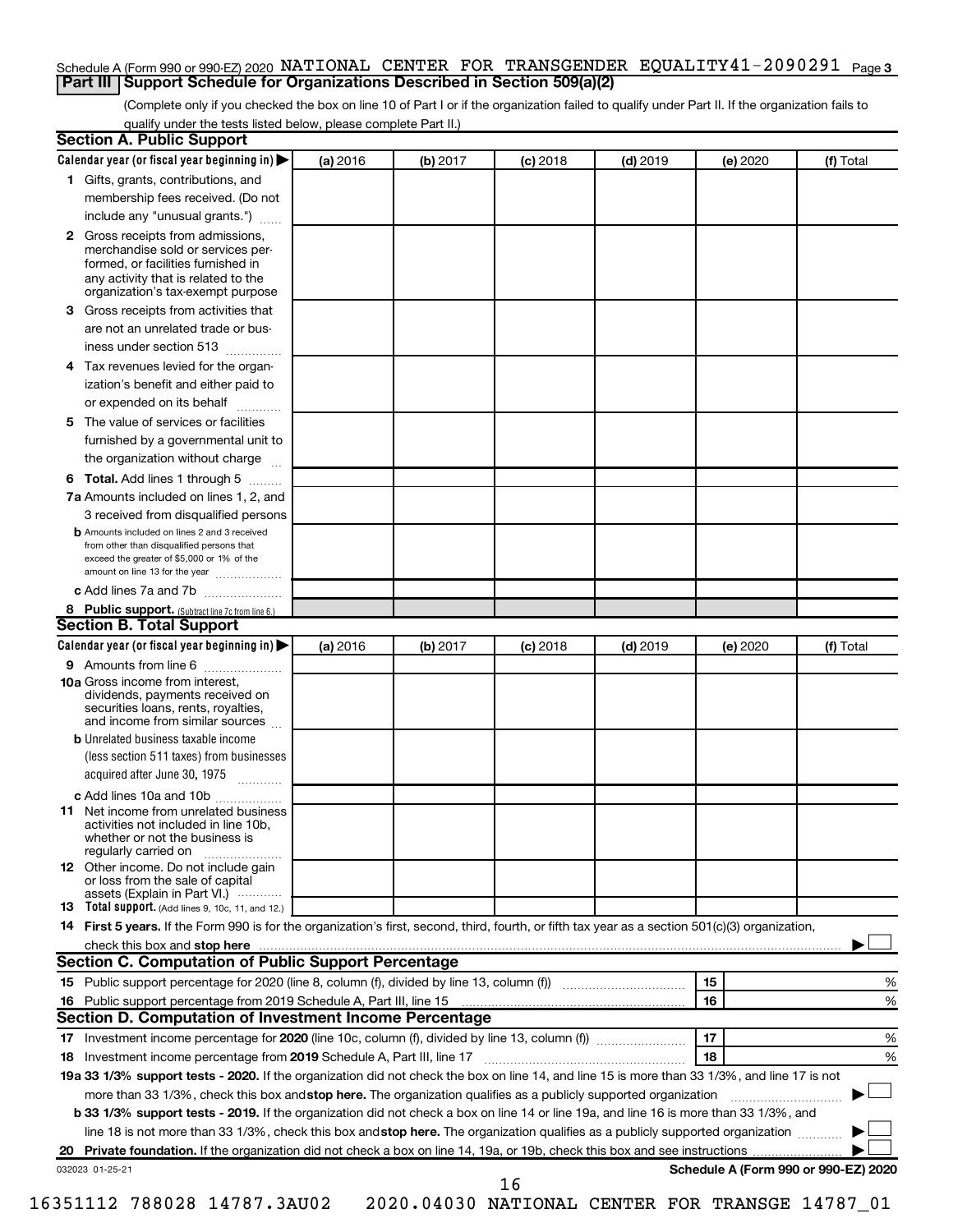Schedule A (Form 990 or 990-EZ) 2020 NATIONAL CENTER FOR TRANSGENDER EQUALITY41-2090291 Page 3

## Part III | Support Schedule for Organizations Described in Section 509(a)(2)

(Complete only if you checked the box on line 10 of Part I or if the organization failed to qualify under Part II. If the organization fails to qualify under the tests listed below, please complete Part II.)

### Section A. Public Support

| Calendar year (or fiscal year beginning in) ▶ | (a) 2016 | (b) 2017 | (c) 2018 | (d) 2019 | (e) 2020 | (f) Total |
|---|---|---|---|---|---|---|
| 1 Gifts, grants, contributions, and membership fees received. (Do not include any "unusual grants.") | | | | | | |
| 2 Gross receipts from admissions, merchandise sold or services performed, or facilities furnished in any activity that is related to the organization's tax-exempt purpose | | | | | | |
| 3 Gross receipts from activities that are not an unrelated trade or business under section 513 | | | | | | |
| 4 Tax revenues levied for the organization's benefit and either paid to or expended on its behalf | | | | | | |
| 5 The value of services or facilities furnished by a governmental unit to the organization without charge | | | | | | |
| 6 **Total.** Add lines 1 through 5 | | | | | | |
| 7a Amounts included on lines 1, 2, and 3 received from disqualified persons | | | | | | |
| b Amounts included on lines 2 and 3 received from other than disqualified persons that exceed the greater of $5,000 or 1% of the amount on line 13 for the year | | | | | | |
| c Add lines 7a and 7b | | | | | | |
| 8 **Public support.** (Subtract line 7c from line 6.) | | | | | | |

### Section B. Total Support

| Calendar year (or fiscal year beginning in) ▶ | (a) 2016 | (b) 2017 | (c) 2018 | (d) 2019 | (e) 2020 | (f) Total |
|---|---|---|---|---|---|---|
| 9 Amounts from line 6 | | | | | | |
| 10a Gross income from interest, dividends, payments received on securities loans, rents, royalties, and income from similar sources | | | | | | |
| b Unrelated business taxable income (less section 511 taxes) from businesses acquired after June 30, 1975 | | | | | | |
| c Add lines 10a and 10b | | | | | | |
| 11 Net income from unrelated business activities not included in line 10b, whether or not the business is regularly carried on | | | | | | |
| 12 Other income. Do not include gain or loss from the sale of capital assets (Explain in Part VI.) | | | | | | |
| 13 **Total support.** (Add lines 9, 10c, 11, and 12.) | | | | | | |

14 **First 5 years.** If the Form 990 is for the organization's first, second, third, fourth, or fifth tax year as a section 501(c)(3) organization, check this box and **stop here** ▶ ☐

### Section C. Computation of Public Support Percentage

| | | | |
|---|---|---|---|
| 15 | Public support percentage for 2020 (line 8, column (f), divided by line 13, column (f)) | 15 | % |
| 16 | Public support percentage from 2019 Schedule A, Part III, line 15 | 16 | % |

### Section D. Computation of Investment Income Percentage

| | | | |
|---|---|---|---|
| 17 | Investment income percentage for **2020** (line 10c, column (f), divided by line 13, column (f)) | 17 | % |
| 18 | Investment income percentage from **2019** Schedule A, Part III, line 17 | 18 | % |

**19a 33 1/3% support tests - 2020.** If the organization did not check the box on line 14, and line 15 is more than 33 1/3%, and line 17 is not more than 33 1/3%, check this box and **stop here.** The organization qualifies as a publicly supported organization ▶ ☐

**b 33 1/3% support tests - 2019.** If the organization did not check a box on line 14 or line 19a, and line 16 is more than 33 1/3%, and line 18 is not more than 33 1/3%, check this box and **stop here.** The organization qualifies as a publicly supported organization ▶ ☐

**20 Private foundation.** If the organization did not check a box on line 14, 19a, or 19b, check this box and see instructions ▶ ☐

032023 01-25-21 **Schedule A (Form 990 or 990-EZ) 2020**

16351112 788028 14787.3AU02 2020.04030 NATIONAL CENTER FOR TRANSGE 14787_01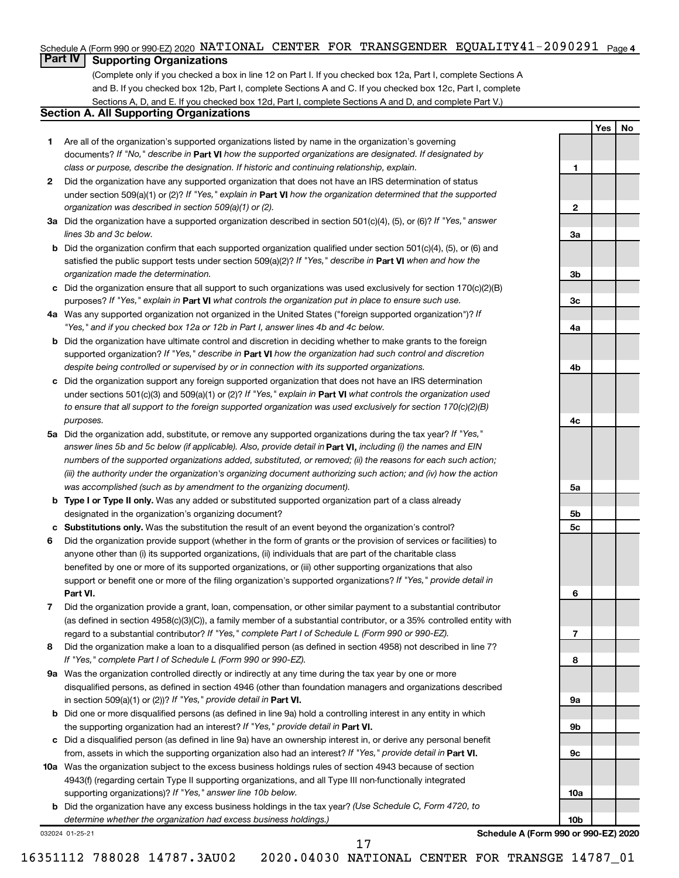Schedule A (Form 990 or 990-EZ) 2020 NATIONAL CENTER FOR TRANSGENDER EQUALITY41-2090291 Page 4

## Part IV Supporting Organizations

(Complete only if you checked a box in line 12 on Part I. If you checked box 12a, Part I, complete Sections A and B. If you checked box 12b, Part I, complete Sections A and C. If you checked box 12c, Part I, complete Sections A, D, and E. If you checked box 12d, Part I, complete Sections A and D, and complete Part V.)

### Section A. All Supporting Organizations

| | | | Yes | No |
|---|---|---|---|---|
| 1 | Are all of the organization's supported organizations listed by name in the organization's governing documents? *If "No," describe in* **Part VI** *how the supported organizations are designated. If designated by class or purpose, describe the designation. If historic and continuing relationship, explain.* | 1 | | |
| 2 | Did the organization have any supported organization that does not have an IRS determination of status under section 509(a)(1) or (2)? *If "Yes," explain in* **Part VI** *how the organization determined that the supported organization was described in section 509(a)(1) or (2).* | 2 | | |
| 3a | Did the organization have a supported organization described in section 501(c)(4), (5), or (6)? *If "Yes," answer lines 3b and 3c below.* | 3a | | |
| b | Did the organization confirm that each supported organization qualified under section 501(c)(4), (5), or (6) and satisfied the public support tests under section 509(a)(2)? *If "Yes," describe in* **Part VI** *when and how the organization made the determination.* | 3b | | |
| c | Did the organization ensure that all support to such organizations was used exclusively for section 170(c)(2)(B) purposes? *If "Yes," explain in* **Part VI** *what controls the organization put in place to ensure such use.* | 3c | | |
| 4a | Was any supported organization not organized in the United States ("foreign supported organization")? *If "Yes," and if you checked box 12a or 12b in Part I, answer lines 4b and 4c below.* | 4a | | |
| b | Did the organization have ultimate control and discretion in deciding whether to make grants to the foreign supported organization? *If "Yes," describe in* **Part VI** *how the organization had such control and discretion despite being controlled or supervised by or in connection with its supported organizations.* | 4b | | |
| c | Did the organization support any foreign supported organization that does not have an IRS determination under sections 501(c)(3) and 509(a)(1) or (2)? *If "Yes," explain in* **Part VI** *what controls the organization used to ensure that all support to the foreign supported organization was used exclusively for section 170(c)(2)(B) purposes.* | 4c | | |
| 5a | Did the organization add, substitute, or remove any supported organizations during the tax year? *If "Yes," answer lines 5b and 5c below (if applicable). Also, provide detail in* **Part VI,** *including (i) the names and EIN numbers of the supported organizations added, substituted, or removed; (ii) the reasons for each such action; (iii) the authority under the organization's organizing document authorizing such action; and (iv) how the action was accomplished (such as by amendment to the organizing document).* | 5a | | |
| b | **Type I or Type II only.** Was any added or substituted supported organization part of a class already designated in the organization's organizing document? | 5b | | |
| c | **Substitutions only.** Was the substitution the result of an event beyond the organization's control? | 5c | | |
| 6 | Did the organization provide support (whether in the form of grants or the provision of services or facilities) to anyone other than (i) its supported organizations, (ii) individuals that are part of the charitable class benefited by one or more of its supported organizations, or (iii) other supporting organizations that also support or benefit one or more of the filing organization's supported organizations? *If "Yes," provide detail in* **Part VI.** | 6 | | |
| 7 | Did the organization provide a grant, loan, compensation, or other similar payment to a substantial contributor (as defined in section 4958(c)(3)(C)), a family member of a substantial contributor, or a 35% controlled entity with regard to a substantial contributor? *If "Yes," complete Part I of Schedule L (Form 990 or 990-EZ).* | 7 | | |
| 8 | Did the organization make a loan to a disqualified person (as defined in section 4958) not described in line 7? *If "Yes," complete Part I of Schedule L (Form 990 or 990-EZ).* | 8 | | |
| 9a | Was the organization controlled directly or indirectly at any time during the tax year by one or more disqualified persons, as defined in section 4946 (other than foundation managers and organizations described in section 509(a)(1) or (2))? *If "Yes," provide detail in* **Part VI.** | 9a | | |
| b | Did one or more disqualified persons (as defined in line 9a) hold a controlling interest in any entity in which the supporting organization had an interest? *If "Yes," provide detail in* **Part VI.** | 9b | | |
| c | Did a disqualified person (as defined in line 9a) have an ownership interest in, or derive any personal benefit from, assets in which the supporting organization also had an interest? *If "Yes," provide detail in* **Part VI.** | 9c | | |
| 10a | Was the organization subject to the excess business holdings rules of section 4943 because of section 4943(f) (regarding certain Type II supporting organizations, and all Type III non-functionally integrated supporting organizations)? *If "Yes," answer line 10b below.* | 10a | | |
| b | Did the organization have any excess business holdings in the tax year? *(Use Schedule C, Form 4720, to determine whether the organization had excess business holdings.)* | 10b | | |

032024 01-25-21

**Schedule A (Form 990 or 990-EZ) 2020**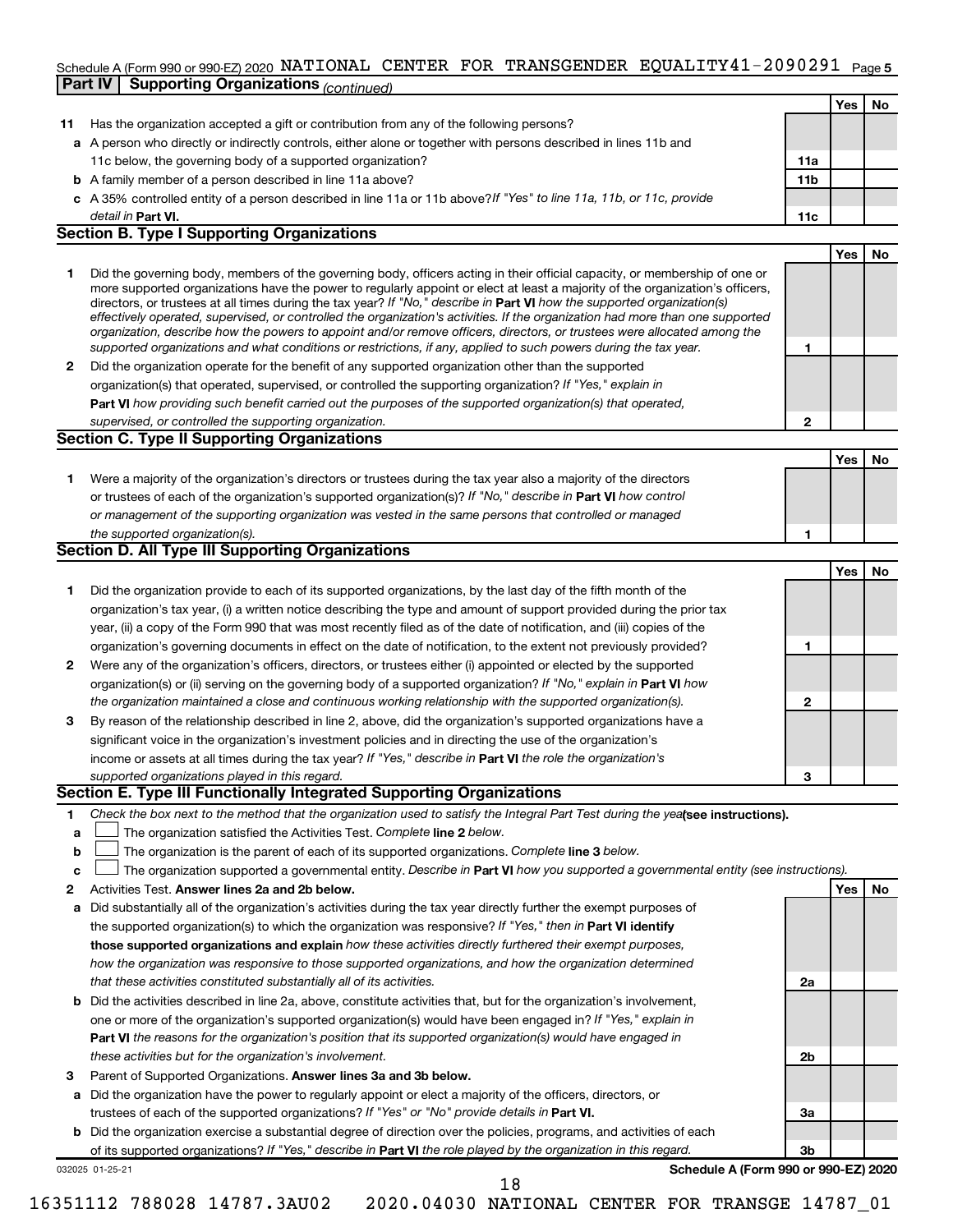Schedule A (Form 990 or 990-EZ) 2020 NATIONAL CENTER FOR TRANSGENDER EQUALITY 41-2090291 Page 5

**Part IV | Supporting Organizations** *(continued)*

| | | | Yes | No |
|---|---|---|---|---|
| **11** | Has the organization accepted a gift or contribution from any of the following persons? | | | |
| **a** | A person who directly or indirectly controls, either alone or together with persons described in lines 11b and 11c below, the governing body of a supported organization? | **11a** | | |
| **b** | A family member of a person described in line 11a above? | **11b** | | |
| **c** | A 35% controlled entity of a person described in line 11a or 11b above? *If "Yes" to line 11a, 11b, or 11c, provide detail in* **Part VI.** | **11c** | | |

## Section B. Type I Supporting Organizations

| | | | Yes | No |
|---|---|---|---|---|
| **1** | Did the governing body, members of the governing body, officers acting in their official capacity, or membership of one or more supported organizations have the power to regularly appoint or elect at least a majority of the organization's officers, directors, or trustees at all times during the tax year? *If "No," describe in* **Part VI** *how the supported organization(s) effectively operated, supervised, or controlled the organization's activities. If the organization had more than one supported organization, describe how the powers to appoint and/or remove officers, directors, or trustees were allocated among the supported organizations and what conditions or restrictions, if any, applied to such powers during the tax year.* | **1** | | |
| **2** | Did the organization operate for the benefit of any supported organization other than the supported organization(s) that operated, supervised, or controlled the supporting organization? *If "Yes," explain in* **Part VI** *how providing such benefit carried out the purposes of the supported organization(s) that operated, supervised, or controlled the supporting organization.* | **2** | | |

## Section C. Type II Supporting Organizations

| | | | Yes | No |
|---|---|---|---|---|
| **1** | Were a majority of the organization's directors or trustees during the tax year also a majority of the directors or trustees of each of the organization's supported organization(s)? *If "No," describe in* **Part VI** *how control or management of the supporting organization was vested in the same persons that controlled or managed the supported organization(s).* | **1** | | |

## Section D. All Type III Supporting Organizations

| | | | Yes | No |
|---|---|---|---|---|
| **1** | Did the organization provide to each of its supported organizations, by the last day of the fifth month of the organization's tax year, (i) a written notice describing the type and amount of support provided during the prior tax year, (ii) a copy of the Form 990 that was most recently filed as of the date of notification, and (iii) copies of the organization's governing documents in effect on the date of notification, to the extent not previously provided? | **1** | | |
| **2** | Were any of the organization's officers, directors, or trustees either (i) appointed or elected by the supported organization(s) or (ii) serving on the governing body of a supported organization? *If "No," explain in* **Part VI** *how the organization maintained a close and continuous working relationship with the supported organization(s).* | **2** | | |
| **3** | By reason of the relationship described in line 2, above, did the organization's supported organizations have a significant voice in the organization's investment policies and in directing the use of the organization's income or assets at all times during the tax year? *If "Yes," describe in* **Part VI** *the role the organization's supported organizations played in this regard.* | **3** | | |

## Section E. Type III Functionally Integrated Supporting Organizations

**1** *Check the box next to the method that the organization used to satisfy the Integral Part Test during the year* **(see instructions).**

- **a** ☐ The organization satisfied the Activities Test. *Complete* **line 2** *below.*
- **b** ☐ The organization is the parent of each of its supported organizations. *Complete* **line 3** *below.*
- **c** ☐ The organization supported a governmental entity. *Describe in* **Part VI** *how you supported a governmental entity (see instructions).*

| | | | Yes | No |
|---|---|---|---|---|
| **2** | Activities Test. **Answer lines 2a and 2b below.** | | | |
| **a** | Did substantially all of the organization's activities during the tax year directly further the exempt purposes of the supported organization(s) to which the organization was responsive? *If "Yes," then in* **Part VI identify those supported organizations and explain** *how these activities directly furthered their exempt purposes, how the organization was responsive to those supported organizations, and how the organization determined that these activities constituted substantially all of its activities.* | **2a** | | |
| **b** | Did the activities described in line 2a, above, constitute activities that, but for the organization's involvement, one or more of the organization's supported organization(s) would have been engaged in? *If "Yes," explain in* **Part VI** *the reasons for the organization's position that its supported organization(s) would have engaged in these activities but for the organization's involvement.* | **2b** | | |
| **3** | Parent of Supported Organizations. **Answer lines 3a and 3b below.** | | | |
| **a** | Did the organization have the power to regularly appoint or elect a majority of the officers, directors, or trustees of each of the supported organizations? *If "Yes" or "No" provide details in* **Part VI.** | **3a** | | |
| **b** | Did the organization exercise a substantial degree of direction over the policies, programs, and activities of each of its supported organizations? *If "Yes," describe in* **Part VI** *the role played by the organization in this regard.* | **3b** | | |

032025 01-25-21 **Schedule A (Form 990 or 990-EZ) 2020**

16351112 788028 14787.3AU02 2020.04030 NATIONAL CENTER FOR TRANSGE 14787_01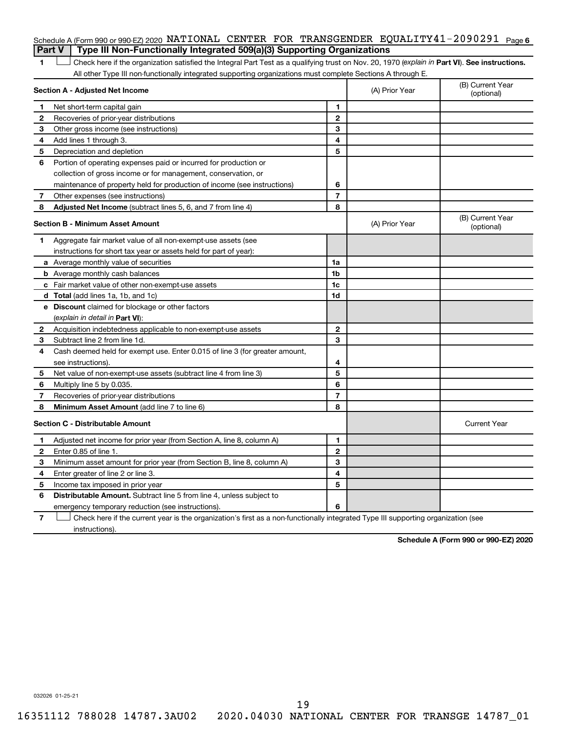Schedule A (Form 990 or 990-EZ) 2020 NATIONAL CENTER FOR TRANSGENDER EQUALITY 41-2090291 Page 6

**Part V | Type III Non-Functionally Integrated 509(a)(3) Supporting Organizations**

**1** ☐ Check here if the organization satisfied the Integral Part Test as a qualifying trust on Nov. 20, 1970 (*explain in* **Part VI**). **See instructions.** All other Type III non-functionally integrated supporting organizations must complete Sections A through E.

| **Section A - Adjusted Net Income** | | | (A) Prior Year | (B) Current Year (optional) |
|---|---|---|---|---|
| **1** | Net short-term capital gain | **1** | | |
| **2** | Recoveries of prior-year distributions | **2** | | |
| **3** | Other gross income (see instructions) | **3** | | |
| **4** | Add lines 1 through 3. | **4** | | |
| **5** | Depreciation and depletion | **5** | | |
| **6** | Portion of operating expenses paid or incurred for production or collection of gross income or for management, conservation, or maintenance of property held for production of income (see instructions) | **6** | | |
| **7** | Other expenses (see instructions) | **7** | | |
| **8** | **Adjusted Net Income** (subtract lines 5, 6, and 7 from line 4) | **8** | | |

| **Section B - Minimum Asset Amount** | | | (A) Prior Year | (B) Current Year (optional) |
|---|---|---|---|---|
| **1** | Aggregate fair market value of all non-exempt-use assets (see instructions for short tax year or assets held for part of year): | | | |
| **a** | Average monthly value of securities | **1a** | | |
| **b** | Average monthly cash balances | **1b** | | |
| **c** | Fair market value of other non-exempt-use assets | **1c** | | |
| **d** | **Total** (add lines 1a, 1b, and 1c) | **1d** | | |
| **e** | **Discount** claimed for blockage or other factors (*explain in detail in* **Part VI**): | | | |
| **2** | Acquisition indebtedness applicable to non-exempt-use assets | **2** | | |
| **3** | Subtract line 2 from line 1d. | **3** | | |
| **4** | Cash deemed held for exempt use. Enter 0.015 of line 3 (for greater amount, see instructions). | **4** | | |
| **5** | Net value of non-exempt-use assets (subtract line 4 from line 3) | **5** | | |
| **6** | Multiply line 5 by 0.035. | **6** | | |
| **7** | Recoveries of prior-year distributions | **7** | | |
| **8** | **Minimum Asset Amount** (add line 7 to line 6) | **8** | | |

| **Section C - Distributable Amount** | | | | Current Year |
|---|---|---|---|---|
| **1** | Adjusted net income for prior year (from Section A, line 8, column A) | **1** | | |
| **2** | Enter 0.85 of line 1. | **2** | | |
| **3** | Minimum asset amount for prior year (from Section B, line 8, column A) | **3** | | |
| **4** | Enter greater of line 2 or line 3. | **4** | | |
| **5** | Income tax imposed in prior year | **5** | | |
| **6** | **Distributable Amount.** Subtract line 5 from line 4, unless subject to emergency temporary reduction (see instructions). | **6** | | |

**7** ☐ Check here if the current year is the organization's first as a non-functionally integrated Type III supporting organization (see instructions).

**Schedule A (Form 990 or 990-EZ) 2020**

032026 01-25-21

16351112 788028 14787.3AU02 2020.04030 NATIONAL CENTER FOR TRANSGE 14787_01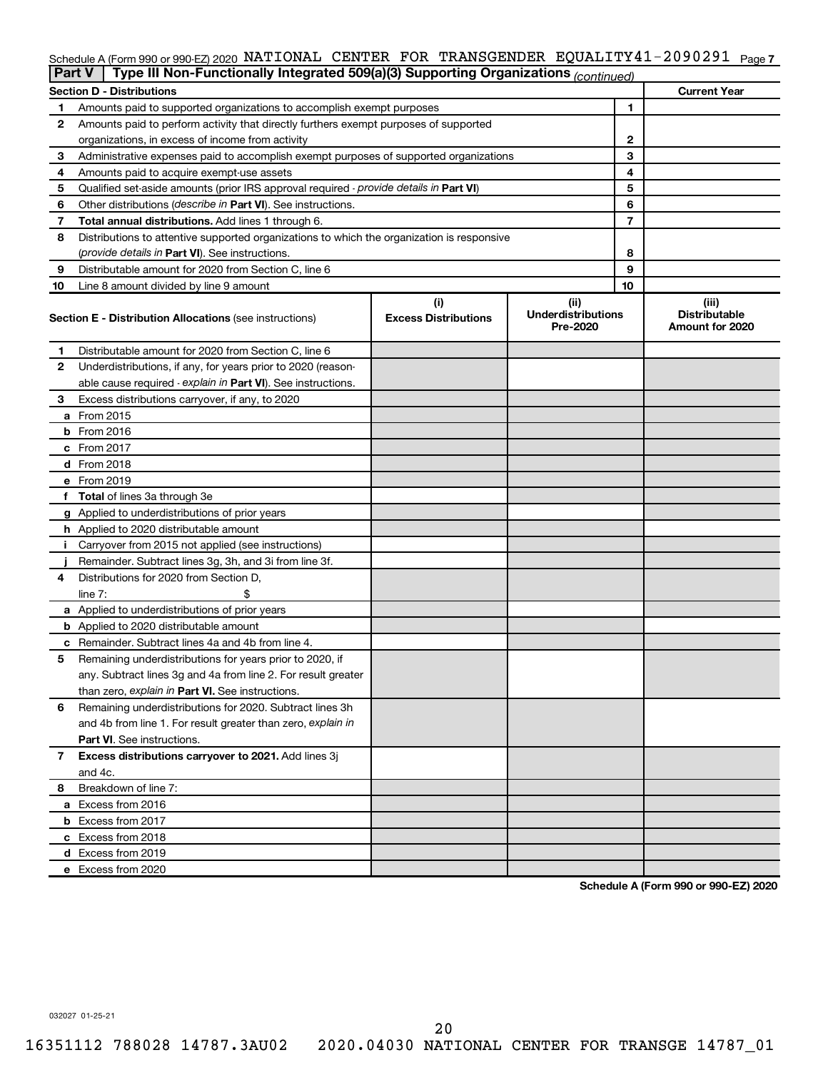Schedule A (Form 990 or 990-EZ) 2020 NATIONAL CENTER FOR TRANSGENDER EQUALITY41-2090291 Page 7

**Part V | Type III Non-Functionally Integrated 509(a)(3) Supporting Organizations** *(continued)*

| **Section D - Distributions** | | | **Current Year** |
|---|---|---|---|
| 1 | Amounts paid to supported organizations to accomplish exempt purposes | 1 | |
| 2 | Amounts paid to perform activity that directly furthers exempt purposes of supported organizations, in excess of income from activity | 2 | |
| 3 | Administrative expenses paid to accomplish exempt purposes of supported organizations | 3 | |
| 4 | Amounts paid to acquire exempt-use assets | 4 | |
| 5 | Qualified set-aside amounts (prior IRS approval required - *provide details in* **Part VI**) | 5 | |
| 6 | Other distributions (*describe in* **Part VI**). See instructions. | 6 | |
| 7 | **Total annual distributions.** Add lines 1 through 6. | 7 | |
| 8 | Distributions to attentive supported organizations to which the organization is responsive (*provide details in* **Part VI**). See instructions. | 8 | |
| 9 | Distributable amount for 2020 from Section C, line 6 | 9 | |
| 10 | Line 8 amount divided by line 9 amount | 10 | |

| | **Section E - Distribution Allocations** (see instructions) | (i) **Excess Distributions** | (ii) **Underdistributions Pre-2020** | (iii) **Distributable Amount for 2020** |
|---|---|---|---|---|
| 1 | Distributable amount for 2020 from Section C, line 6 | | | |
| 2 | Underdistributions, if any, for years prior to 2020 (reasonable cause required - *explain in* **Part VI**). See instructions. | | | |
| 3 | Excess distributions carryover, if any, to 2020 | | | |
| a | From 2015 | | | |
| b | From 2016 | | | |
| c | From 2017 | | | |
| d | From 2018 | | | |
| e | From 2019 | | | |
| f | **Total** of lines 3a through 3e | | | |
| g | Applied to underdistributions of prior years | | | |
| h | Applied to 2020 distributable amount | | | |
| i | Carryover from 2015 not applied (see instructions) | | | |
| j | Remainder. Subtract lines 3g, 3h, and 3i from line 3f. | | | |
| 4 | Distributions for 2020 from Section D, line 7: $ | | | |
| a | Applied to underdistributions of prior years | | | |
| b | Applied to 2020 distributable amount | | | |
| c | Remainder. Subtract lines 4a and 4b from line 4. | | | |
| 5 | Remaining underdistributions for years prior to 2020, if any. Subtract lines 3g and 4a from line 2. For result greater than zero, *explain in* **Part VI**. See instructions. | | | |
| 6 | Remaining underdistributions for 2020. Subtract lines 3h and 4b from line 1. For result greater than zero, *explain in* **Part VI**. See instructions. | | | |
| 7 | **Excess distributions carryover to 2021.** Add lines 3j and 4c. | | | |
| 8 | Breakdown of line 7: | | | |
| a | Excess from 2016 | | | |
| b | Excess from 2017 | | | |
| c | Excess from 2018 | | | |
| d | Excess from 2019 | | | |
| e | Excess from 2020 | | | |

**Schedule A (Form 990 or 990-EZ) 2020**

032027 01-25-21

16351112 788028 14787.3AU02 2020.04030 NATIONAL CENTER FOR TRANSGE 14787_01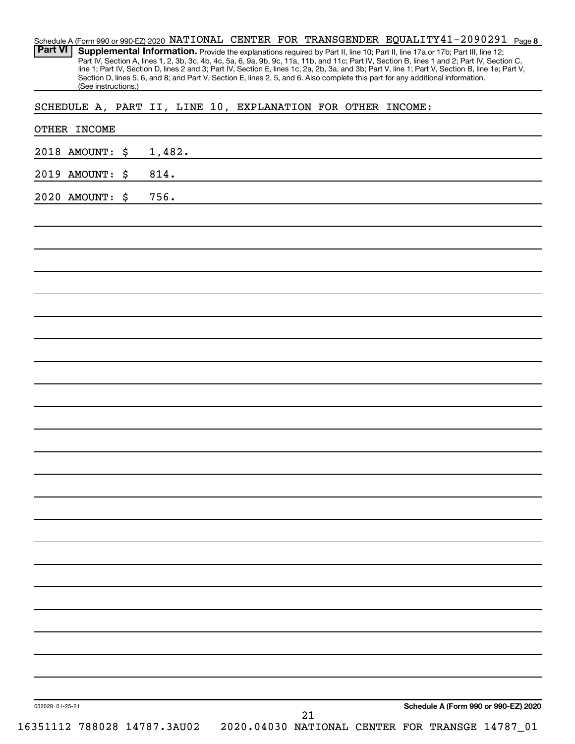Schedule A (Form 990 or 990-EZ) 2020 NATIONAL CENTER FOR TRANSGENDER EQUALITY 41-2090291 Page **8**

**Part VI** **Supplemental Information.** Provide the explanations required by Part II, line 10; Part II, line 17a or 17b; Part III, line 12; Part IV, Section A, lines 1, 2, 3b, 3c, 4b, 4c, 5a, 6, 9a, 9b, 9c, 11a, 11b, and 11c; Part IV, Section B, lines 1 and 2; Part IV, Section C, line 1; Part IV, Section D, lines 2 and 3; Part IV, Section E, lines 1c, 2a, 2b, 3a, and 3b; Part V, line 1; Part V, Section B, line 1e; Part V, Section D, lines 5, 6, and 8; and Part V, Section E, lines 2, 5, and 6. Also complete this part for any additional information. (See instructions.)

SCHEDULE A, PART II, LINE 10, EXPLANATION FOR OTHER INCOME:

OTHER INCOME

2018 AMOUNT: $ 1,482.

2019 AMOUNT: $ 814.

2020 AMOUNT: $ 756.

032028 01-25-21 **Schedule A (Form 990 or 990-EZ) 2020**

16351112 788028 14787.3AU02 2020.04030 NATIONAL CENTER FOR TRANSGE 14787_01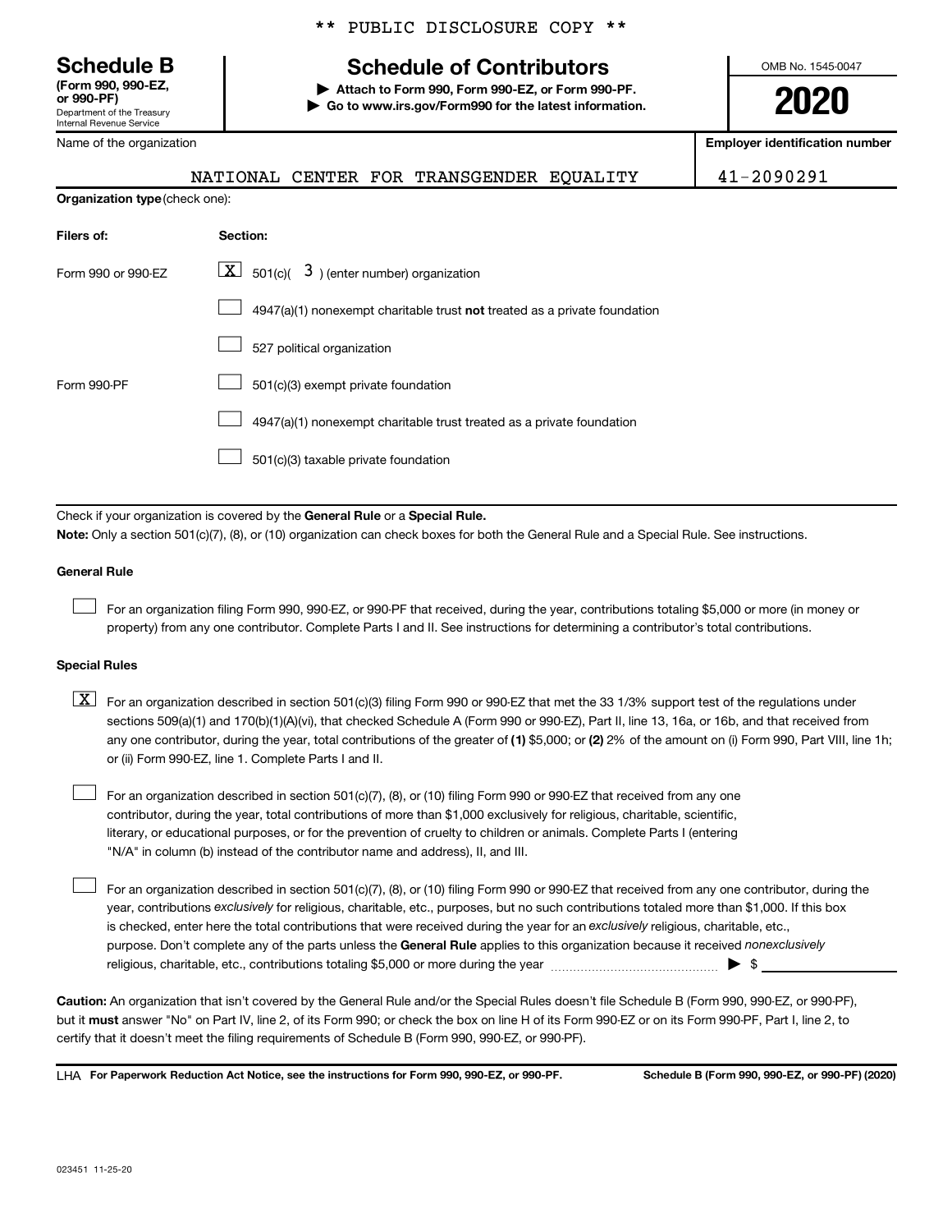** PUBLIC DISCLOSURE COPY **

# Schedule B

**(Form 990, 990-EZ, or 990-PF)**
Department of the Treasury
Internal Revenue Service

## Schedule of Contributors

▶ **Attach to Form 990, Form 990-EZ, or Form 990-PF.**
▶ **Go to www.irs.gov/Form990 for the latest information.**

OMB No. 1545-0047

**2020**

| Name of the organization | Employer identification number |
|---|---|
| NATIONAL CENTER FOR TRANSGENDER EQUALITY | 41-2090291 |

**Organization type** (check one):

| Filers of: | Section: |
|---|---|
| Form 990 or 990-EZ | [X] 501(c)( 3 ) (enter number) organization |
| | [ ] 4947(a)(1) nonexempt charitable trust **not** treated as a private foundation |
| | [ ] 527 political organization |
| Form 990-PF | [ ] 501(c)(3) exempt private foundation |
| | [ ] 4947(a)(1) nonexempt charitable trust treated as a private foundation |
| | [ ] 501(c)(3) taxable private foundation |

Check if your organization is covered by the **General Rule** or a **Special Rule.**

**Note:** Only a section 501(c)(7), (8), or (10) organization can check boxes for both the General Rule and a Special Rule. See instructions.

**General Rule**

[ ] For an organization filing Form 990, 990-EZ, or 990-PF that received, during the year, contributions totaling $5,000 or more (in money or property) from any one contributor. Complete Parts I and II. See instructions for determining a contributor's total contributions.

**Special Rules**

[X] For an organization described in section 501(c)(3) filing Form 990 or 990-EZ that met the 33 1/3% support test of the regulations under sections 509(a)(1) and 170(b)(1)(A)(vi), that checked Schedule A (Form 990 or 990-EZ), Part II, line 13, 16a, or 16b, and that received from any one contributor, during the year, total contributions of the greater of **(1)** $5,000; or **(2)** 2% of the amount on (i) Form 990, Part VIII, line 1h; or (ii) Form 990-EZ, line 1. Complete Parts I and II.

[ ] For an organization described in section 501(c)(7), (8), or (10) filing Form 990 or 990-EZ that received from any one contributor, during the year, total contributions of more than $1,000 exclusively for religious, charitable, scientific, literary, or educational purposes, or for the prevention of cruelty to children or animals. Complete Parts I (entering "N/A" in column (b) instead of the contributor name and address), II, and III.

[ ] For an organization described in section 501(c)(7), (8), or (10) filing Form 990 or 990-EZ that received from any one contributor, during the year, contributions *exclusively* for religious, charitable, etc., purposes, but no such contributions totaled more than $1,000. If this box is checked, enter here the total contributions that were received during the year for an *exclusively* religious, charitable, etc., purpose. Don't complete any of the parts unless the **General Rule** applies to this organization because it received *nonexclusively* religious, charitable, etc., contributions totaling $5,000 or more during the year ▶ $ ____________

**Caution:** An organization that isn't covered by the General Rule and/or the Special Rules doesn't file Schedule B (Form 990, 990-EZ, or 990-PF), but it **must** answer "No" on Part IV, line 2, of its Form 990; or check the box on line H of its Form 990-EZ or on its Form 990-PF, Part I, line 2, to certify that it doesn't meet the filing requirements of Schedule B (Form 990, 990-EZ, or 990-PF).

LHA **For Paperwork Reduction Act Notice, see the instructions for Form 990, 990-EZ, or 990-PF.** **Schedule B (Form 990, 990-EZ, or 990-PF) (2020)**

023451 11-25-20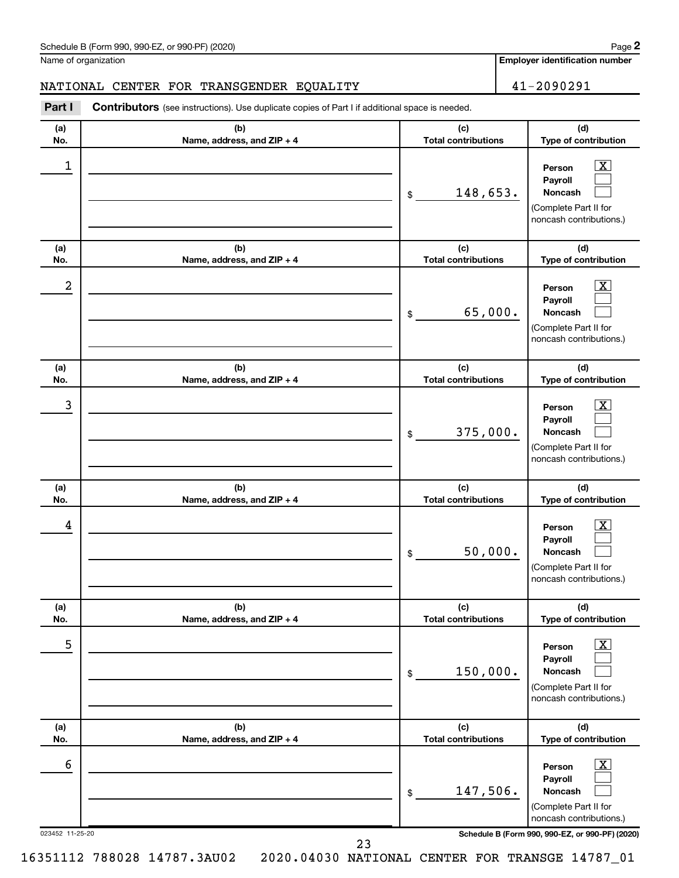Schedule B (Form 990, 990-EZ, or 990-PF) (2020) Page **2**

Name of organization: NATIONAL CENTER FOR TRANSGENDER EQUALITY

**Employer identification number:** 41-2090291

**Part I** **Contributors** (see instructions). Use duplicate copies of Part I if additional space is needed.

| (a) No. | (b) Name, address, and ZIP + 4 | (c) Total contributions | (d) Type of contribution |
|---|---|---|---|
| 1 | | $ 148,653. | Person [X] Payroll [ ] Noncash [ ] (Complete Part II for noncash contributions.) |
| 2 | | $ 65,000. | Person [X] Payroll [ ] Noncash [ ] (Complete Part II for noncash contributions.) |
| 3 | | $ 375,000. | Person [X] Payroll [ ] Noncash [ ] (Complete Part II for noncash contributions.) |
| 4 | | $ 50,000. | Person [X] Payroll [ ] Noncash [ ] (Complete Part II for noncash contributions.) |
| 5 | | $ 150,000. | Person [X] Payroll [ ] Noncash [ ] (Complete Part II for noncash contributions.) |
| 6 | | $ 147,506. | Person [X] Payroll [ ] Noncash [ ] (Complete Part II for noncash contributions.) |

023452 11-25-20 **Schedule B (Form 990, 990-EZ, or 990-PF) (2020)**

16351112 788028 14787.3AU02 2020.04030 NATIONAL CENTER FOR TRANSGE 14787_01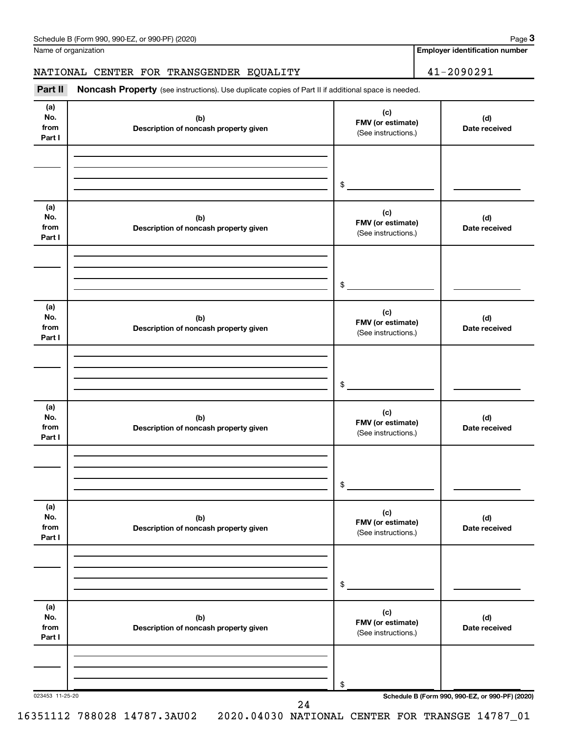Name of organization

NATIONAL CENTER FOR TRANSGENDER EQUALITY

**Employer identification number**

41-2090291

**Part II** **Noncash Property** (see instructions). Use duplicate copies of Part II if additional space is needed.

| (a) No. from Part I | (b) Description of noncash property given | (c) FMV (or estimate) (See instructions.) | (d) Date received |
|---|---|---|---|
| | | $ | |

| (a) No. from Part I | (b) Description of noncash property given | (c) FMV (or estimate) (See instructions.) | (d) Date received |
|---|---|---|---|
| | | $ | |

| (a) No. from Part I | (b) Description of noncash property given | (c) FMV (or estimate) (See instructions.) | (d) Date received |
|---|---|---|---|
| | | $ | |

| (a) No. from Part I | (b) Description of noncash property given | (c) FMV (or estimate) (See instructions.) | (d) Date received |
|---|---|---|---|
| | | $ | |

| (a) No. from Part I | (b) Description of noncash property given | (c) FMV (or estimate) (See instructions.) | (d) Date received |
|---|---|---|---|
| | | $ | |

| (a) No. from Part I | (b) Description of noncash property given | (c) FMV (or estimate) (See instructions.) | (d) Date received |
|---|---|---|---|
| | | $ | |

023453 11-25-20

**Schedule B (Form 990, 990-EZ, or 990-PF) (2020)**

16351112 788028 14787.3AU02 2020.04030 NATIONAL CENTER FOR TRANSGE 14787_01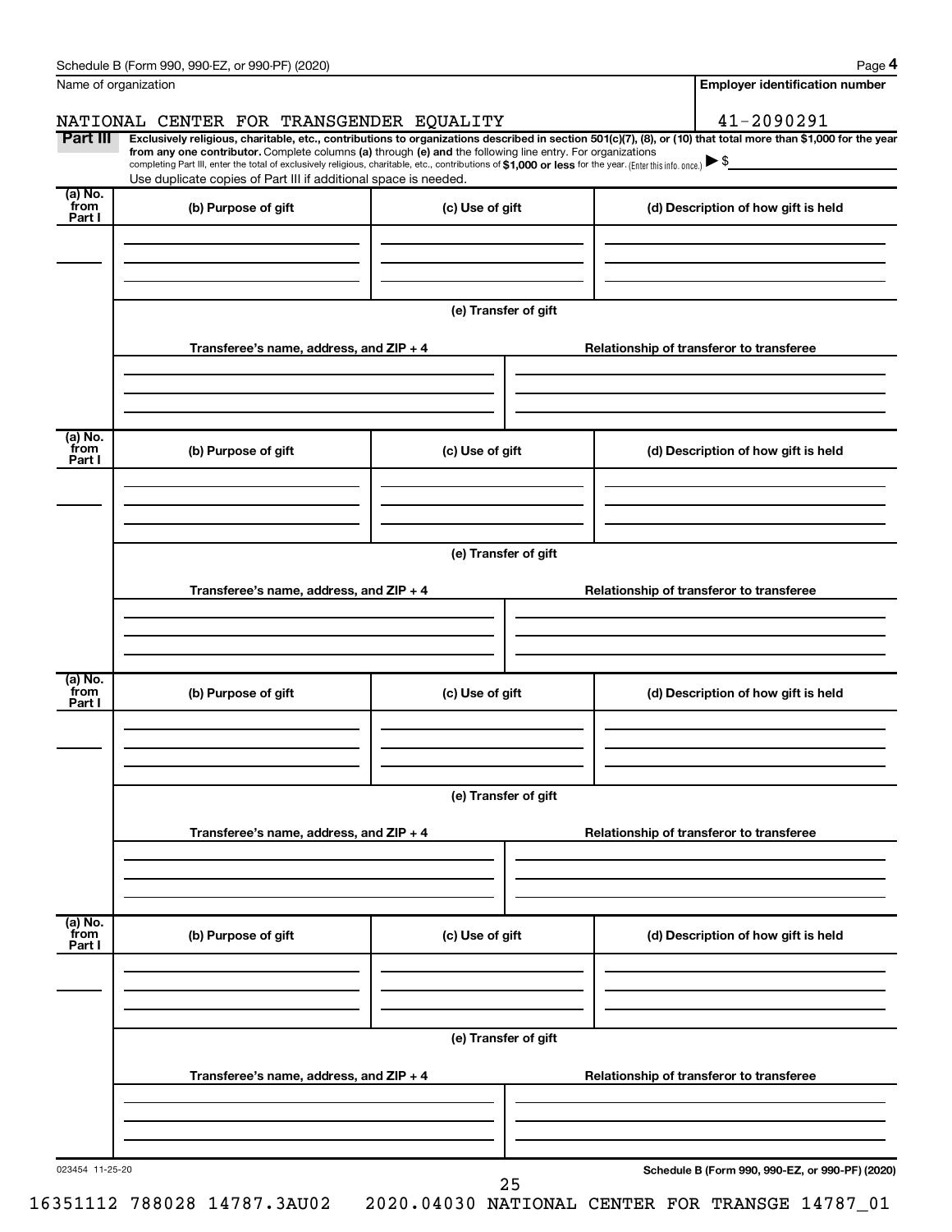Name of organization

NATIONAL CENTER FOR TRANSGENDER EQUALITY

**Employer identification number**

41-2090291

**Part III** **Exclusively religious, charitable, etc., contributions to organizations described in section 501(c)(7), (8), or (10) that total more than $1,000 for the year from any one contributor.** Complete columns **(a)** through **(e)** and the following line entry. For organizations completing Part III, enter the total of exclusively religious, charitable, etc., contributions of **$1,000 or less** for the year. (Enter this info. once.) ▶ $

Use duplicate copies of Part III if additional space is needed.

| (a) No. from Part I | (b) Purpose of gift | (c) Use of gift | (d) Description of how gift is held |
|---|---|---|---|
| | | | |

(e) Transfer of gift

| Transferee's name, address, and ZIP + 4 | Relationship of transferor to transferee |
|---|---|
| | |

| (a) No. from Part I | (b) Purpose of gift | (c) Use of gift | (d) Description of how gift is held |
|---|---|---|---|
| | | | |

(e) Transfer of gift

| Transferee's name, address, and ZIP + 4 | Relationship of transferor to transferee |
|---|---|
| | |

| (a) No. from Part I | (b) Purpose of gift | (c) Use of gift | (d) Description of how gift is held |
|---|---|---|---|
| | | | |

(e) Transfer of gift

| Transferee's name, address, and ZIP + 4 | Relationship of transferor to transferee |
|---|---|
| | |

| (a) No. from Part I | (b) Purpose of gift | (c) Use of gift | (d) Description of how gift is held |
|---|---|---|---|
| | | | |

(e) Transfer of gift

| Transferee's name, address, and ZIP + 4 | Relationship of transferor to transferee |
|---|---|
| | |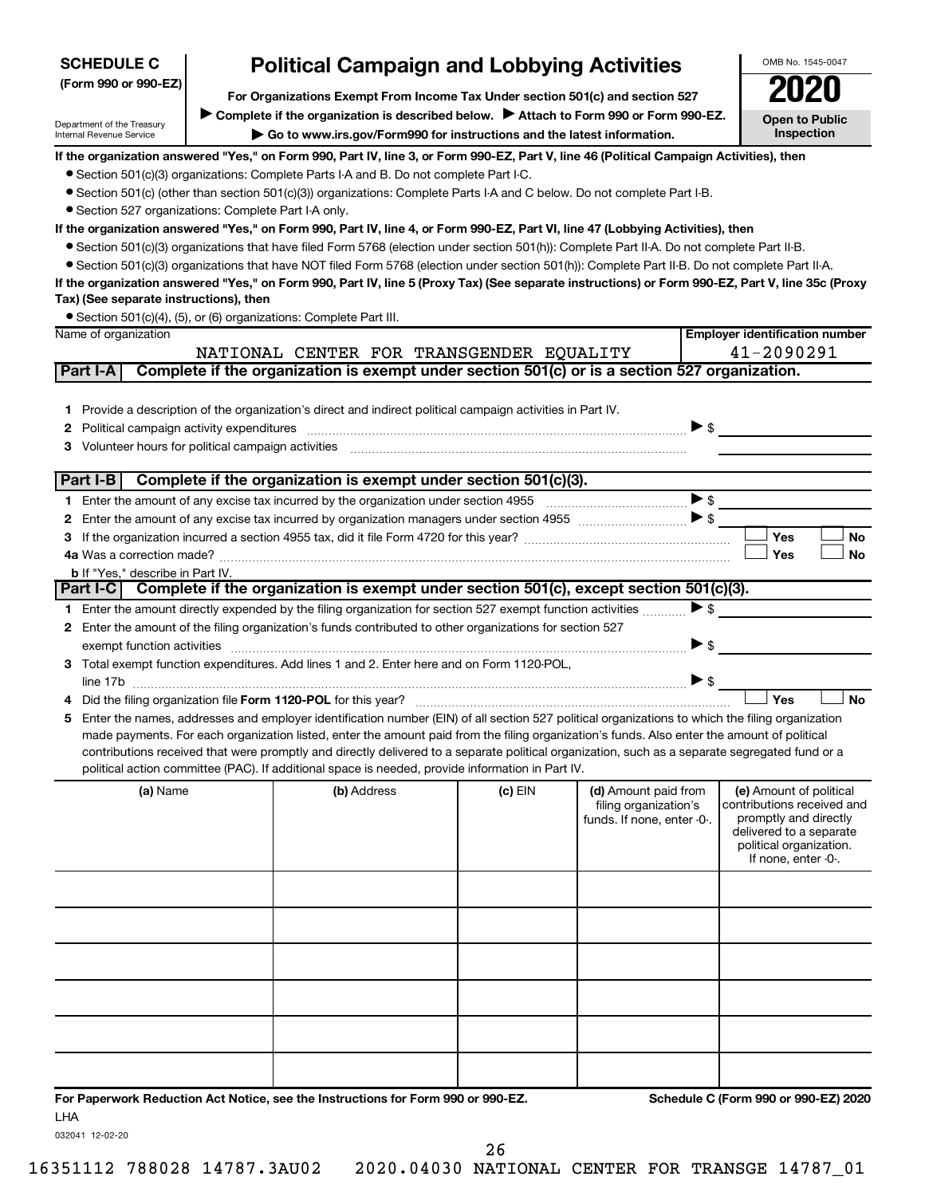**SCHEDULE C**
**(Form 990 or 990-EZ)**

Department of the Treasury
Internal Revenue Service

# Political Campaign and Lobbying Activities

**For Organizations Exempt From Income Tax Under section 501(c) and section 527**

▶ **Complete if the organization is described below.** ▶ **Attach to Form 990 or Form 990-EZ.**

▶ **Go to www.irs.gov/Form990 for instructions and the latest information.**

OMB No. 1545-0047

**2020**

**Open to Public Inspection**

**If the organization answered "Yes," on Form 990, Part IV, line 3, or Form 990-EZ, Part V, line 46 (Political Campaign Activities), then**

- Section 501(c)(3) organizations: Complete Parts I-A and B. Do not complete Part I-C.
- Section 501(c) (other than section 501(c)(3)) organizations: Complete Parts I-A and C below. Do not complete Part I-B.
- Section 527 organizations: Complete Part I-A only.

**If the organization answered "Yes," on Form 990, Part IV, line 4, or Form 990-EZ, Part VI, line 47 (Lobbying Activities), then**

- Section 501(c)(3) organizations that have filed Form 5768 (election under section 501(h)): Complete Part II-A. Do not complete Part II-B.
- Section 501(c)(3) organizations that have NOT filed Form 5768 (election under section 501(h)): Complete Part II-B. Do not complete Part II-A.

**If the organization answered "Yes," on Form 990, Part IV, line 5 (Proxy Tax) (See separate instructions) or Form 990-EZ, Part V, line 35c (Proxy Tax) (See separate instructions), then**

- Section 501(c)(4), (5), or (6) organizations: Complete Part III.

| Name of organization | Employer identification number |
|---|---|
| NATIONAL CENTER FOR TRANSGENDER EQUALITY | 41-2090291 |

## Part I-A Complete if the organization is exempt under section 501(c) or is a section 527 organization.

1 Provide a description of the organization's direct and indirect political campaign activities in Part IV.

2 Political campaign activity expenditures ▶ $

3 Volunteer hours for political campaign activities

## Part I-B Complete if the organization is exempt under section 501(c)(3).

1 Enter the amount of any excise tax incurred by the organization under section 4955 ▶ $

2 Enter the amount of any excise tax incurred by organization managers under section 4955 ▶ $

3 If the organization incurred a section 4955 tax, did it file Form 4720 for this year? ☐ Yes ☐ No

4a Was a correction made? ☐ Yes ☐ No

**b** If "Yes," describe in Part IV.

## Part I-C Complete if the organization is exempt under section 501(c), except section 501(c)(3).

1 Enter the amount directly expended by the filing organization for section 527 exempt function activities ▶ $

2 Enter the amount of the filing organization's funds contributed to other organizations for section 527 exempt function activities ▶ $

3 Total exempt function expenditures. Add lines 1 and 2. Enter here and on Form 1120-POL, line 17b ▶ $

4 Did the filing organization file **Form 1120-POL** for this year? ☐ Yes ☐ No

5 Enter the names, addresses and employer identification number (EIN) of all section 527 political organizations to which the filing organization made payments. For each organization listed, enter the amount paid from the filing organization's funds. Also enter the amount of political contributions received that were promptly and directly delivered to a separate political organization, such as a separate segregated fund or a political action committee (PAC). If additional space is needed, provide information in Part IV.

| (a) Name | (b) Address | (c) EIN | (d) Amount paid from filing organization's funds. If none, enter -0-. | (e) Amount of political contributions received and promptly and directly delivered to a separate political organization. If none, enter -0-. |
|---|---|---|---|---|
| | | | | |
| | | | | |
| | | | | |
| | | | | |
| | | | | |
| | | | | |

**For Paperwork Reduction Act Notice, see the Instructions for Form 990 or 990-EZ.** LHA

**Schedule C (Form 990 or 990-EZ) 2020**

032041 12-02-20

16351112 788028 14787.3AU02 2020.04030 NATIONAL CENTER FOR TRANSGE 14787_01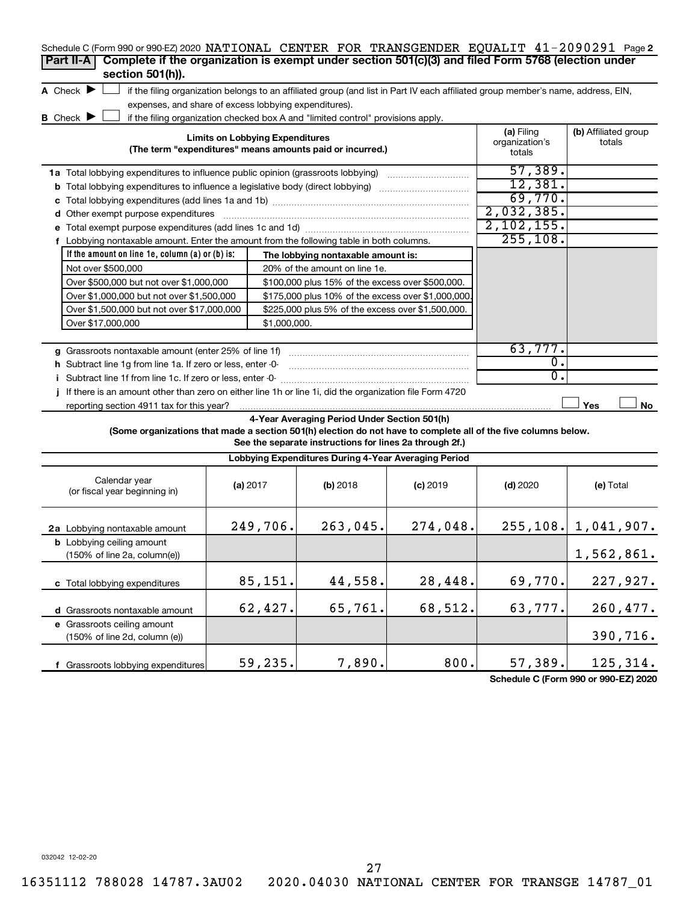Schedule C (Form 990 or 990-EZ) 2020 NATIONAL CENTER FOR TRANSGENDER EQUALIT 41-2090291 Page **2**

**Part II-A** **Complete if the organization is exempt under section 501(c)(3) and filed Form 5768 (election under section 501(h)).**

**A** Check ▶ ☐ if the filing organization belongs to an affiliated group (and list in Part IV each affiliated group member's name, address, EIN, expenses, and share of excess lobbying expenditures).

**B** Check ▶ ☐ if the filing organization checked box A and "limited control" provisions apply.

| **Limits on Lobbying Expenditures** (The term "expenditures" means amounts paid or incurred.) | **(a)** Filing organization's totals | **(b)** Affiliated group totals |
|---|---|---|
| **1a** Total lobbying expenditures to influence public opinion (grassroots lobbying) | 57,389. | |
| **b** Total lobbying expenditures to influence a legislative body (direct lobbying) | 12,381. | |
| **c** Total lobbying expenditures (add lines 1a and 1b) | 69,770. | |
| **d** Other exempt purpose expenditures | 2,032,385. | |
| **e** Total exempt purpose expenditures (add lines 1c and 1d) | 2,102,155. | |
| **f** Lobbying nontaxable amount. Enter the amount from the following table in both columns. | 255,108. | |

| If the amount on line 1e, column (a) or (b) is: | The lobbying nontaxable amount is: |
|---|---|
| Not over $500,000 | 20% of the amount on line 1e. |
| Over $500,000 but not over $1,000,000 | $100,000 plus 15% of the excess over $500,000. |
| Over $1,000,000 but not over $1,500,000 | $175,000 plus 10% of the excess over $1,000,000. |
| Over $1,500,000 but not over $17,000,000 | $225,000 plus 5% of the excess over $1,500,000. |
| Over $17,000,000 | $1,000,000. |

| | (a) | (b) |
|---|---|---|
| **g** Grassroots nontaxable amount (enter 25% of line 1f) | 63,777. | |
| **h** Subtract line 1g from line 1a. If zero or less, enter -0- | 0. | |
| **i** Subtract line 1f from line 1c. If zero or less, enter -0- | 0. | |
| **j** If there is an amount other than zero on either line 1h or line 1i, did the organization file Form 4720 reporting section 4911 tax for this year? | ☐ Yes | ☐ No |

**4-Year Averaging Period Under Section 501(h)**

**(Some organizations that made a section 501(h) election do not have to complete all of the five columns below. See the separate instructions for lines 2a through 2f.)**

**Lobbying Expenditures During 4-Year Averaging Period**

| Calendar year (or fiscal year beginning in) | **(a)** 2017 | **(b)** 2018 | **(c)** 2019 | **(d)** 2020 | **(e)** Total |
|---|---|---|---|---|---|
| **2a** Lobbying nontaxable amount | 249,706. | 263,045. | 274,048. | 255,108. | 1,041,907. |
| **b** Lobbying ceiling amount (150% of line 2a, column(e)) | | | | | 1,562,861. |
| **c** Total lobbying expenditures | 85,151. | 44,558. | 28,448. | 69,770. | 227,927. |
| **d** Grassroots nontaxable amount | 62,427. | 65,761. | 68,512. | 63,777. | 260,477. |
| **e** Grassroots ceiling amount (150% of line 2d, column (e)) | | | | | 390,716. |
| **f** Grassroots lobbying expenditures | 59,235. | 7,890. | 800. | 57,389. | 125,314. |

**Schedule C (Form 990 or 990-EZ) 2020**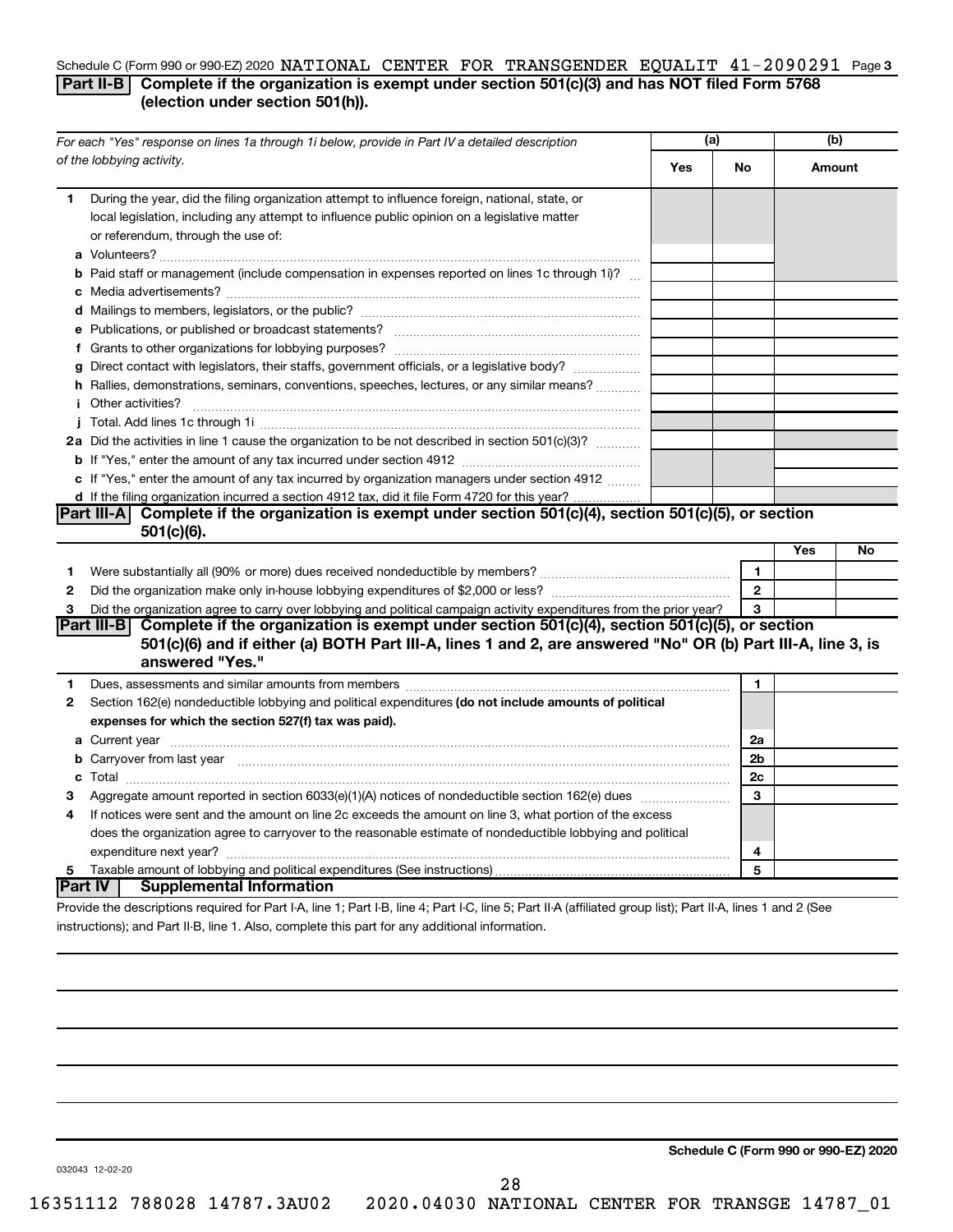Schedule C (Form 990 or 990-EZ) 2020 NATIONAL CENTER FOR TRANSGENDER EQUALIT 41-2090291 Page 3

## Part II-B Complete if the organization is exempt under section 501(c)(3) and has NOT filed Form 5768 (election under section 501(h)).

| *For each "Yes" response on lines 1a through 1i below, provide in Part IV a detailed description of the lobbying activity.* | (a) Yes | (a) No | (b) Amount |
|---|---|---|---|
| **1** During the year, did the filing organization attempt to influence foreign, national, state, or local legislation, including any attempt to influence public opinion on a legislative matter or referendum, through the use of: | | | |
| **a** Volunteers? | | | |
| **b** Paid staff or management (include compensation in expenses reported on lines 1c through 1i)? | | | |
| **c** Media advertisements? | | | |
| **d** Mailings to members, legislators, or the public? | | | |
| **e** Publications, or published or broadcast statements? | | | |
| **f** Grants to other organizations for lobbying purposes? | | | |
| **g** Direct contact with legislators, their staffs, government officials, or a legislative body? | | | |
| **h** Rallies, demonstrations, seminars, conventions, speeches, lectures, or any similar means? | | | |
| **i** Other activities? | | | |
| **j** Total. Add lines 1c through 1i | | | |
| **2a** Did the activities in line 1 cause the organization to be not described in section 501(c)(3)? | | | |
| **b** If "Yes," enter the amount of any tax incurred under section 4912 | | | |
| **c** If "Yes," enter the amount of any tax incurred by organization managers under section 4912 | | | |
| **d** If the filing organization incurred a section 4912 tax, did it file Form 4720 for this year? | | | |

## Part III-A Complete if the organization is exempt under section 501(c)(4), section 501(c)(5), or section 501(c)(6).

| | | Yes | No |
|---|---|---|---|
| **1** Were substantially all (90% or more) dues received nondeductible by members? | 1 | | |
| **2** Did the organization make only in-house lobbying expenditures of $2,000 or less? | 2 | | |
| **3** Did the organization agree to carry over lobbying and political campaign activity expenditures from the prior year? | 3 | | |

## Part III-B Complete if the organization is exempt under section 501(c)(4), section 501(c)(5), or section 501(c)(6) and if either (a) BOTH Part III-A, lines 1 and 2, are answered "No" OR (b) Part III-A, line 3, is answered "Yes."

| | | |
|---|---|---|
| **1** Dues, assessments and similar amounts from members | 1 | |
| **2** Section 162(e) nondeductible lobbying and political expenditures **(do not include amounts of political expenses for which the section 527(f) tax was paid).** | | |
| **a** Current year | 2a | |
| **b** Carryover from last year | 2b | |
| **c** Total | 2c | |
| **3** Aggregate amount reported in section 6033(e)(1)(A) notices of nondeductible section 162(e) dues | 3 | |
| **4** If notices were sent and the amount on line 2c exceeds the amount on line 3, what portion of the excess does the organization agree to carryover to the reasonable estimate of nondeductible lobbying and political expenditure next year? | 4 | |
| **5** Taxable amount of lobbying and political expenditures (See instructions) | 5 | |

## Part IV Supplemental Information

Provide the descriptions required for Part I-A, line 1; Part I-B, line 4; Part I-C, line 5; Part II-A (affiliated group list); Part II-A, lines 1 and 2 (See instructions); and Part II-B, line 1. Also, complete this part for any additional information.

**Schedule C (Form 990 or 990-EZ) 2020**

032043 12-02-20

16351112 788028 14787.3AU02 2020.04030 NATIONAL CENTER FOR TRANSGE 14787_01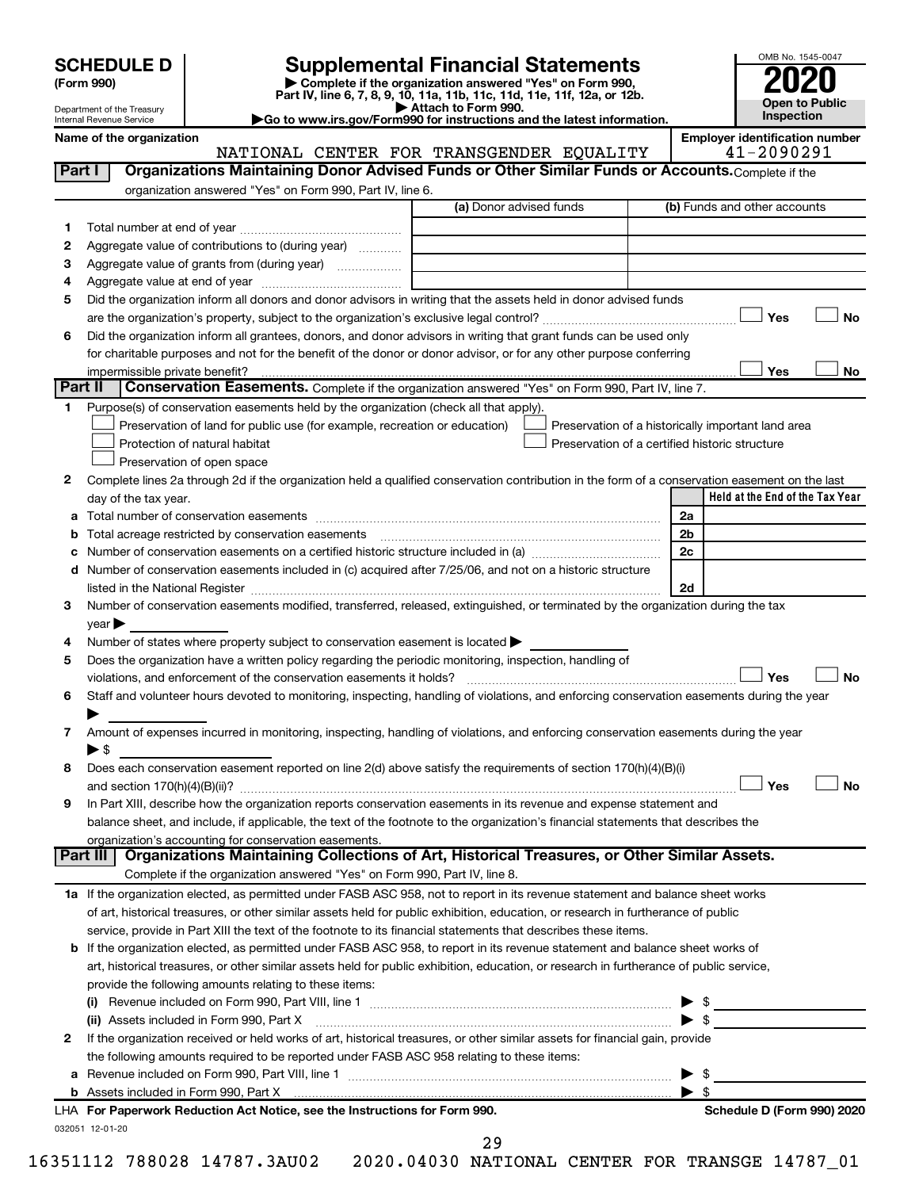**SCHEDULE D** (Form 990)

Department of the Treasury
Internal Revenue Service

# Supplemental Financial Statements

▶ Complete if the organization answered "Yes" on Form 990, Part IV, line 6, 7, 8, 9, 10, 11a, 11b, 11c, 11d, 11e, 11f, 12a, or 12b.
▶ Attach to Form 990.
▶Go to www.irs.gov/Form990 for instructions and the latest information.

OMB No. 1545-0047

**2020**

**Open to Public Inspection**

Name of the organization: NATIONAL CENTER FOR TRANSGENDER EQUALITY

Employer identification number: 41-2090291

## Part I Organizations Maintaining Donor Advised Funds or Other Similar Funds or Accounts.

Complete if the organization answered "Yes" on Form 990, Part IV, line 6.

| | | (a) Donor advised funds | (b) Funds and other accounts |
|---|---|---|---|
| 1 | Total number at end of year | | |
| 2 | Aggregate value of contributions to (during year) | | |
| 3 | Aggregate value of grants from (during year) | | |
| 4 | Aggregate value at end of year | | |

5 Did the organization inform all donors and donor advisors in writing that the assets held in donor advised funds are the organization's property, subject to the organization's exclusive legal control? ☐ Yes ☐ No

6 Did the organization inform all grantees, donors, and donor advisors in writing that grant funds can be used only for charitable purposes and not for the benefit of the donor or donor advisor, or for any other purpose conferring impermissible private benefit? ☐ Yes ☐ No

## Part II Conservation Easements.

Complete if the organization answered "Yes" on Form 990, Part IV, line 7.

1 Purpose(s) of conservation easements held by the organization (check all that apply).

- ☐ Preservation of land for public use (for example, recreation or education)
- ☐ Protection of natural habitat
- ☐ Preservation of open space
- ☐ Preservation of a historically important land area
- ☐ Preservation of a certified historic structure

2 Complete lines 2a through 2d if the organization held a qualified conservation contribution in the form of a conservation easement on the last day of the tax year.

| | | | Held at the End of the Tax Year |
|---|---|---|---|
| a | Total number of conservation easements | 2a | |
| b | Total acreage restricted by conservation easements | 2b | |
| c | Number of conservation easements on a certified historic structure included in (a) | 2c | |
| d | Number of conservation easements included in (c) acquired after 7/25/06, and not on a historic structure listed in the National Register | 2d | |

3 Number of conservation easements modified, transferred, released, extinguished, or terminated by the organization during the tax year ▶

4 Number of states where property subject to conservation easement is located ▶

5 Does the organization have a written policy regarding the periodic monitoring, inspection, handling of violations, and enforcement of the conservation easements it holds? ☐ Yes ☐ No

6 Staff and volunteer hours devoted to monitoring, inspecting, handling of violations, and enforcing conservation easements during the year ▶

7 Amount of expenses incurred in monitoring, inspecting, handling of violations, and enforcing conservation easements during the year ▶ $

8 Does each conservation easement reported on line 2(d) above satisfy the requirements of section 170(h)(4)(B)(i) and section 170(h)(4)(B)(ii)? ☐ Yes ☐ No

9 In Part XIII, describe how the organization reports conservation easements in its revenue and expense statement and balance sheet, and include, if applicable, the text of the footnote to the organization's financial statements that describes the organization's accounting for conservation easements.

## Part III Organizations Maintaining Collections of Art, Historical Treasures, or Other Similar Assets.

Complete if the organization answered "Yes" on Form 990, Part IV, line 8.

1a If the organization elected, as permitted under FASB ASC 958, not to report in its revenue statement and balance sheet works of art, historical treasures, or other similar assets held for public exhibition, education, or research in furtherance of public service, provide in Part XIII the text of the footnote to its financial statements that describes these items.

b If the organization elected, as permitted under FASB ASC 958, to report in its revenue statement and balance sheet works of art, historical treasures, or other similar assets held for public exhibition, education, or research in furtherance of public service, provide the following amounts relating to these items:

(i) Revenue included on Form 990, Part VIII, line 1 ▶ $

(ii) Assets included in Form 990, Part X ▶ $

2 If the organization received or held works of art, historical treasures, or other similar assets for financial gain, provide the following amounts required to be reported under FASB ASC 958 relating to these items:

a Revenue included on Form 990, Part VIII, line 1 ▶ $

b Assets included in Form 990, Part X ▶ $

LHA For Paperwork Reduction Act Notice, see the Instructions for Form 990. Schedule D (Form 990) 2020

032051 12-01-20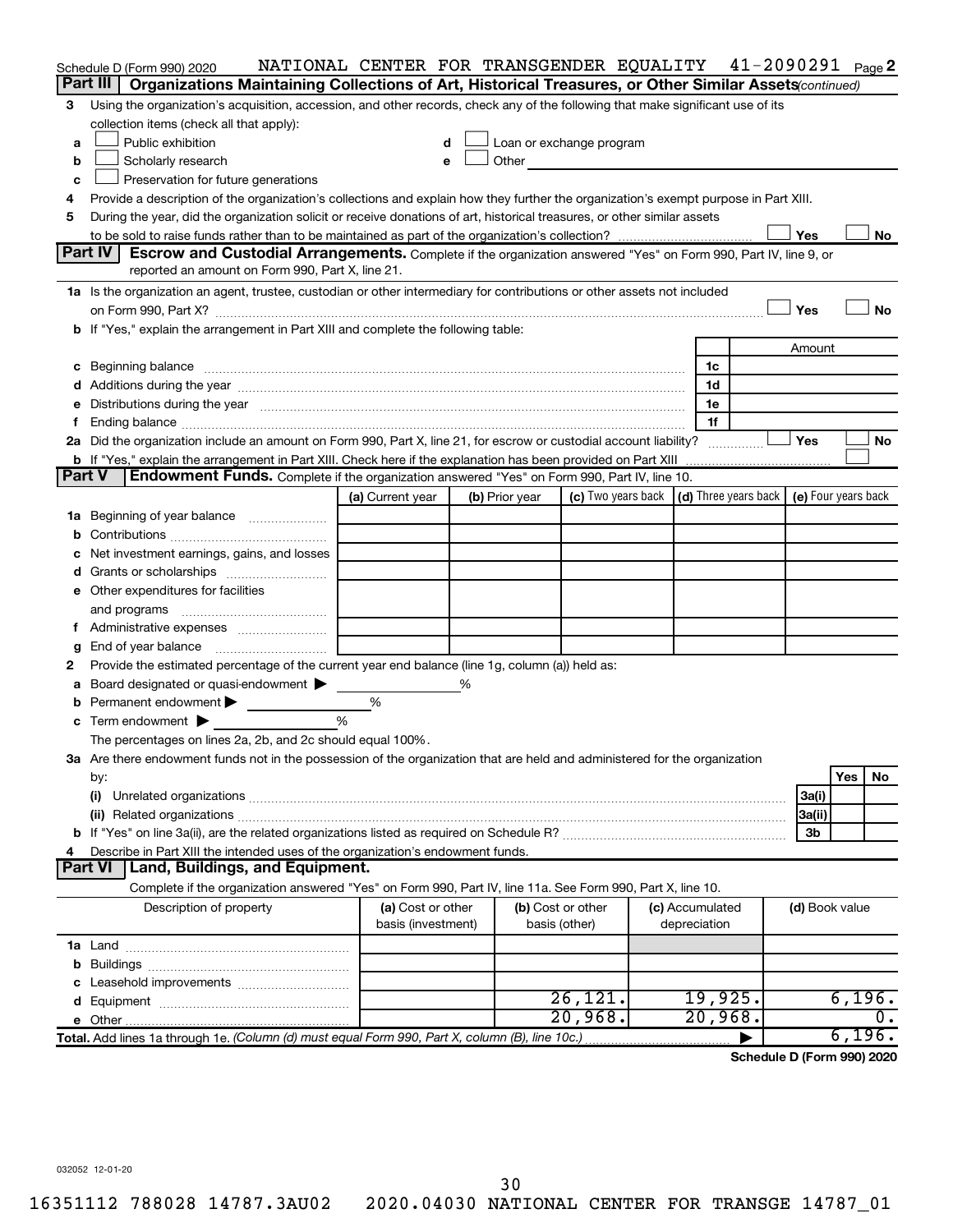Schedule D (Form 990) 2020 NATIONAL CENTER FOR TRANSGENDER EQUALITY 41-2090291 Page 2

**Part III | Organizations Maintaining Collections of Art, Historical Treasures, or Other Similar Assets** *(continued)*

3 Using the organization's acquisition, accession, and other records, check any of the following that make significant use of its collection items (check all that apply):

- a ☐ Public exhibition
- b ☐ Scholarly research
- c ☐ Preservation for future generations
- d ☐ Loan or exchange program
- e ☐ Other

4 Provide a description of the organization's collections and explain how they further the organization's exempt purpose in Part XIII.

5 During the year, did the organization solicit or receive donations of art, historical treasures, or other similar assets to be sold to raise funds rather than to be maintained as part of the organization's collection? ☐ Yes ☐ No

**Part IV | Escrow and Custodial Arrangements.** Complete if the organization answered "Yes" on Form 990, Part IV, line 9, or reported an amount on Form 990, Part X, line 21.

1a Is the organization an agent, trustee, custodian or other intermediary for contributions or other assets not included on Form 990, Part X? ☐ Yes ☐ No

b If "Yes," explain the arrangement in Part XIII and complete the following table:

| | | Amount |
|---|---|---|
| c Beginning balance | 1c | |
| d Additions during the year | 1d | |
| e Distributions during the year | 1e | |
| f Ending balance | 1f | |

2a Did the organization include an amount on Form 990, Part X, line 21, for escrow or custodial account liability? ☐ Yes ☐ No

b If "Yes," explain the arrangement in Part XIII. Check here if the explanation has been provided on Part XIII ☐

**Part V | Endowment Funds.** Complete if the organization answered "Yes" on Form 990, Part IV, line 10.

| | (a) Current year | (b) Prior year | (c) Two years back | (d) Three years back | (e) Four years back |
|---|---|---|---|---|---|
| 1a Beginning of year balance | | | | | |
| b Contributions | | | | | |
| c Net investment earnings, gains, and losses | | | | | |
| d Grants or scholarships | | | | | |
| e Other expenditures for facilities and programs | | | | | |
| f Administrative expenses | | | | | |
| g End of year balance | | | | | |

2 Provide the estimated percentage of the current year end balance (line 1g, column (a)) held as:

- a Board designated or quasi-endowment ▶ %
- b Permanent endowment ▶ %
- c Term endowment ▶ %

The percentages on lines 2a, 2b, and 2c should equal 100%.

3a Are there endowment funds not in the possession of the organization that are held and administered for the organization by:

| | | Yes | No |
|---|---|---|---|
| (i) Unrelated organizations | 3a(i) | | |
| (ii) Related organizations | 3a(ii) | | |
| b If "Yes" on line 3a(ii), are the related organizations listed as required on Schedule R? | 3b | | |

4 Describe in Part XIII the intended uses of the organization's endowment funds.

**Part VI | Land, Buildings, and Equipment.**

Complete if the organization answered "Yes" on Form 990, Part IV, line 11a. See Form 990, Part X, line 10.

| Description of property | (a) Cost or other basis (investment) | (b) Cost or other basis (other) | (c) Accumulated depreciation | (d) Book value |
|---|---|---|---|---|
| 1a Land | | | | |
| b Buildings | | | | |
| c Leasehold improvements | | | | |
| d Equipment | | 26,121. | 19,925. | 6,196. |
| e Other | | 20,968. | 20,968. | 0. |
| Total. Add lines 1a through 1e. *(Column (d) must equal Form 990, Part X, column (B), line 10c.)* | | | ▶ | 6,196. |

Schedule D (Form 990) 2020

032052 12-01-20

16351112 788028 14787.3AU02 2020.04030 NATIONAL CENTER FOR TRANSGE 14787_01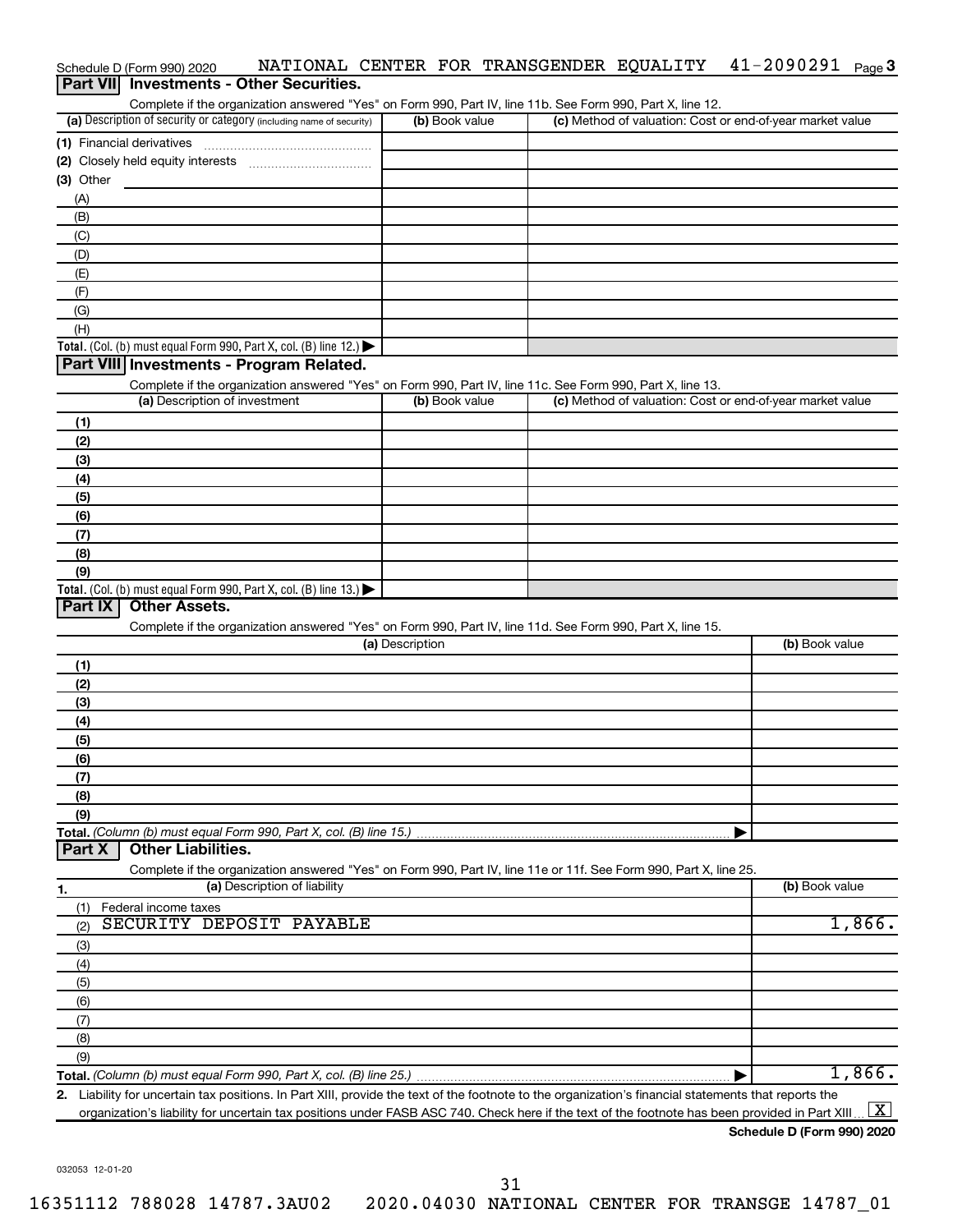Schedule D (Form 990) 2020 NATIONAL CENTER FOR TRANSGENDER EQUALITY 41-2090291 Page 3

## Part VII Investments - Other Securities.

Complete if the organization answered "Yes" on Form 990, Part IV, line 11b. See Form 990, Part X, line 12.

| (a) Description of security or category (including name of security) | (b) Book value | (c) Method of valuation: Cost or end-of-year market value |
|---|---|---|
| (1) Financial derivatives | | |
| (2) Closely held equity interests | | |
| (3) Other | | |
| (A) | | |
| (B) | | |
| (C) | | |
| (D) | | |
| (E) | | |
| (F) | | |
| (G) | | |
| (H) | | |
| **Total.** (Col. (b) must equal Form 990, Part X, col. (B) line 12.) ▶ | | |

## Part VIII Investments - Program Related.

Complete if the organization answered "Yes" on Form 990, Part IV, line 11c. See Form 990, Part X, line 13.

| (a) Description of investment | (b) Book value | (c) Method of valuation: Cost or end-of-year market value |
|---|---|---|
| (1) | | |
| (2) | | |
| (3) | | |
| (4) | | |
| (5) | | |
| (6) | | |
| (7) | | |
| (8) | | |
| (9) | | |
| **Total.** (Col. (b) must equal Form 990, Part X, col. (B) line 13.) ▶ | | |

## Part IX Other Assets.

Complete if the organization answered "Yes" on Form 990, Part IV, line 11d. See Form 990, Part X, line 15.

| (a) Description | (b) Book value |
|---|---|
| (1) | |
| (2) | |
| (3) | |
| (4) | |
| (5) | |
| (6) | |
| (7) | |
| (8) | |
| (9) | |
| **Total.** *(Column (b) must equal Form 990, Part X, col. (B) line 15.)* ▶ | |

## Part X Other Liabilities.

Complete if the organization answered "Yes" on Form 990, Part IV, line 11e or 11f. See Form 990, Part X, line 25.

| 1. (a) Description of liability | (b) Book value |
|---|---|
| (1) Federal income taxes | |
| (2) SECURITY DEPOSIT PAYABLE | 1,866. |
| (3) | |
| (4) | |
| (5) | |
| (6) | |
| (7) | |
| (8) | |
| (9) | |
| **Total.** *(Column (b) must equal Form 990, Part X, col. (B) line 25.)* ▶ | 1,866. |

2. Liability for uncertain tax positions. In Part XIII, provide the text of the footnote to the organization's financial statements that reports the organization's liability for uncertain tax positions under FASB ASC 740. Check here if the text of the footnote has been provided in Part XIII ... [X]

**Schedule D (Form 990) 2020**

032053 12-01-20

16351112 788028 14787.3AU02 2020.04030 NATIONAL CENTER FOR TRANSGE 14787_01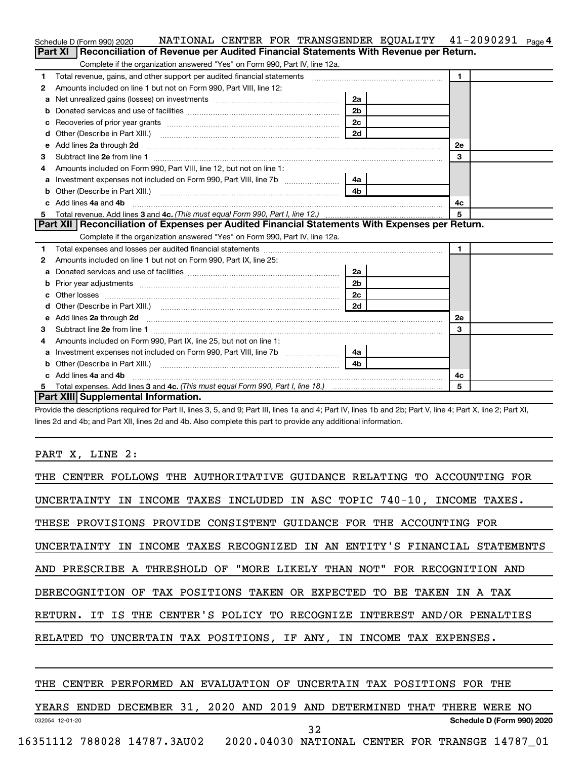Schedule D (Form 990) 2020 NATIONAL CENTER FOR TRANSGENDER EQUALITY 41-2090291 Page 4

## Part XI Reconciliation of Revenue per Audited Financial Statements With Revenue per Return.

Complete if the organization answered "Yes" on Form 990, Part IV, line 12a.

| | | | | | |
|---|---|---|---|---|---|
| 1 | Total revenue, gains, and other support per audited financial statements | | | 1 | |
| 2 | Amounts included on line 1 but not on Form 990, Part VIII, line 12: | | | | |
| a | Net unrealized gains (losses) on investments | 2a | | | |
| b | Donated services and use of facilities | 2b | | | |
| c | Recoveries of prior year grants | 2c | | | |
| d | Other (Describe in Part XIII.) | 2d | | | |
| e | Add lines 2a through 2d | | | 2e | |
| 3 | Subtract line 2e from line 1 | | | 3 | |
| 4 | Amounts included on Form 990, Part VIII, line 12, but not on line 1: | | | | |
| a | Investment expenses not included on Form 990, Part VIII, line 7b | 4a | | | |
| b | Other (Describe in Part XIII.) | 4b | | | |
| c | Add lines 4a and 4b | | | 4c | |
| 5 | Total revenue. Add lines 3 and 4c. *(This must equal Form 990, Part I, line 12.)* | | | 5 | |

## Part XII Reconciliation of Expenses per Audited Financial Statements With Expenses per Return.

Complete if the organization answered "Yes" on Form 990, Part IV, line 12a.

| | | | | | |
|---|---|---|---|---|---|
| 1 | Total expenses and losses per audited financial statements | | | 1 | |
| 2 | Amounts included on line 1 but not on Form 990, Part IX, line 25: | | | | |
| a | Donated services and use of facilities | 2a | | | |
| b | Prior year adjustments | 2b | | | |
| c | Other losses | 2c | | | |
| d | Other (Describe in Part XIII.) | 2d | | | |
| e | Add lines 2a through 2d | | | 2e | |
| 3 | Subtract line 2e from line 1 | | | 3 | |
| 4 | Amounts included on Form 990, Part IX, line 25, but not on line 1: | | | | |
| a | Investment expenses not included on Form 990, Part VIII, line 7b | 4a | | | |
| b | Other (Describe in Part XIII.) | 4b | | | |
| c | Add lines 4a and 4b | | | 4c | |
| 5 | Total expenses. Add lines 3 and 4c. *(This must equal Form 990, Part I, line 18.)* | | | 5 | |

## Part XIII Supplemental Information.

Provide the descriptions required for Part II, lines 3, 5, and 9; Part III, lines 1a and 4; Part IV, lines 1b and 2b; Part V, line 4; Part X, line 2; Part XI, lines 2d and 4b; and Part XII, lines 2d and 4b. Also complete this part to provide any additional information.

PART X, LINE 2:

THE CENTER FOLLOWS THE AUTHORITATIVE GUIDANCE RELATING TO ACCOUNTING FOR UNCERTAINTY IN INCOME TAXES INCLUDED IN ASC TOPIC 740-10, INCOME TAXES. THESE PROVISIONS PROVIDE CONSISTENT GUIDANCE FOR THE ACCOUNTING FOR UNCERTAINTY IN INCOME TAXES RECOGNIZED IN AN ENTITY'S FINANCIAL STATEMENTS AND PRESCRIBE A THRESHOLD OF "MORE LIKELY THAN NOT" FOR RECOGNITION AND DERECOGNITION OF TAX POSITIONS TAKEN OR EXPECTED TO BE TAKEN IN A TAX RETURN. IT IS THE CENTER'S POLICY TO RECOGNIZE INTEREST AND/OR PENALTIES RELATED TO UNCERTAIN TAX POSITIONS, IF ANY, IN INCOME TAX EXPENSES.

THE CENTER PERFORMED AN EVALUATION OF UNCERTAIN TAX POSITIONS FOR THE YEARS ENDED DECEMBER 31, 2020 AND 2019 AND DETERMINED THAT THERE WERE NO

032054 12-01-20 Schedule D (Form 990) 2020

16351112 788028 14787.3AU02 2020.04030 NATIONAL CENTER FOR TRANSGE 14787_01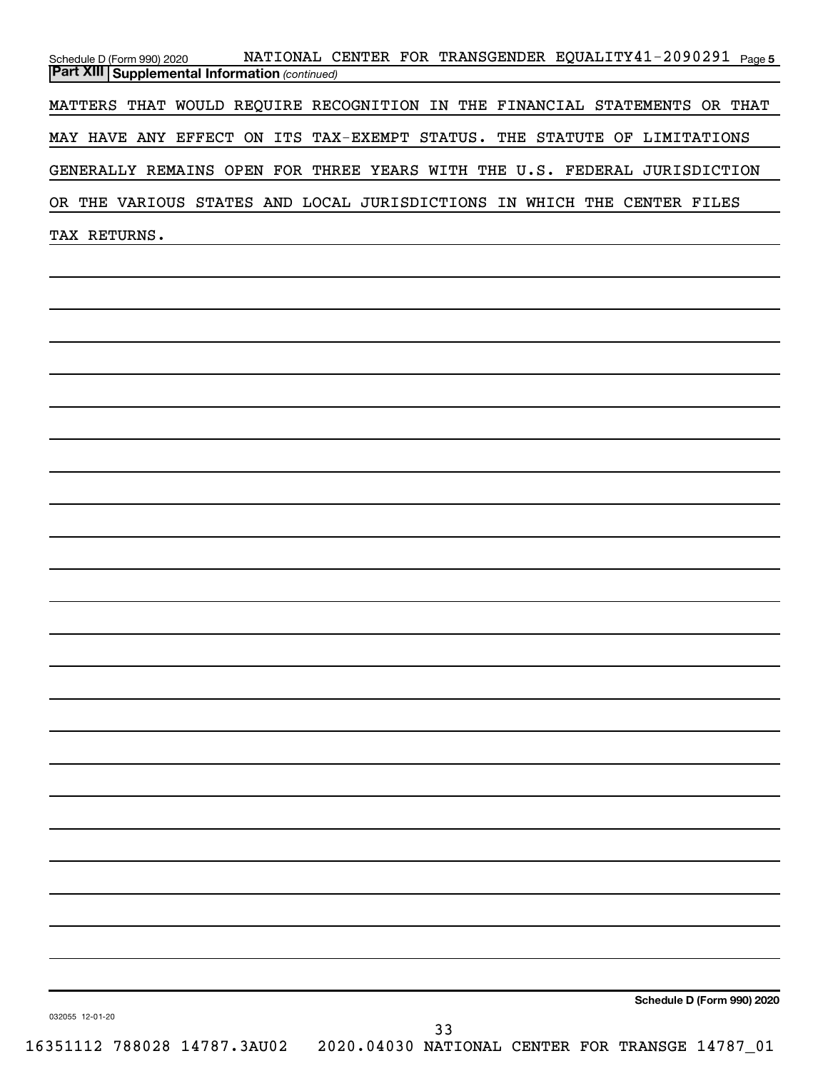## Part XIII Supplemental Information *(continued)*

MATTERS THAT WOULD REQUIRE RECOGNITION IN THE FINANCIAL STATEMENTS OR THAT MAY HAVE ANY EFFECT ON ITS TAX-EXEMPT STATUS. THE STATUTE OF LIMITATIONS GENERALLY REMAINS OPEN FOR THREE YEARS WITH THE U.S. FEDERAL JURISDICTION OR THE VARIOUS STATES AND LOCAL JURISDICTIONS IN WHICH THE CENTER FILES TAX RETURNS.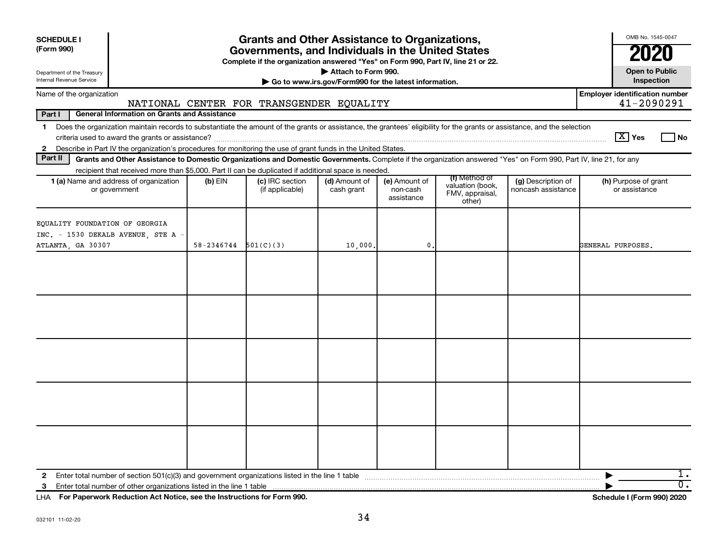**SCHEDULE I** **(Form 990)**

Department of the Treasury Internal Revenue Service

# Grants and Other Assistance to Organizations, Governments, and Individuals in the United States

**Complete if the organization answered "Yes" on Form 990, Part IV, line 21 or 22.**

▶ Attach to Form 990.

▶ Go to www.irs.gov/Form990 for the latest information.

OMB No. 1545-0047

**2020**

**Open to Public Inspection**

Name of the organization: NATIONAL CENTER FOR TRANSGENDER EQUALITY

**Employer identification number:** 41-2090291

**Part I — General Information on Grants and Assistance**

1. Does the organization maintain records to substantiate the amount of the grants or assistance, the grantees' eligibility for the grants or assistance, and the selection criteria used to award the grants or assistance? [X] Yes [ ] No
2. Describe in Part IV the organization's procedures for monitoring the use of grant funds in the United States.

**Part II — Grants and Other Assistance to Domestic Organizations and Domestic Governments.** Complete if the organization answered "Yes" on Form 990, Part IV, line 21, for any recipient that received more than $5,000. Part II can be duplicated if additional space is needed.

| 1 (a) Name and address of organization or government | (b) EIN | (c) IRC section (if applicable) | (d) Amount of cash grant | (e) Amount of non-cash assistance | (f) Method of valuation (book, FMV, appraisal, other) | (g) Description of noncash assistance | (h) Purpose of grant or assistance |
|---|---|---|---|---|---|---|---|
| EQUALITY FOUNDATION OF GEORGIA INC. - 1530 DEKALB AVENUE, STE A - ATLANTA, GA 30307 | 58-2346744 | 501(C)(3) | 10,000. | 0. | | | GENERAL PURPOSES. |
| | | | | | | | |
| | | | | | | | |
| | | | | | | | |
| | | | | | | | |
| | | | | | | | |

2. Enter total number of section 501(c)(3) and government organizations listed in the line 1 table ▶ 1.
3. Enter total number of other organizations listed in the line 1 table ▶ 0.

**LHA For Paperwork Reduction Act Notice, see the Instructions for Form 990.** **Schedule I (Form 990) 2020**

032101 11-02-20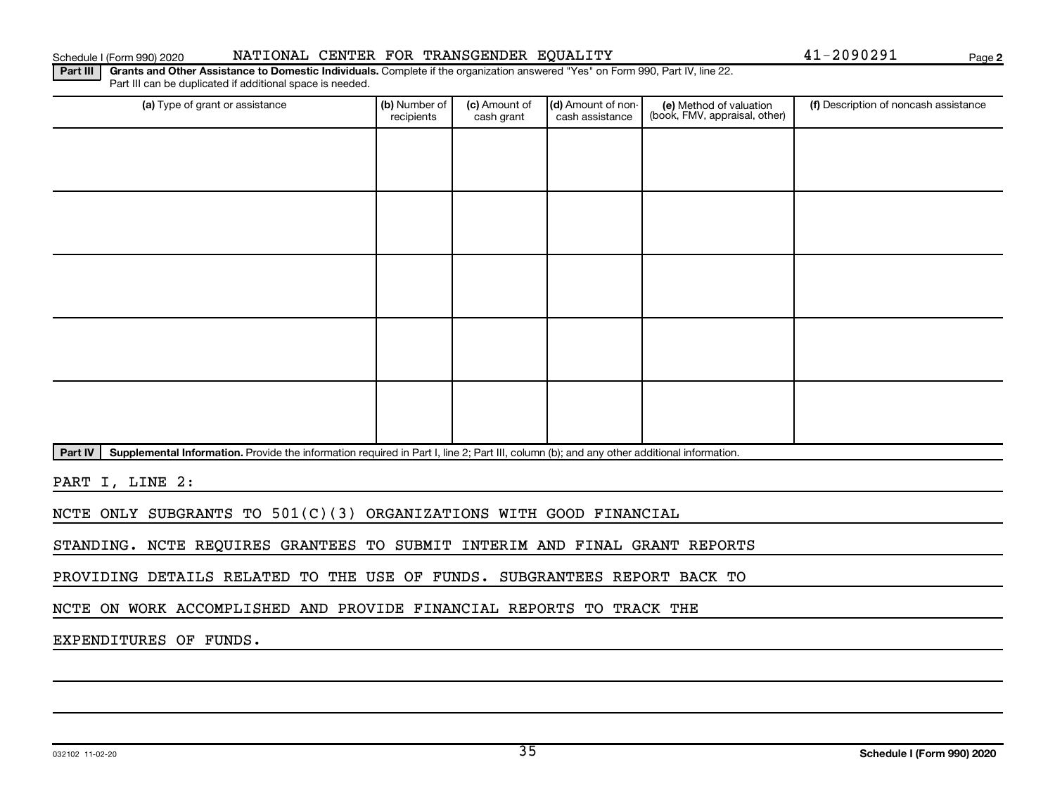Schedule I (Form 990) 2020 NATIONAL CENTER FOR TRANSGENDER EQUALITY 41-2090291

**Part III** **Grants and Other Assistance to Domestic Individuals.** Complete if the organization answered "Yes" on Form 990, Part IV, line 22. Part III can be duplicated if additional space is needed.

| (a) Type of grant or assistance | (b) Number of recipients | (c) Amount of cash grant | (d) Amount of non-cash assistance | (e) Method of valuation (book, FMV, appraisal, other) | (f) Description of noncash assistance |
|---|---|---|---|---|---|
| | | | | | |
| | | | | | |
| | | | | | |
| | | | | | |
| | | | | | |

**Part IV** **Supplemental Information.** Provide the information required in Part I, line 2; Part III, column (b); and any other additional information.

PART I, LINE 2:

NCTE ONLY SUBGRANTS TO 501(C)(3) ORGANIZATIONS WITH GOOD FINANCIAL STANDING. NCTE REQUIRES GRANTEES TO SUBMIT INTERIM AND FINAL GRANT REPORTS PROVIDING DETAILS RELATED TO THE USE OF FUNDS. SUBGRANTEES REPORT BACK TO NCTE ON WORK ACCOMPLISHED AND PROVIDE FINANCIAL REPORTS TO TRACK THE EXPENDITURES OF FUNDS.

032102 11-02-20 **Schedule I (Form 990) 2020**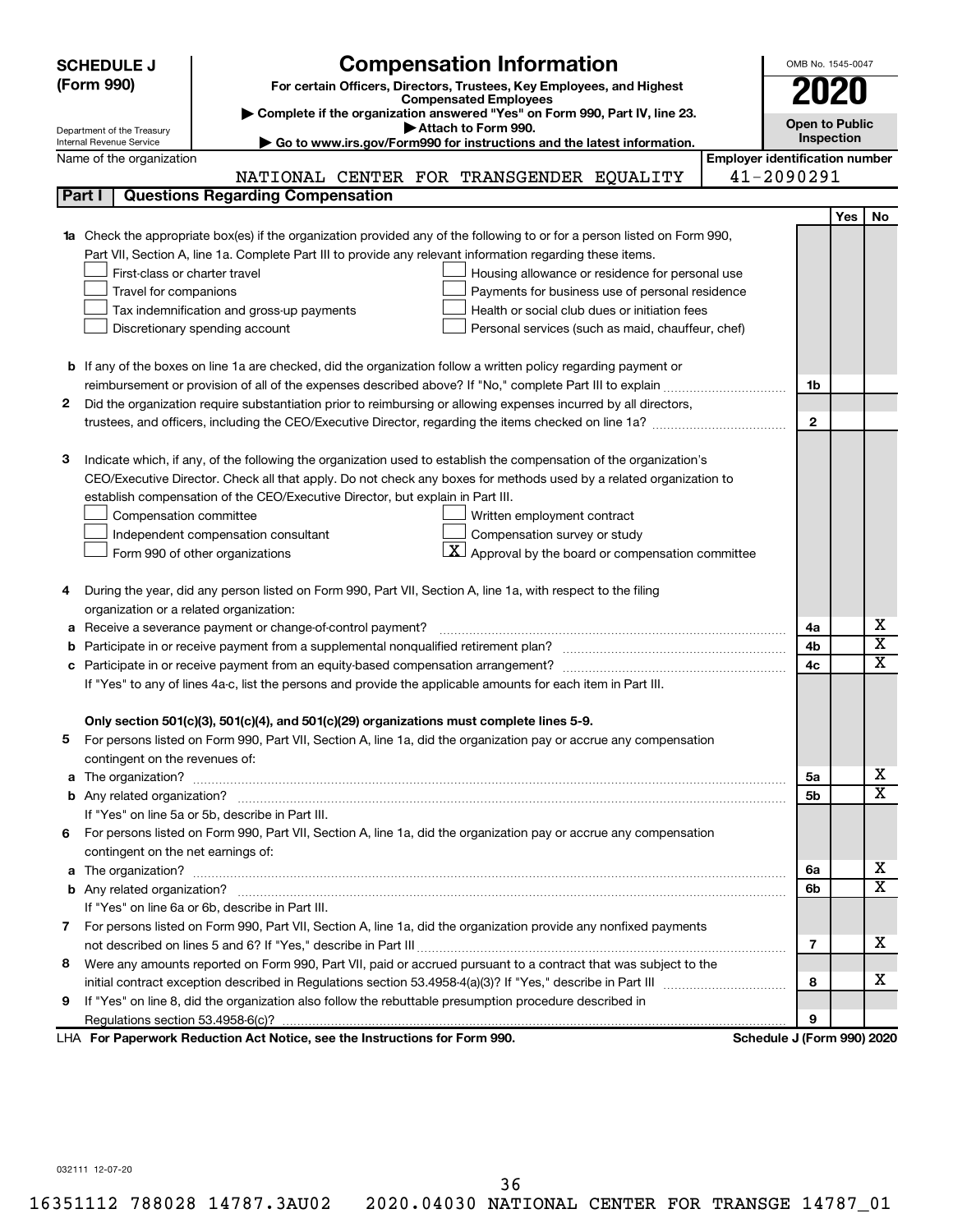**SCHEDULE J (Form 990)**

Department of the Treasury
Internal Revenue Service

# Compensation Information

**For certain Officers, Directors, Trustees, Key Employees, and Highest Compensated Employees**

▶ Complete if the organization answered "Yes" on Form 990, Part IV, line 23.
▶ Attach to Form 990.
▶ Go to www.irs.gov/Form990 for instructions and the latest information.

OMB No. 1545-0047

**2020**

**Open to Public Inspection**

Name of the organization: NATIONAL CENTER FOR TRANSGENDER EQUALITY

Employer identification number: 41-2090291

## Part I Questions Regarding Compensation

| | | | Yes | No |
|---|---|---|---|---|
| **1a** | Check the appropriate box(es) if the organization provided any of the following to or for a person listed on Form 990, Part VII, Section A, line 1a. Complete Part III to provide any relevant information regarding these items.<br>☐ First-class or charter travel ☐ Housing allowance or residence for personal use<br>☐ Travel for companions ☐ Payments for business use of personal residence<br>☐ Tax indemnification and gross-up payments ☐ Health or social club dues or initiation fees<br>☐ Discretionary spending account ☐ Personal services (such as maid, chauffeur, chef) | | | |
| **b** | If any of the boxes on line 1a are checked, did the organization follow a written policy regarding payment or reimbursement or provision of all of the expenses described above? If "No," complete Part III to explain | 1b | | |
| **2** | Did the organization require substantiation prior to reimbursing or allowing expenses incurred by all directors, trustees, and officers, including the CEO/Executive Director, regarding the items checked on line 1a? | 2 | | |
| **3** | Indicate which, if any, of the following the organization used to establish the compensation of the organization's CEO/Executive Director. Check all that apply. Do not check any boxes for methods used by a related organization to establish compensation of the CEO/Executive Director, but explain in Part III.<br>☐ Compensation committee ☐ Written employment contract<br>☐ Independent compensation consultant ☐ Compensation survey or study<br>☐ Form 990 of other organizations ☒ Approval by the board or compensation committee | | | |
| **4** | During the year, did any person listed on Form 990, Part VII, Section A, line 1a, with respect to the filing organization or a related organization: | | | |
| **a** | Receive a severance payment or change-of-control payment? | 4a | | X |
| **b** | Participate in or receive payment from a supplemental nonqualified retirement plan? | 4b | | X |
| **c** | Participate in or receive payment from an equity-based compensation arrangement? | 4c | | X |
| | If "Yes" to any of lines 4a-c, list the persons and provide the applicable amounts for each item in Part III. | | | |
| | **Only section 501(c)(3), 501(c)(4), and 501(c)(29) organizations must complete lines 5-9.** | | | |
| **5** | For persons listed on Form 990, Part VII, Section A, line 1a, did the organization pay or accrue any compensation contingent on the revenues of: | | | |
| **a** | The organization? | 5a | | X |
| **b** | Any related organization? | 5b | | X |
| | If "Yes" on line 5a or 5b, describe in Part III. | | | |
| **6** | For persons listed on Form 990, Part VII, Section A, line 1a, did the organization pay or accrue any compensation contingent on the net earnings of: | | | |
| **a** | The organization? | 6a | | X |
| **b** | Any related organization? | 6b | | X |
| | If "Yes" on line 6a or 6b, describe in Part III. | | | |
| **7** | For persons listed on Form 990, Part VII, Section A, line 1a, did the organization provide any nonfixed payments not described on lines 5 and 6? If "Yes," describe in Part III | 7 | | X |
| **8** | Were any amounts reported on Form 990, Part VII, paid or accrued pursuant to a contract that was subject to the initial contract exception described in Regulations section 53.4958-4(a)(3)? If "Yes," describe in Part III | 8 | | X |
| **9** | If "Yes" on line 8, did the organization also follow the rebuttable presumption procedure described in Regulations section 53.4958-6(c)? | 9 | | |

LHA **For Paperwork Reduction Act Notice, see the Instructions for Form 990.** **Schedule J (Form 990) 2020**

032111 12-07-20

16351112 788028 14787.3AU02 2020.04030 NATIONAL CENTER FOR TRANSGE 14787_01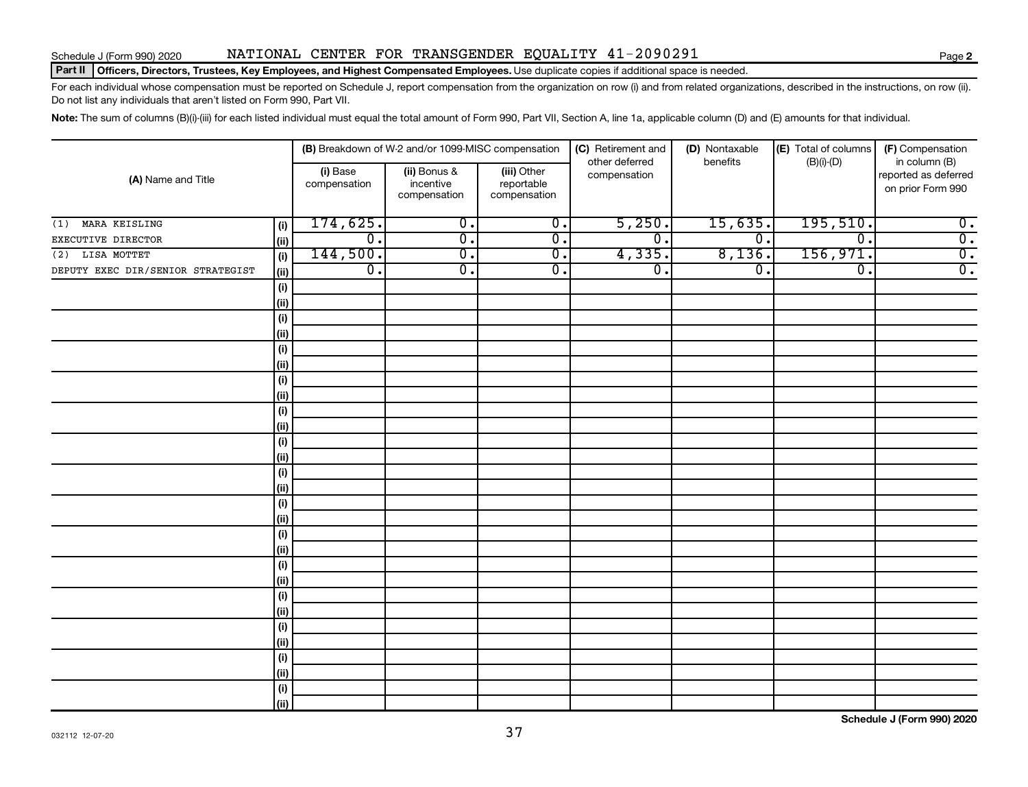Schedule J (Form 990) 2020 NATIONAL CENTER FOR TRANSGENDER EQUALITY 41-2090291

**Part II | Officers, Directors, Trustees, Key Employees, and Highest Compensated Employees.** Use duplicate copies if additional space is needed.

For each individual whose compensation must be reported on Schedule J, report compensation from the organization on row (i) and from related organizations, described in the instructions, on row (ii). Do not list any individuals that aren't listed on Form 990, Part VII.

**Note:** The sum of columns (B)(i)-(iii) for each listed individual must equal the total amount of Form 990, Part VII, Section A, line 1a, applicable column (D) and (E) amounts for that individual.

| (A) Name and Title | | (B) Breakdown of W-2 and/or 1099-MISC compensation | | | (C) Retirement and other deferred compensation | (D) Nontaxable benefits | (E) Total of columns (B)(i)-(D) | (F) Compensation in column (B) reported as deferred on prior Form 990 |
|---|---|---|---|---|---|---|---|---|
| | | (i) Base compensation | (ii) Bonus & incentive compensation | (iii) Other reportable compensation | | | | |
| (1) MARA KEISLING | (i) | 174,625. | 0. | 0. | 5,250. | 15,635. | 195,510. | 0. |
| EXECUTIVE DIRECTOR | (ii) | 0. | 0. | 0. | 0. | 0. | 0. | 0. |
| (2) LISA MOTTET | (i) | 144,500. | 0. | 0. | 4,335. | 8,136. | 156,971. | 0. |
| DEPUTY EXEC DIR/SENIOR STRATEGIST | (ii) | 0. | 0. | 0. | 0. | 0. | 0. | 0. |
| | (i) | | | | | | | |
| | (ii) | | | | | | | |
| | (i) | | | | | | | |
| | (ii) | | | | | | | |
| | (i) | | | | | | | |
| | (ii) | | | | | | | |
| | (i) | | | | | | | |
| | (ii) | | | | | | | |
| | (i) | | | | | | | |
| | (ii) | | | | | | | |
| | (i) | | | | | | | |
| | (ii) | | | | | | | |
| | (i) | | | | | | | |
| | (ii) | | | | | | | |
| | (i) | | | | | | | |
| | (ii) | | | | | | | |
| | (i) | | | | | | | |
| | (ii) | | | | | | | |
| | (i) | | | | | | | |
| | (ii) | | | | | | | |
| | (i) | | | | | | | |
| | (ii) | | | | | | | |
| | (i) | | | | | | | |
| | (ii) | | | | | | | |
| | (i) | | | | | | | |
| | (ii) | | | | | | | |
| | (i) | | | | | | | |
| | (ii) | | | | | | | |

032112 12-07-20

**Schedule J (Form 990) 2020**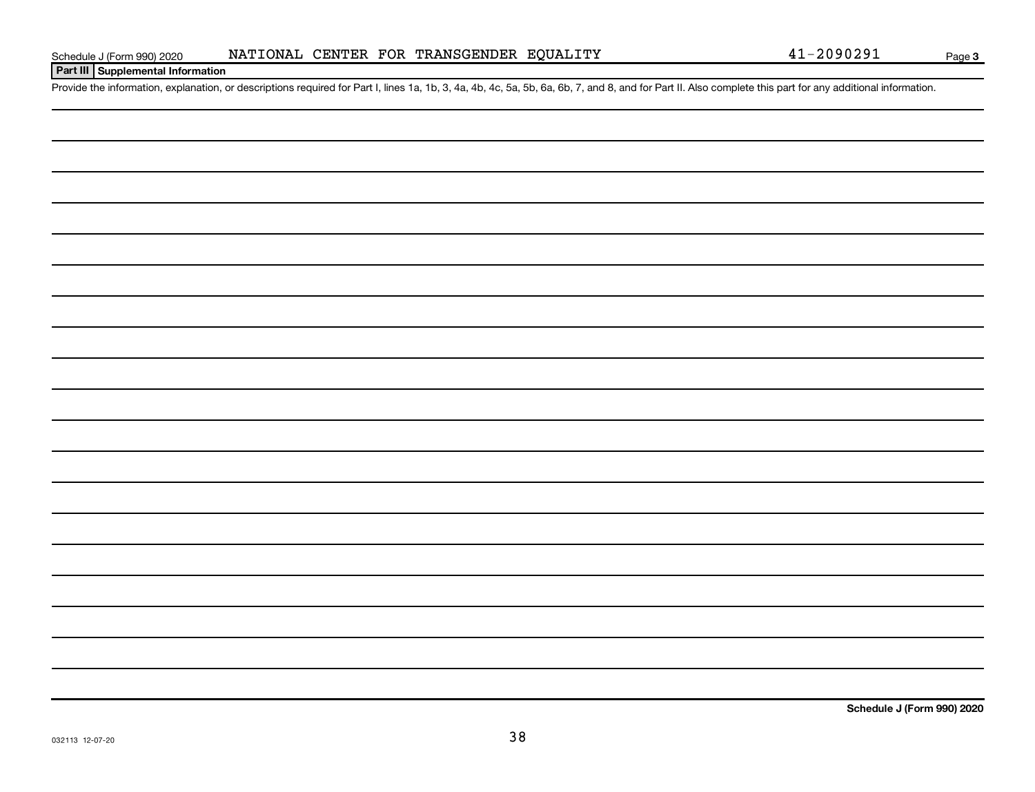## Part III Supplemental Information

Provide the information, explanation, or descriptions required for Part I, lines 1a, 1b, 3, 4a, 4b, 4c, 5a, 5b, 6a, 6b, 7, and 8, and for Part II. Also complete this part for any additional information.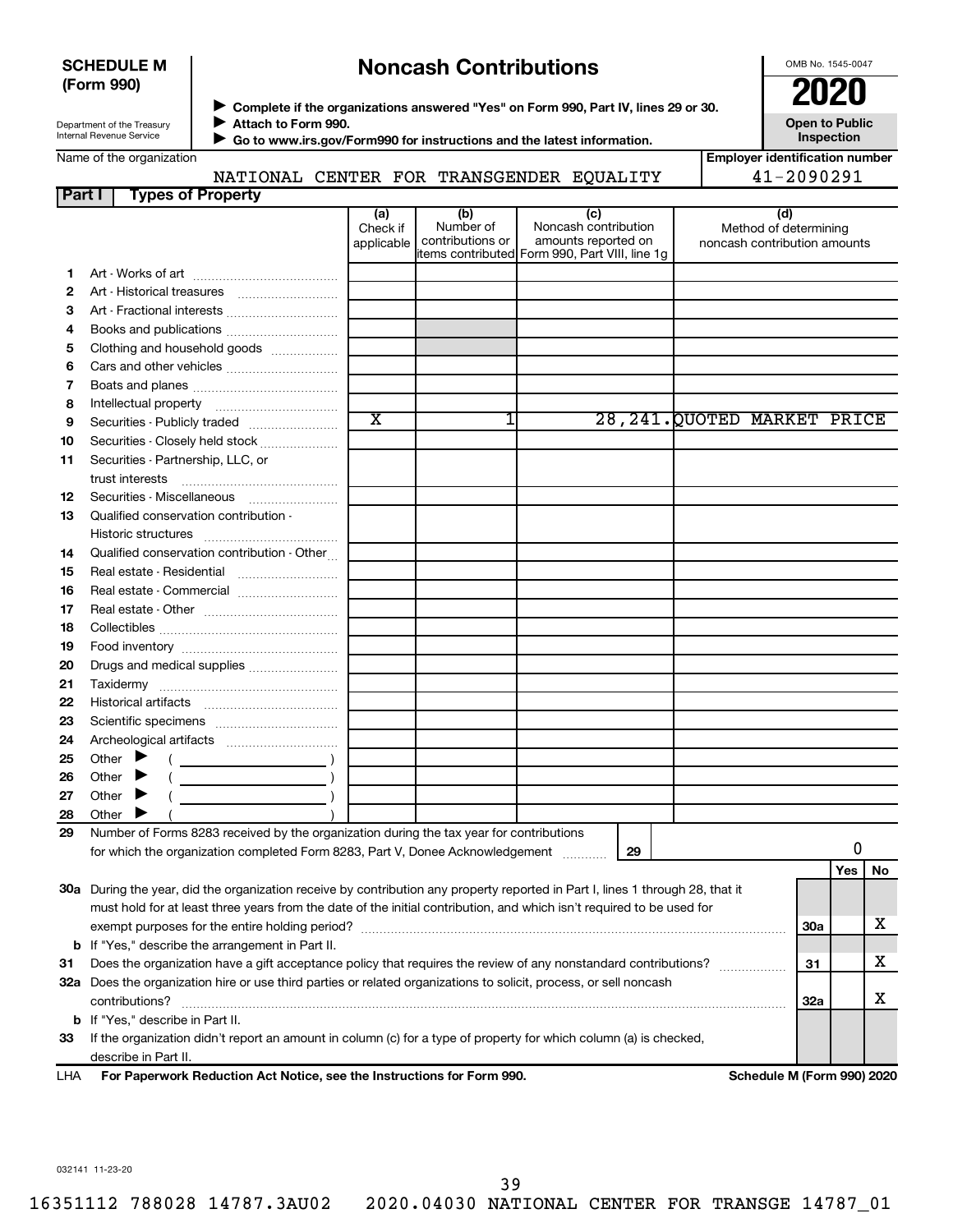**SCHEDULE M (Form 990)**

Department of the Treasury
Internal Revenue Service

# Noncash Contributions

▶ Complete if the organizations answered "Yes" on Form 990, Part IV, lines 29 or 30.
▶ Attach to Form 990.
▶ Go to www.irs.gov/Form990 for instructions and the latest information.

OMB No. 1545-0047

**2020**

**Open to Public Inspection**

Name of the organization: NATIONAL CENTER FOR TRANSGENDER EQUALITY

Employer identification number: 41-2090291

## Part I Types of Property

| | | (a) Check if applicable | (b) Number of contributions or items contributed | (c) Noncash contribution amounts reported on Form 990, Part VIII, line 1g | (d) Method of determining noncash contribution amounts |
|---|---|---|---|---|---|
| 1 | Art - Works of art | | | | |
| 2 | Art - Historical treasures | | | | |
| 3 | Art - Fractional interests | | | | |
| 4 | Books and publications | | | | |
| 5 | Clothing and household goods | | | | |
| 6 | Cars and other vehicles | | | | |
| 7 | Boats and planes | | | | |
| 8 | Intellectual property | | | | |
| 9 | Securities - Publicly traded | X | 1 | 28,241. | QUOTED MARKET PRICE |
| 10 | Securities - Closely held stock | | | | |
| 11 | Securities - Partnership, LLC, or trust interests | | | | |
| 12 | Securities - Miscellaneous | | | | |
| 13 | Qualified conservation contribution - Historic structures | | | | |
| 14 | Qualified conservation contribution - Other | | | | |
| 15 | Real estate - Residential | | | | |
| 16 | Real estate - Commercial | | | | |
| 17 | Real estate - Other | | | | |
| 18 | Collectibles | | | | |
| 19 | Food inventory | | | | |
| 20 | Drugs and medical supplies | | | | |
| 21 | Taxidermy | | | | |
| 22 | Historical artifacts | | | | |
| 23 | Scientific specimens | | | | |
| 24 | Archeological artifacts | | | | |
| 25 | Other ▶ ( ) | | | | |
| 26 | Other ▶ ( ) | | | | |
| 27 | Other ▶ ( ) | | | | |
| 28 | Other ▶ ( ) | | | | |

**29** Number of Forms 8283 received by the organization during the tax year for contributions for which the organization completed Form 8283, Part V, Donee Acknowledgement ..... **29** 0

| | | | Yes | No |
|---|---|---|---|---|
| 30a | During the year, did the organization receive by contribution any property reported in Part I, lines 1 through 28, that it must hold for at least three years from the date of the initial contribution, and which isn't required to be used for exempt purposes for the entire holding period? | 30a | | X |
| b | If "Yes," describe the arrangement in Part II. | | | |
| 31 | Does the organization have a gift acceptance policy that requires the review of any nonstandard contributions? | 31 | | X |
| 32a | Does the organization hire or use third parties or related organizations to solicit, process, or sell noncash contributions? | 32a | | X |
| b | If "Yes," describe in Part II. | | | |
| 33 | If the organization didn't report an amount in column (c) for a type of property for which column (a) is checked, describe in Part II. | | | |

LHA **For Paperwork Reduction Act Notice, see the Instructions for Form 990.** **Schedule M (Form 990) 2020**

032141 11-23-20

16351112 788028 14787.3AU02 2020.04030 NATIONAL CENTER FOR TRANSGE 14787_01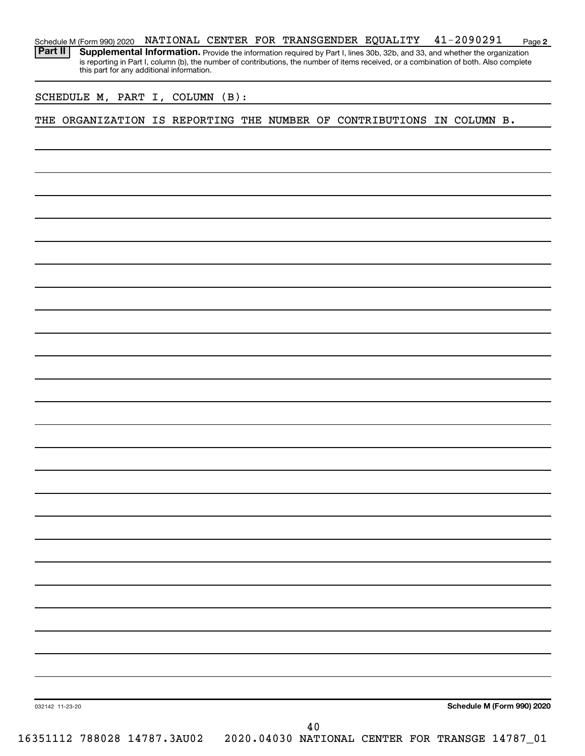Schedule M (Form 990) 2020 NATIONAL CENTER FOR TRANSGENDER EQUALITY 41-2090291

**Part II** **Supplemental Information.** Provide the information required by Part I, lines 30b, 32b, and 33, and whether the organization is reporting in Part I, column (b), the number of contributions, the number of items received, or a combination of both. Also complete this part for any additional information.

SCHEDULE M, PART I, COLUMN (B):

THE ORGANIZATION IS REPORTING THE NUMBER OF CONTRIBUTIONS IN COLUMN B.

032142 11-23-20

**Schedule M (Form 990) 2020**

16351112 788028 14787.3AU02 2020.04030 NATIONAL CENTER FOR TRANSGE 14787_01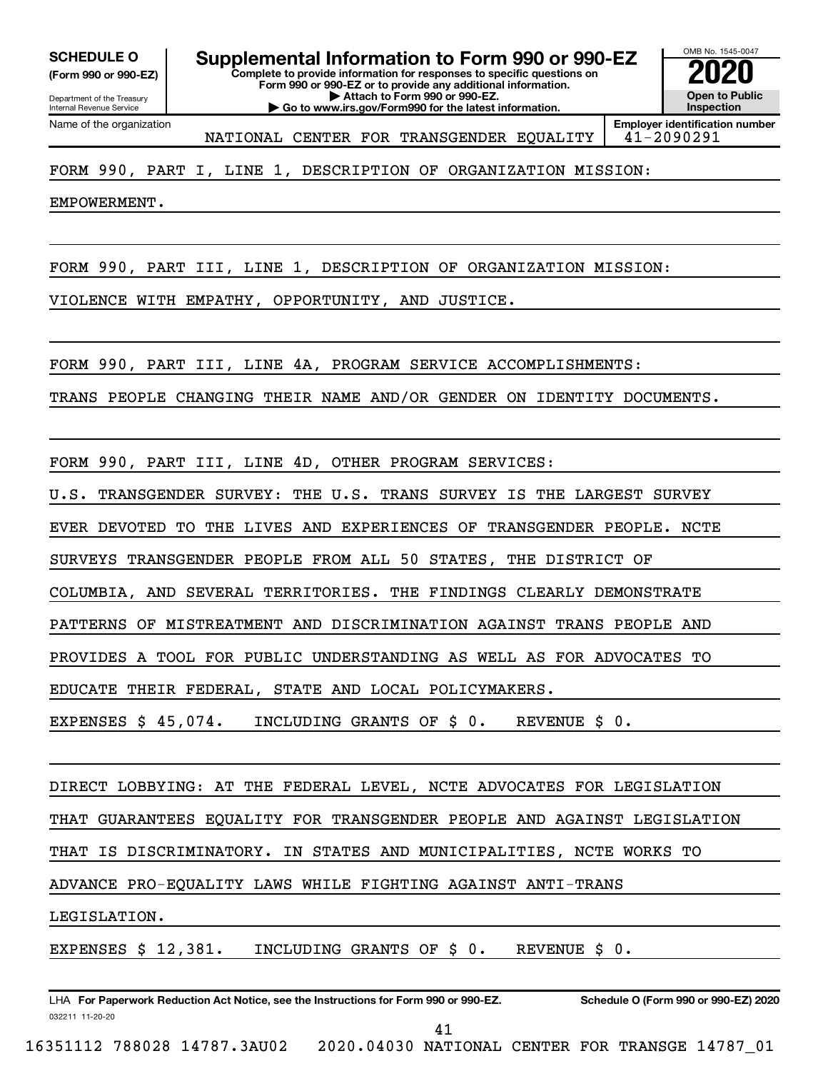**SCHEDULE O**
**(Form 990 or 990-EZ)**

Department of the Treasury
Internal Revenue Service

# Supplemental Information to Form 990 or 990-EZ

**Complete to provide information for responses to specific questions on Form 990 or 990-EZ or to provide any additional information.**
**▶ Attach to Form 990 or 990-EZ.**
**▶ Go to www.irs.gov/Form990 for the latest information.**

OMB No. 1545-0047
**2020**
**Open to Public Inspection**

Name of the organization: NATIONAL CENTER FOR TRANSGENDER EQUALITY
**Employer identification number:** 41-2090291

FORM 990, PART I, LINE 1, DESCRIPTION OF ORGANIZATION MISSION:

EMPOWERMENT.

FORM 990, PART III, LINE 1, DESCRIPTION OF ORGANIZATION MISSION:

VIOLENCE WITH EMPATHY, OPPORTUNITY, AND JUSTICE.

FORM 990, PART III, LINE 4A, PROGRAM SERVICE ACCOMPLISHMENTS:

TRANS PEOPLE CHANGING THEIR NAME AND/OR GENDER ON IDENTITY DOCUMENTS.

FORM 990, PART III, LINE 4D, OTHER PROGRAM SERVICES:

U.S. TRANSGENDER SURVEY: THE U.S. TRANS SURVEY IS THE LARGEST SURVEY EVER DEVOTED TO THE LIVES AND EXPERIENCES OF TRANSGENDER PEOPLE. NCTE SURVEYS TRANSGENDER PEOPLE FROM ALL 50 STATES, THE DISTRICT OF COLUMBIA, AND SEVERAL TERRITORIES. THE FINDINGS CLEARLY DEMONSTRATE PATTERNS OF MISTREATMENT AND DISCRIMINATION AGAINST TRANS PEOPLE AND PROVIDES A TOOL FOR PUBLIC UNDERSTANDING AS WELL AS FOR ADVOCATES TO EDUCATE THEIR FEDERAL, STATE AND LOCAL POLICYMAKERS.

EXPENSES $ 45,074. INCLUDING GRANTS OF $ 0. REVENUE $ 0.

DIRECT LOBBYING: AT THE FEDERAL LEVEL, NCTE ADVOCATES FOR LEGISLATION THAT GUARANTEES EQUALITY FOR TRANSGENDER PEOPLE AND AGAINST LEGISLATION THAT IS DISCRIMINATORY. IN STATES AND MUNICIPALITIES, NCTE WORKS TO ADVANCE PRO-EQUALITY LAWS WHILE FIGHTING AGAINST ANTI-TRANS LEGISLATION.

EXPENSES $ 12,381. INCLUDING GRANTS OF $ 0. REVENUE $ 0.

LHA **For Paperwork Reduction Act Notice, see the Instructions for Form 990 or 990-EZ.** **Schedule O (Form 990 or 990-EZ) 2020**
032211 11-20-20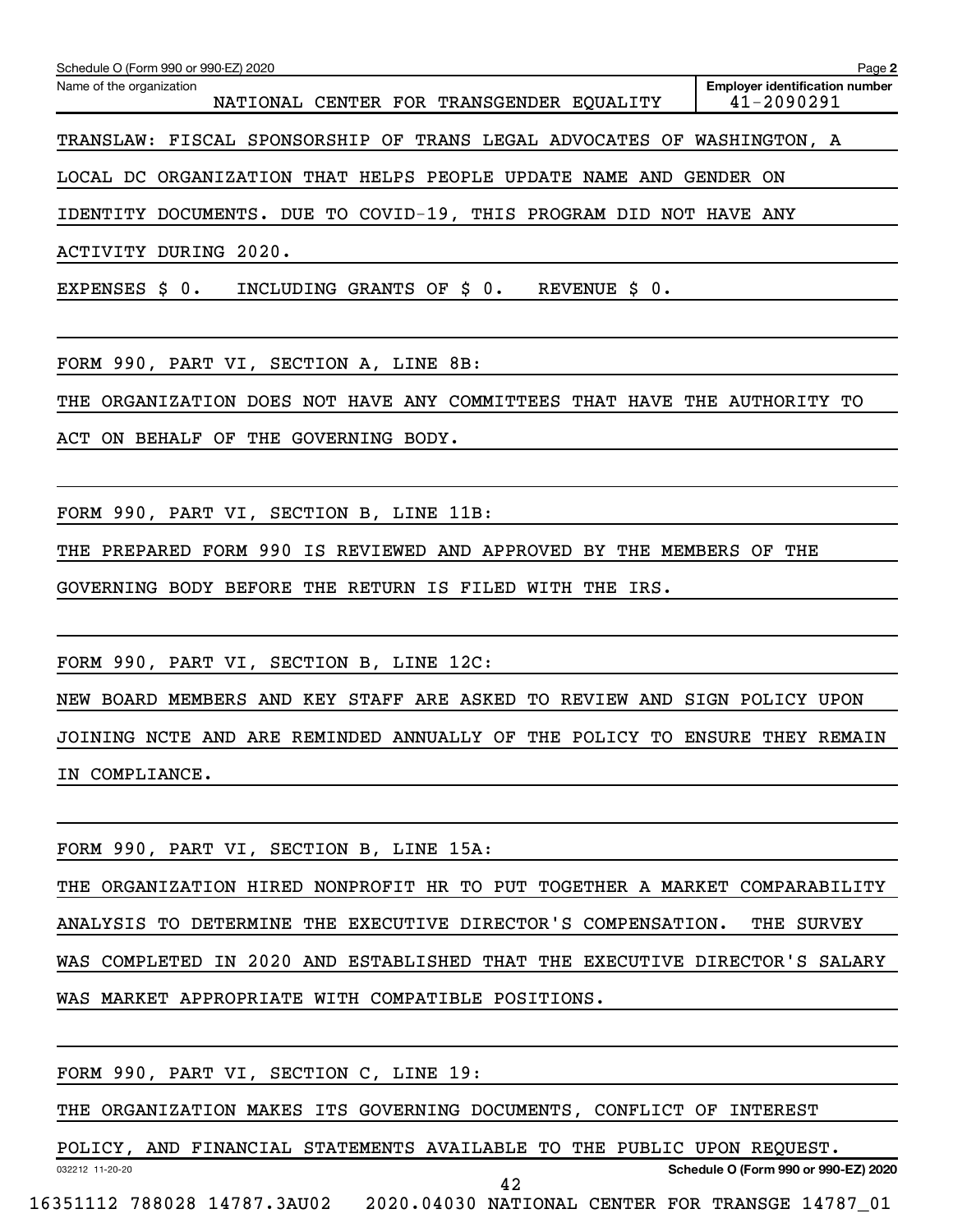Schedule O (Form 990 or 990-EZ) 2020

Name of the organization: NATIONAL CENTER FOR TRANSGENDER EQUALITY

Employer identification number: 41-2090291

TRANSLAW: FISCAL SPONSORSHIP OF TRANS LEGAL ADVOCATES OF WASHINGTON, A LOCAL DC ORGANIZATION THAT HELPS PEOPLE UPDATE NAME AND GENDER ON IDENTITY DOCUMENTS. DUE TO COVID-19, THIS PROGRAM DID NOT HAVE ANY ACTIVITY DURING 2020.

EXPENSES $ 0. INCLUDING GRANTS OF $ 0. REVENUE $ 0.

FORM 990, PART VI, SECTION A, LINE 8B:

THE ORGANIZATION DOES NOT HAVE ANY COMMITTEES THAT HAVE THE AUTHORITY TO ACT ON BEHALF OF THE GOVERNING BODY.

FORM 990, PART VI, SECTION B, LINE 11B:

THE PREPARED FORM 990 IS REVIEWED AND APPROVED BY THE MEMBERS OF THE GOVERNING BODY BEFORE THE RETURN IS FILED WITH THE IRS.

FORM 990, PART VI, SECTION B, LINE 12C:

NEW BOARD MEMBERS AND KEY STAFF ARE ASKED TO REVIEW AND SIGN POLICY UPON JOINING NCTE AND ARE REMINDED ANNUALLY OF THE POLICY TO ENSURE THEY REMAIN IN COMPLIANCE.

FORM 990, PART VI, SECTION B, LINE 15A:

THE ORGANIZATION HIRED NONPROFIT HR TO PUT TOGETHER A MARKET COMPARABILITY ANALYSIS TO DETERMINE THE EXECUTIVE DIRECTOR'S COMPENSATION. THE SURVEY WAS COMPLETED IN 2020 AND ESTABLISHED THAT THE EXECUTIVE DIRECTOR'S SALARY WAS MARKET APPROPRIATE WITH COMPATIBLE POSITIONS.

FORM 990, PART VI, SECTION C, LINE 19:

THE ORGANIZATION MAKES ITS GOVERNING DOCUMENTS, CONFLICT OF INTEREST POLICY, AND FINANCIAL STATEMENTS AVAILABLE TO THE PUBLIC UPON REQUEST.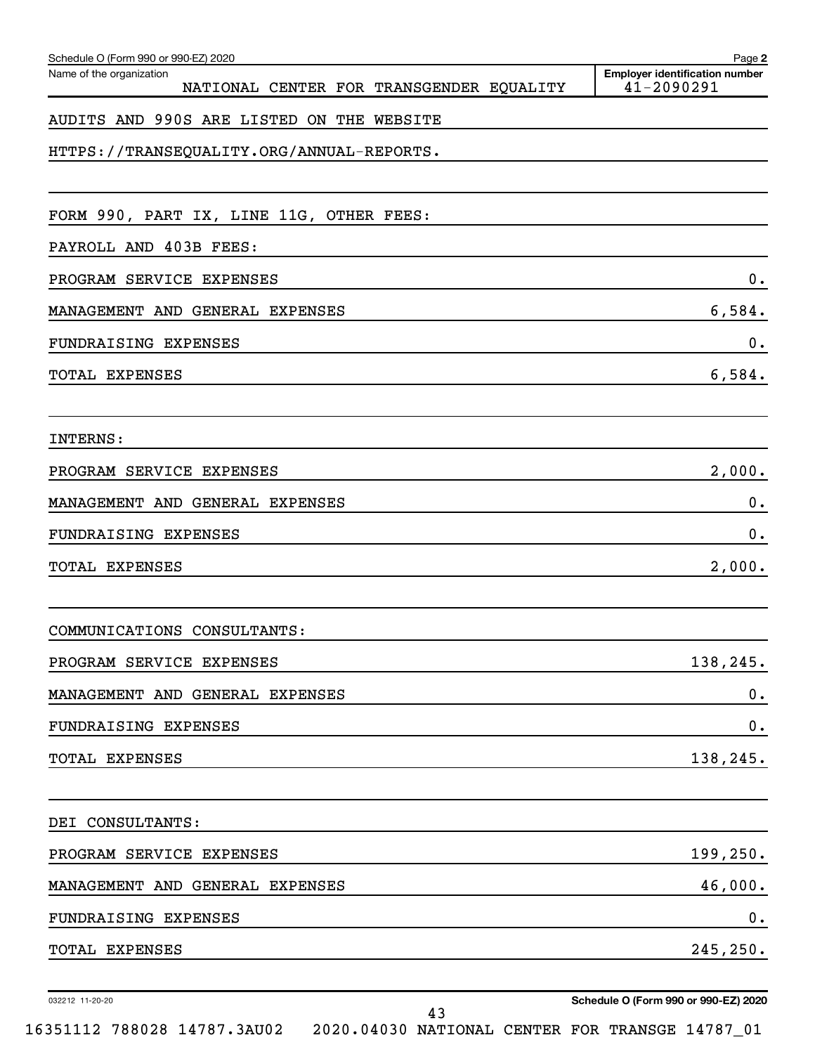Schedule O (Form 990 or 990-EZ) 2020

Name of the organization: NATIONAL CENTER FOR TRANSGENDER EQUALITY

Employer identification number: 41-2090291

AUDITS AND 990S ARE LISTED ON THE WEBSITE HTTPS://TRANSEQUALITY.ORG/ANNUAL-REPORTS.

FORM 990, PART IX, LINE 11G, OTHER FEES:

| PAYROLL AND 403B FEES: | |
|---|---|
| PROGRAM SERVICE EXPENSES | 0. |
| MANAGEMENT AND GENERAL EXPENSES | 6,584. |
| FUNDRAISING EXPENSES | 0. |
| TOTAL EXPENSES | 6,584. |

| INTERNS: | |
|---|---|
| PROGRAM SERVICE EXPENSES | 2,000. |
| MANAGEMENT AND GENERAL EXPENSES | 0. |
| FUNDRAISING EXPENSES | 0. |
| TOTAL EXPENSES | 2,000. |

| COMMUNICATIONS CONSULTANTS: | |
|---|---|
| PROGRAM SERVICE EXPENSES | 138,245. |
| MANAGEMENT AND GENERAL EXPENSES | 0. |
| FUNDRAISING EXPENSES | 0. |
| TOTAL EXPENSES | 138,245. |

| DEI CONSULTANTS: | |
|---|---|
| PROGRAM SERVICE EXPENSES | 199,250. |
| MANAGEMENT AND GENERAL EXPENSES | 46,000. |
| FUNDRAISING EXPENSES | 0. |
| TOTAL EXPENSES | 245,250. |

Schedule O (Form 990 or 990-EZ) 2020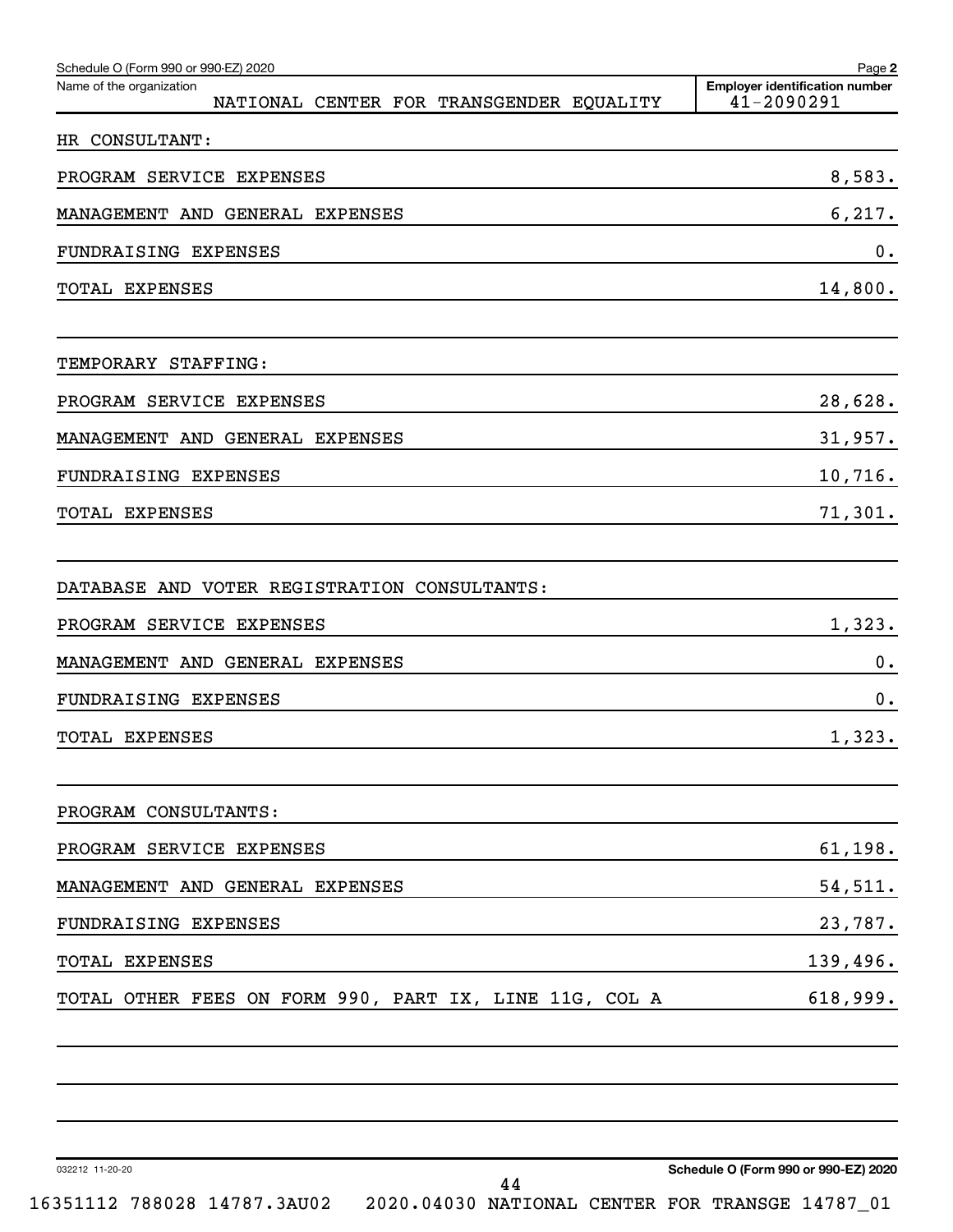Schedule O (Form 990 or 990-EZ) 2020

Name of the organization: NATIONAL CENTER FOR TRANSGENDER EQUALITY

Employer identification number: 41-2090291

HR CONSULTANT:

| | |
|---|---|
| PROGRAM SERVICE EXPENSES | 8,583. |
| MANAGEMENT AND GENERAL EXPENSES | 6,217. |
| FUNDRAISING EXPENSES | 0. |
| TOTAL EXPENSES | 14,800. |

TEMPORARY STAFFING:

| | |
|---|---|
| PROGRAM SERVICE EXPENSES | 28,628. |
| MANAGEMENT AND GENERAL EXPENSES | 31,957. |
| FUNDRAISING EXPENSES | 10,716. |
| TOTAL EXPENSES | 71,301. |

DATABASE AND VOTER REGISTRATION CONSULTANTS:

| | |
|---|---|
| PROGRAM SERVICE EXPENSES | 1,323. |
| MANAGEMENT AND GENERAL EXPENSES | 0. |
| FUNDRAISING EXPENSES | 0. |
| TOTAL EXPENSES | 1,323. |

PROGRAM CONSULTANTS:

| | |
|---|---|
| PROGRAM SERVICE EXPENSES | 61,198. |
| MANAGEMENT AND GENERAL EXPENSES | 54,511. |
| FUNDRAISING EXPENSES | 23,787. |
| TOTAL EXPENSES | 139,496. |
| TOTAL OTHER FEES ON FORM 990, PART IX, LINE 11G, COL A | 618,999. |

032212 11-20-20

Schedule O (Form 990 or 990-EZ) 2020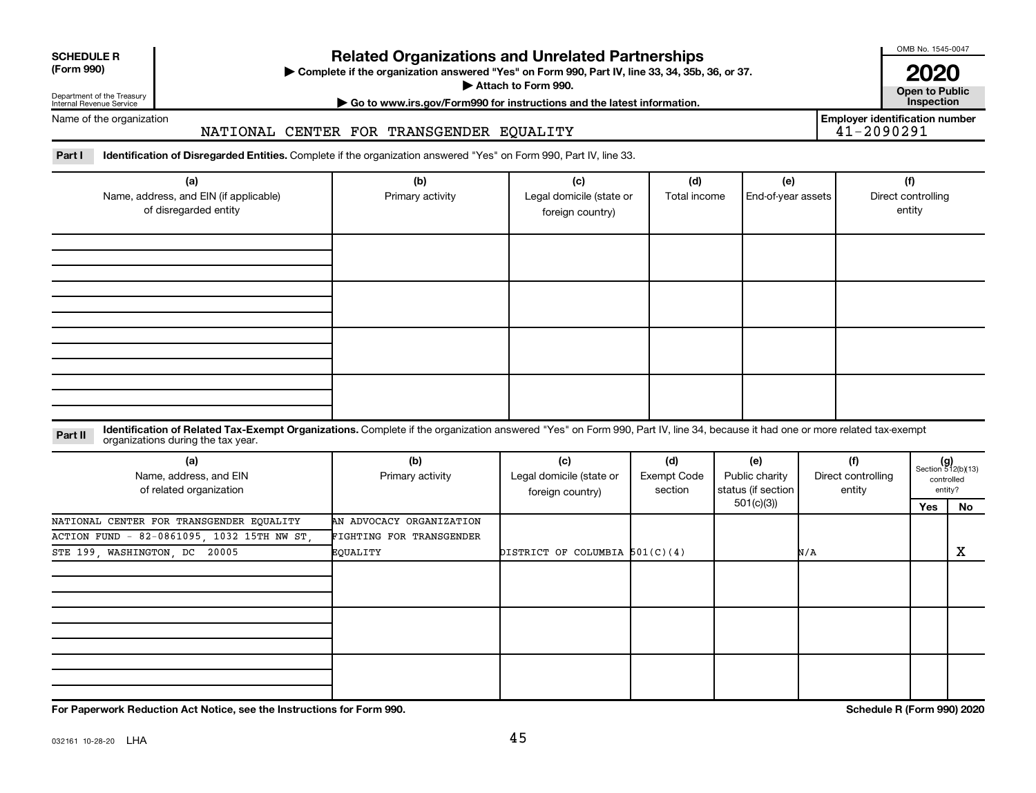**SCHEDULE R (Form 990)**

Department of the Treasury
Internal Revenue Service

# Related Organizations and Unrelated Partnerships

▶ Complete if the organization answered "Yes" on Form 990, Part IV, line 33, 34, 35b, 36, or 37.
▶ Attach to Form 990.
▶ Go to www.irs.gov/Form990 for instructions and the latest information.

OMB No. 1545-0047

**2020**

**Open to Public Inspection**

Name of the organization: NATIONAL CENTER FOR TRANSGENDER EQUALITY

**Employer identification number** 41-2090291

**Part I Identification of Disregarded Entities.** Complete if the organization answered "Yes" on Form 990, Part IV, line 33.

| (a) Name, address, and EIN (if applicable) of disregarded entity | (b) Primary activity | (c) Legal domicile (state or foreign country) | (d) Total income | (e) End-of-year assets | (f) Direct controlling entity |
|---|---|---|---|---|---|
| | | | | | |
| | | | | | |
| | | | | | |
| | | | | | |

**Part II Identification of Related Tax-Exempt Organizations.** Complete if the organization answered "Yes" on Form 990, Part IV, line 34, because it had one or more related tax-exempt organizations during the tax year.

| (a) Name, address, and EIN of related organization | (b) Primary activity | (c) Legal domicile (state or foreign country) | (d) Exempt Code section | (e) Public charity status (if section 501(c)(3)) | (f) Direct controlling entity | (g) Section 512(b)(13) controlled entity? Yes | No |
|---|---|---|---|---|---|---|---|
| NATIONAL CENTER FOR TRANSGENDER EQUALITY ACTION FUND - 82-0861095, 1032 15TH NW ST, STE 199, WASHINGTON, DC 20005 | AN ADVOCACY ORGANIZATION FIGHTING FOR TRANSGENDER EQUALITY | DISTRICT OF COLUMBIA | 501(C)(4) | | N/A | | X |
| | | | | | | | |
| | | | | | | | |
| | | | | | | | |

For Paperwork Reduction Act Notice, see the Instructions for Form 990.

Schedule R (Form 990) 2020

032161 10-28-20 LHA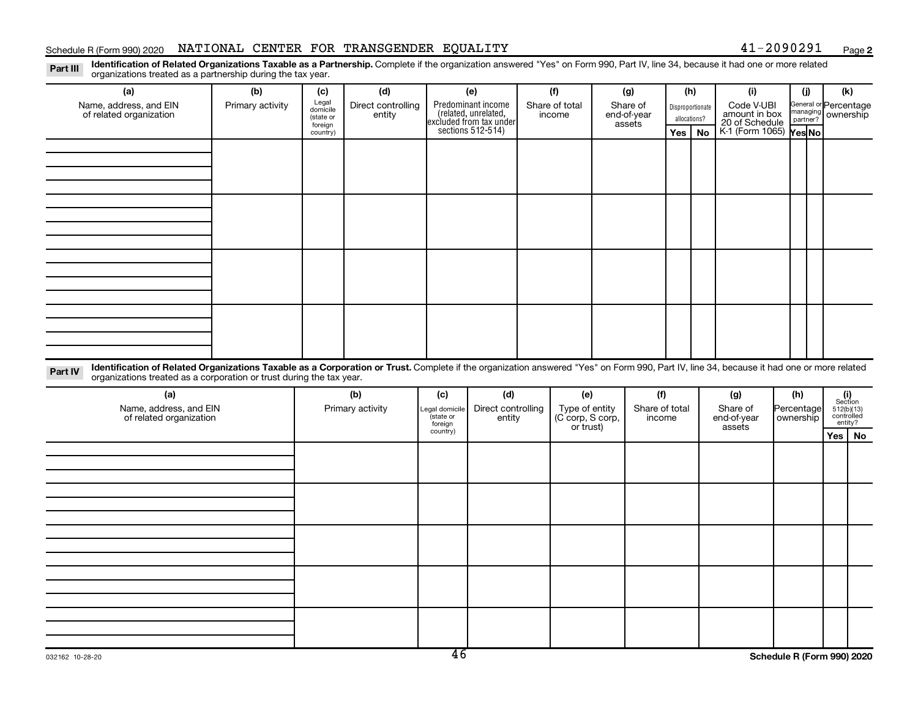Schedule R (Form 990) 2020 NATIONAL CENTER FOR TRANSGENDER EQUALITY 41-2090291 Page 2

**Part III** **Identification of Related Organizations Taxable as a Partnership.** Complete if the organization answered "Yes" on Form 990, Part IV, line 34, because it had one or more related organizations treated as a partnership during the tax year.

| (a) Name, address, and EIN of related organization | (b) Primary activity | (c) Legal domicile (state or foreign country) | (d) Direct controlling entity | (e) Predominant income (related, unrelated, excluded from tax under sections 512-514) | (f) Share of total income | (g) Share of end-of-year assets | (h) Disproportionate allocations? Yes | (h) No | (i) Code V-UBI amount in box 20 of Schedule K-1 (Form 1065) | (j) General or managing partner? Yes | (j) No | (k) Percentage ownership |
|---|---|---|---|---|---|---|---|---|---|---|---|---|
| | | | | | | | | | | | | |
| | | | | | | | | | | | | |
| | | | | | | | | | | | | |
| | | | | | | | | | | | | |

**Part IV** **Identification of Related Organizations Taxable as a Corporation or Trust.** Complete if the organization answered "Yes" on Form 990, Part IV, line 34, because it had one or more related organizations treated as a corporation or trust during the tax year.

| (a) Name, address, and EIN of related organization | (b) Primary activity | (c) Legal domicile (state or foreign country) | (d) Direct controlling entity | (e) Type of entity (C corp, S corp, or trust) | (f) Share of total income | (g) Share of end-of-year assets | (h) Percentage ownership | (i) Section 512(b)(13) controlled entity? Yes | (i) No |
|---|---|---|---|---|---|---|---|---|---|
| | | | | | | | | | |
| | | | | | | | | | |
| | | | | | | | | | |
| | | | | | | | | | |
| | | | | | | | | | |

032162 10-28-20 **Schedule R (Form 990) 2020**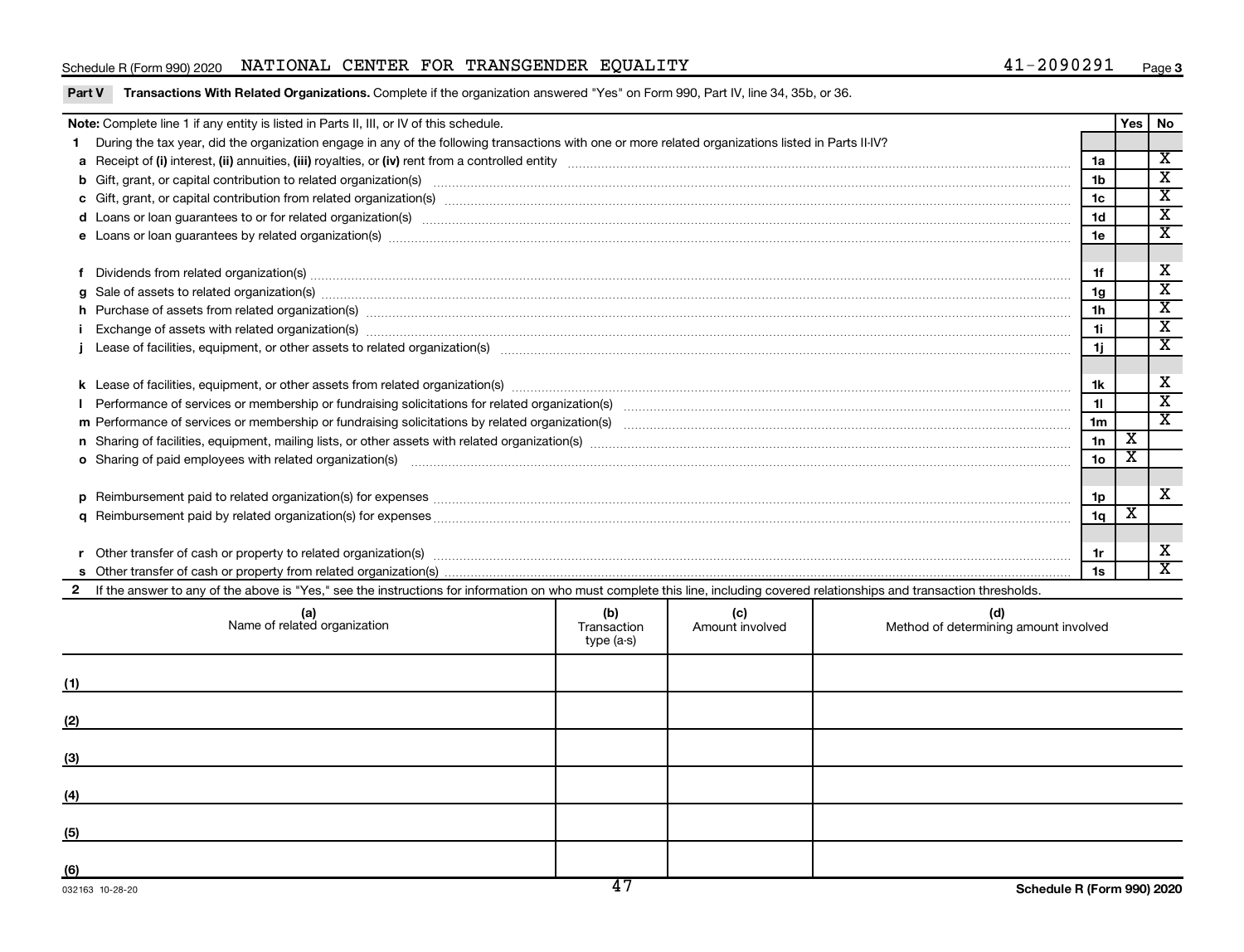Schedule R (Form 990) 2020 NATIONAL CENTER FOR TRANSGENDER EQUALITY 41-2090291 Page 3

**Part V Transactions With Related Organizations.** Complete if the organization answered "Yes" on Form 990, Part IV, line 34, 35b, or 36.

| **Note:** Complete line 1 if any entity is listed in Parts II, III, or IV of this schedule. | | Yes | No |
|---|---|---|---|
| **1** During the tax year, did the organization engage in any of the following transactions with one or more related organizations listed in Parts II-IV? | | | |
| **a** Receipt of **(i)** interest, **(ii)** annuities, **(iii)** royalties, or **(iv)** rent from a controlled entity | 1a | | X |
| **b** Gift, grant, or capital contribution to related organization(s) | 1b | | X |
| **c** Gift, grant, or capital contribution from related organization(s) | 1c | | X |
| **d** Loans or loan guarantees to or for related organization(s) | 1d | | X |
| **e** Loans or loan guarantees by related organization(s) | 1e | | X |
| **f** Dividends from related organization(s) | 1f | | X |
| **g** Sale of assets to related organization(s) | 1g | | X |
| **h** Purchase of assets from related organization(s) | 1h | | X |
| **i** Exchange of assets with related organization(s) | 1i | | X |
| **j** Lease of facilities, equipment, or other assets to related organization(s) | 1j | | X |
| **k** Lease of facilities, equipment, or other assets from related organization(s) | 1k | | X |
| **l** Performance of services or membership or fundraising solicitations for related organization(s) | 1l | | X |
| **m** Performance of services or membership or fundraising solicitations by related organization(s) | 1m | | X |
| **n** Sharing of facilities, equipment, mailing lists, or other assets with related organization(s) | 1n | X | |
| **o** Sharing of paid employees with related organization(s) | 1o | X | |
| **p** Reimbursement paid to related organization(s) for expenses | 1p | | X |
| **q** Reimbursement paid by related organization(s) for expenses | 1q | X | |
| **r** Other transfer of cash or property to related organization(s) | 1r | | X |
| **s** Other transfer of cash or property from related organization(s) | 1s | | X |

**2** If the answer to any of the above is "Yes," see the instructions for information on who must complete this line, including covered relationships and transaction thresholds.

| (a) Name of related organization | (b) Transaction type (a-s) | (c) Amount involved | (d) Method of determining amount involved |
|---|---|---|---|
| (1) | | | |
| (2) | | | |
| (3) | | | |
| (4) | | | |
| (5) | | | |
| (6) | | | |

032163 10-28-20 Schedule R (Form 990) 2020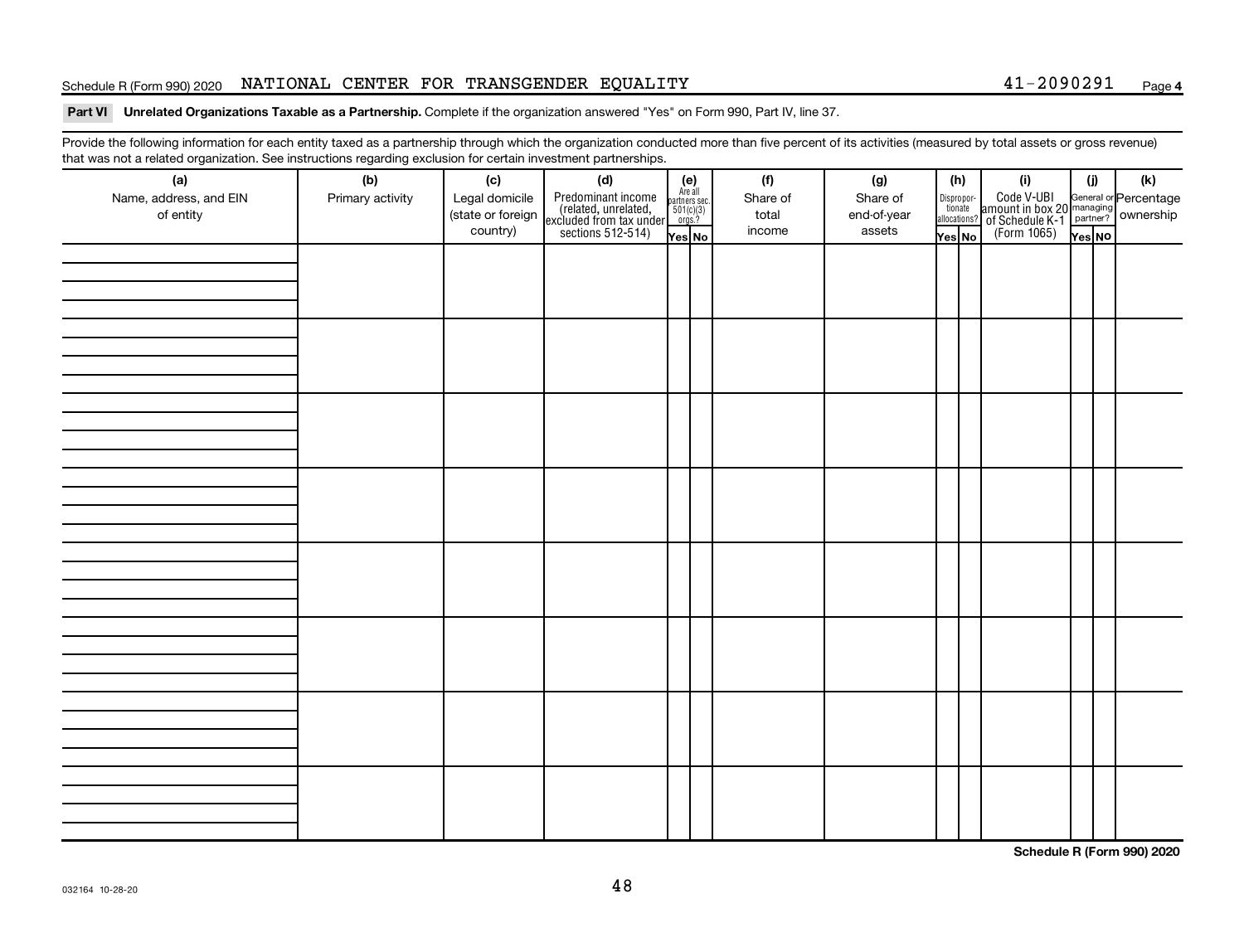Schedule R (Form 990) 2020 NATIONAL CENTER FOR TRANSGENDER EQUALITY 41-2090291 Page 4

**Part VI Unrelated Organizations Taxable as a Partnership.** Complete if the organization answered "Yes" on Form 990, Part IV, line 37.

Provide the following information for each entity taxed as a partnership through which the organization conducted more than five percent of its activities (measured by total assets or gross revenue) that was not a related organization. See instructions regarding exclusion for certain investment partnerships.

| (a) Name, address, and EIN of entity | (b) Primary activity | (c) Legal domicile (state or foreign country) | (d) Predominant income (related, unrelated, excluded from tax under sections 512-514) | (e) Are all partners sec. 501(c)(3) orgs.? | | (f) Share of total income | (g) Share of end-of-year assets | (h) Disproportionate allocations? | | (i) Code V-UBI amount in box 20 of Schedule K-1 (Form 1065) | (j) General or managing partner? | | (k) Percentage ownership |
|---|---|---|---|---|---|---|---|---|---|---|---|---|---|
| | | | | Yes | No | | | Yes | No | | Yes | No | |
| | | | | | | | | | | | | | |
| | | | | | | | | | | | | | |
| | | | | | | | | | | | | | |
| | | | | | | | | | | | | | |
| | | | | | | | | | | | | | |
| | | | | | | | | | | | | | |
| | | | | | | | | | | | | | |
| | | | | | | | | | | | | | |

**Schedule R (Form 990) 2020**

032164 10-28-20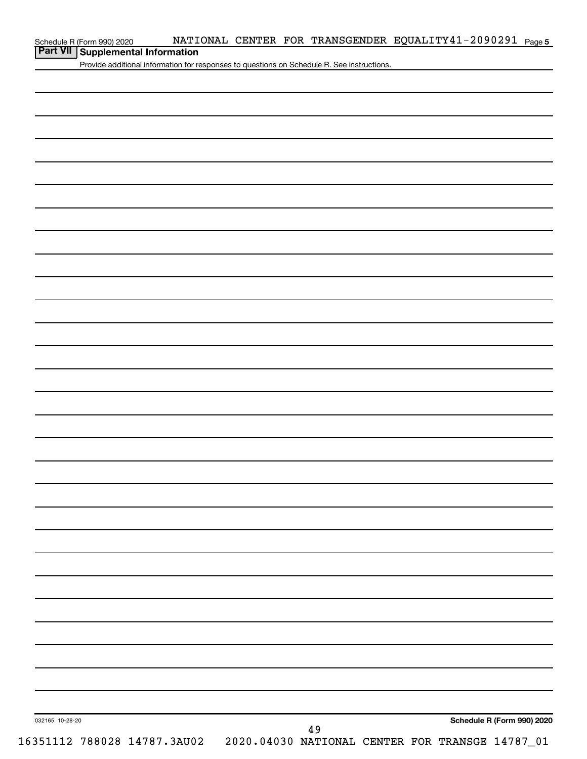## Part VII Supplemental Information

Provide additional information for responses to questions on Schedule R. See instructions.